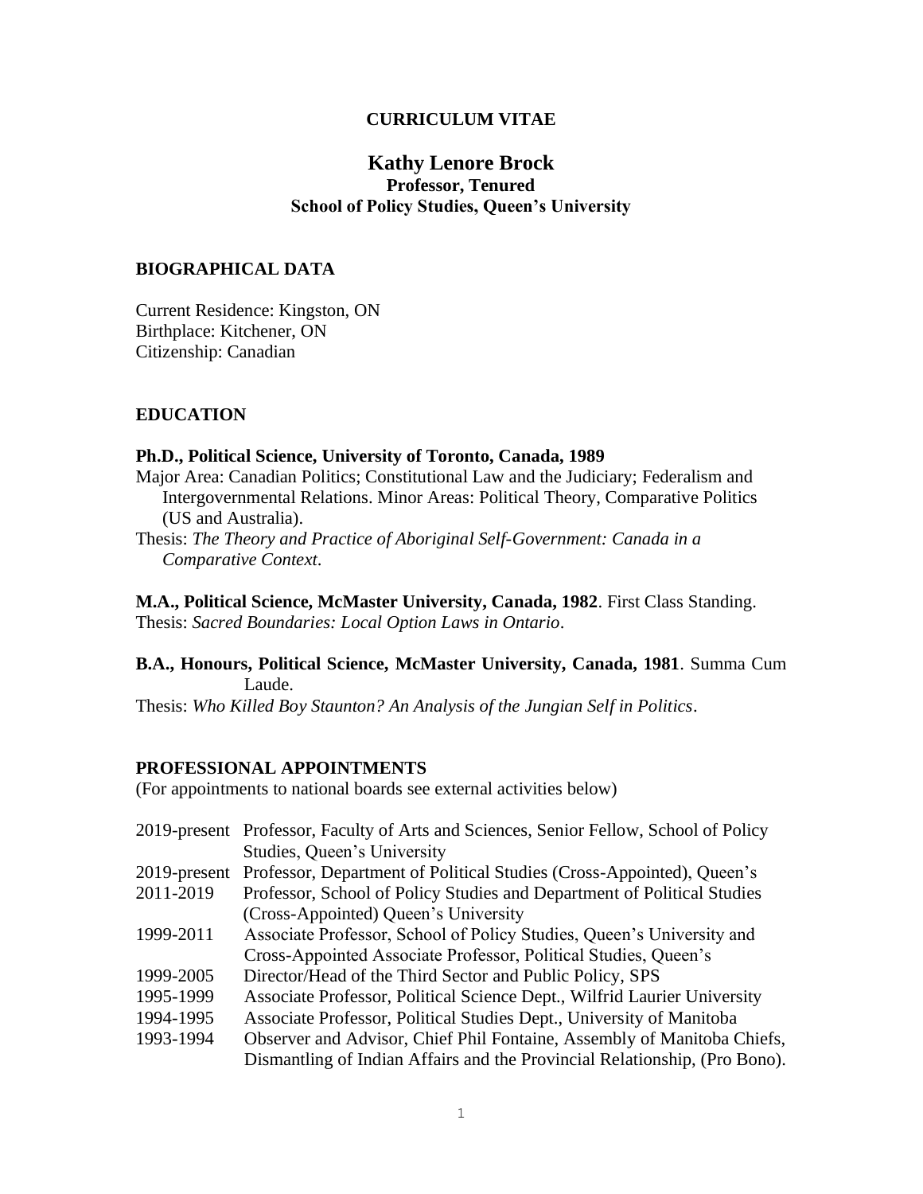**CURRICULUM VITAE**

# Kathy Lenore Brock

**Professor, Tenured**
**School of Policy Studies, Queen's University**

## BIOGRAPHICAL DATA

Current Residence: Kingston, ON
Birthplace: Kitchener, ON
Citizenship: Canadian

## EDUCATION

**Ph.D., Political Science, University of Toronto, Canada, 1989**
Major Area: Canadian Politics; Constitutional Law and the Judiciary; Federalism and Intergovernmental Relations. Minor Areas: Political Theory, Comparative Politics (US and Australia).
Thesis: *The Theory and Practice of Aboriginal Self-Government: Canada in a Comparative Context*.

**M.A., Political Science, McMaster University, Canada, 1982**. First Class Standing.
Thesis: *Sacred Boundaries: Local Option Laws in Ontario*.

**B.A., Honours, Political Science, McMaster University, Canada, 1981**. Summa Cum Laude.
Thesis: *Who Killed Boy Staunton? An Analysis of the Jungian Self in Politics*.

## PROFESSIONAL APPOINTMENTS

(For appointments to national boards see external activities below)

| | |
|---|---|
| 2019-present | Professor, Faculty of Arts and Sciences, Senior Fellow, School of Policy Studies, Queen's University |
| 2019-present | Professor, Department of Political Studies (Cross-Appointed), Queen's |
| 2011-2019 | Professor, School of Policy Studies and Department of Political Studies (Cross-Appointed) Queen's University |
| 1999-2011 | Associate Professor, School of Policy Studies, Queen's University and Cross-Appointed Associate Professor, Political Studies, Queen's |
| 1999-2005 | Director/Head of the Third Sector and Public Policy, SPS |
| 1995-1999 | Associate Professor, Political Science Dept., Wilfrid Laurier University |
| 1994-1995 | Associate Professor, Political Studies Dept., University of Manitoba |
| 1993-1994 | Observer and Advisor, Chief Phil Fontaine, Assembly of Manitoba Chiefs, Dismantling of Indian Affairs and the Provincial Relationship, (Pro Bono). |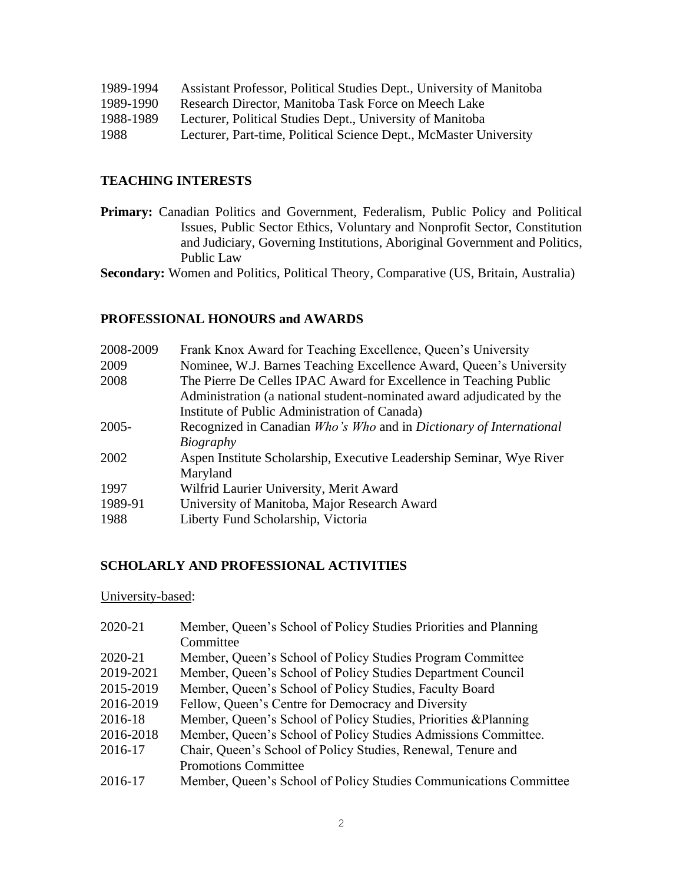1989-1994 Assistant Professor, Political Studies Dept., University of Manitoba
1989-1990 Research Director, Manitoba Task Force on Meech Lake
1988-1989 Lecturer, Political Studies Dept., University of Manitoba
1988 Lecturer, Part-time, Political Science Dept., McMaster University

## TEACHING INTERESTS

**Primary:** Canadian Politics and Government, Federalism, Public Policy and Political Issues, Public Sector Ethics, Voluntary and Nonprofit Sector, Constitution and Judiciary, Governing Institutions, Aboriginal Government and Politics, Public Law

**Secondary:** Women and Politics, Political Theory, Comparative (US, Britain, Australia)

## PROFESSIONAL HONOURS and AWARDS

2008-2009 Frank Knox Award for Teaching Excellence, Queen's University
2009 Nominee, W.J. Barnes Teaching Excellence Award, Queen's University
2008 The Pierre De Celles IPAC Award for Excellence in Teaching Public Administration (a national student-nominated award adjudicated by the Institute of Public Administration of Canada)
2005- Recognized in Canadian *Who's Who* and in *Dictionary of International Biography*
2002 Aspen Institute Scholarship, Executive Leadership Seminar, Wye River Maryland
1997 Wilfrid Laurier University, Merit Award
1989-91 University of Manitoba, Major Research Award
1988 Liberty Fund Scholarship, Victoria

## SCHOLARLY AND PROFESSIONAL ACTIVITIES

University-based:

2020-21 Member, Queen's School of Policy Studies Priorities and Planning Committee
2020-21 Member, Queen's School of Policy Studies Program Committee
2019-2021 Member, Queen's School of Policy Studies Department Council
2015-2019 Member, Queen's School of Policy Studies, Faculty Board
2016-2019 Fellow, Queen's Centre for Democracy and Diversity
2016-18 Member, Queen's School of Policy Studies, Priorities &Planning
2016-2018 Member, Queen's School of Policy Studies Admissions Committee.
2016-17 Chair, Queen's School of Policy Studies, Renewal, Tenure and Promotions Committee
2016-17 Member, Queen's School of Policy Studies Communications Committee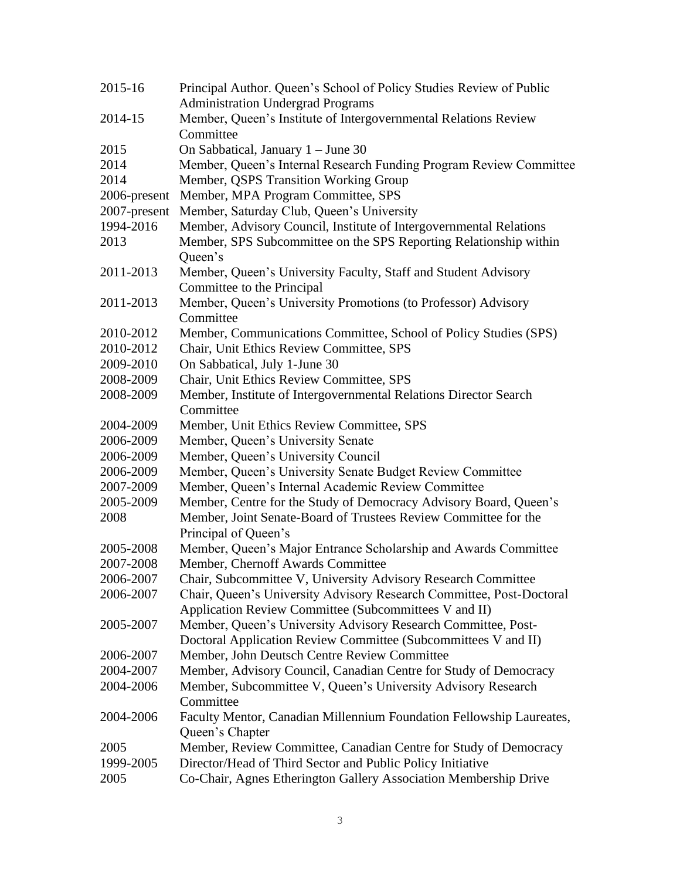| | |
|---|---|
| 2015-16 | Principal Author. Queen's School of Policy Studies Review of Public Administration Undergrad Programs |
| 2014-15 | Member, Queen's Institute of Intergovernmental Relations Review Committee |
| 2015 | On Sabbatical, January 1 – June 30 |
| 2014 | Member, Queen's Internal Research Funding Program Review Committee |
| 2014 | Member, QSPS Transition Working Group |
| 2006-present | Member, MPA Program Committee, SPS |
| 2007-present | Member, Saturday Club, Queen's University |
| 1994-2016 | Member, Advisory Council, Institute of Intergovernmental Relations |
| 2013 | Member, SPS Subcommittee on the SPS Reporting Relationship within Queen's |
| 2011-2013 | Member, Queen's University Faculty, Staff and Student Advisory Committee to the Principal |
| 2011-2013 | Member, Queen's University Promotions (to Professor) Advisory Committee |
| 2010-2012 | Member, Communications Committee, School of Policy Studies (SPS) |
| 2010-2012 | Chair, Unit Ethics Review Committee, SPS |
| 2009-2010 | On Sabbatical, July 1-June 30 |
| 2008-2009 | Chair, Unit Ethics Review Committee, SPS |
| 2008-2009 | Member, Institute of Intergovernmental Relations Director Search Committee |
| 2004-2009 | Member, Unit Ethics Review Committee, SPS |
| 2006-2009 | Member, Queen's University Senate |
| 2006-2009 | Member, Queen's University Council |
| 2006-2009 | Member, Queen's University Senate Budget Review Committee |
| 2007-2009 | Member, Queen's Internal Academic Review Committee |
| 2005-2009 | Member, Centre for the Study of Democracy Advisory Board, Queen's |
| 2008 | Member, Joint Senate-Board of Trustees Review Committee for the Principal of Queen's |
| 2005-2008 | Member, Queen's Major Entrance Scholarship and Awards Committee |
| 2007-2008 | Member, Chernoff Awards Committee |
| 2006-2007 | Chair, Subcommittee V, University Advisory Research Committee |
| 2006-2007 | Chair, Queen's University Advisory Research Committee, Post-Doctoral Application Review Committee (Subcommittees V and II) |
| 2005-2007 | Member, Queen's University Advisory Research Committee, Post-Doctoral Application Review Committee (Subcommittees V and II) |
| 2006-2007 | Member, John Deutsch Centre Review Committee |
| 2004-2007 | Member, Advisory Council, Canadian Centre for Study of Democracy |
| 2004-2006 | Member, Subcommittee V, Queen's University Advisory Research Committee |
| 2004-2006 | Faculty Mentor, Canadian Millennium Foundation Fellowship Laureates, Queen's Chapter |
| 2005 | Member, Review Committee, Canadian Centre for Study of Democracy |
| 1999-2005 | Director/Head of Third Sector and Public Policy Initiative |
| 2005 | Co-Chair, Agnes Etherington Gallery Association Membership Drive |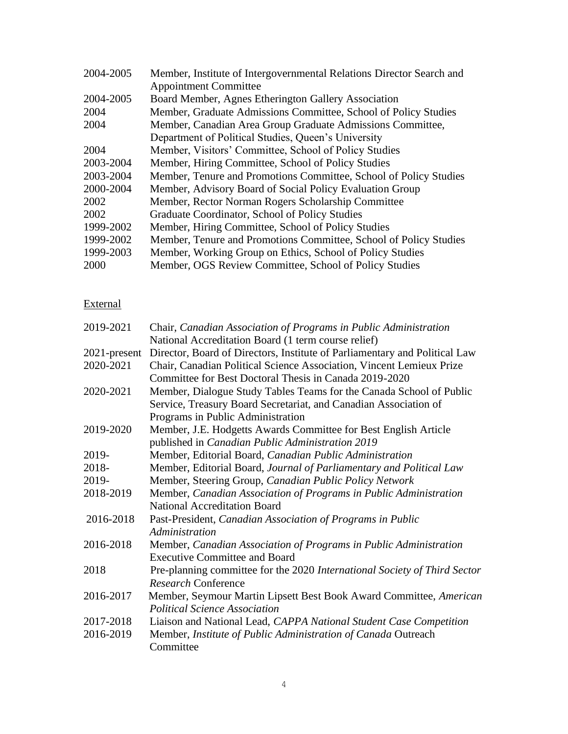| | |
|---|---|
| 2004-2005 | Member, Institute of Intergovernmental Relations Director Search and Appointment Committee |
| 2004-2005 | Board Member, Agnes Etherington Gallery Association |
| 2004 | Member, Graduate Admissions Committee, School of Policy Studies |
| 2004 | Member, Canadian Area Group Graduate Admissions Committee, Department of Political Studies, Queen's University |
| 2004 | Member, Visitors' Committee, School of Policy Studies |
| 2003-2004 | Member, Hiring Committee, School of Policy Studies |
| 2003-2004 | Member, Tenure and Promotions Committee, School of Policy Studies |
| 2000-2004 | Member, Advisory Board of Social Policy Evaluation Group |
| 2002 | Member, Rector Norman Rogers Scholarship Committee |
| 2002 | Graduate Coordinator, School of Policy Studies |
| 1999-2002 | Member, Hiring Committee, School of Policy Studies |
| 1999-2002 | Member, Tenure and Promotions Committee, School of Policy Studies |
| 1999-2003 | Member, Working Group on Ethics, School of Policy Studies |
| 2000 | Member, OGS Review Committee, School of Policy Studies |

<u>External</u>

| | |
|---|---|
| 2019-2021 | Chair, *Canadian Association of Programs in Public Administration* National Accreditation Board (1 term course relief) |
| 2021-present | Director, Board of Directors, Institute of Parliamentary and Political Law |
| 2020-2021 | Chair, Canadian Political Science Association, Vincent Lemieux Prize Committee for Best Doctoral Thesis in Canada 2019-2020 |
| 2020-2021 | Member, Dialogue Study Tables Teams for the Canada School of Public Service, Treasury Board Secretariat, and Canadian Association of Programs in Public Administration |
| 2019-2020 | Member, J.E. Hodgetts Awards Committee for Best English Article published in *Canadian Public Administration 2019* |
| 2019- | Member, Editorial Board, *Canadian Public Administration* |
| 2018- | Member, Editorial Board, *Journal of Parliamentary and Political Law* |
| 2019- | Member, Steering Group, *Canadian Public Policy Network* |
| 2018-2019 | Member, *Canadian Association of Programs in Public Administration* National Accreditation Board |
| 2016-2018 | Past-President, *Canadian Association of Programs in Public Administration* |
| 2016-2018 | Member, *Canadian Association of Programs in Public Administration* Executive Committee and Board |
| 2018 | Pre-planning committee for the 2020 *International Society of Third Sector Research* Conference |
| 2016-2017 | Member, Seymour Martin Lipsett Best Book Award Committee, *American Political Science Association* |
| 2017-2018 | Liaison and National Lead, *CAPPA National Student Case Competition* |
| 2016-2019 | Member, *Institute of Public Administration of Canada* Outreach Committee |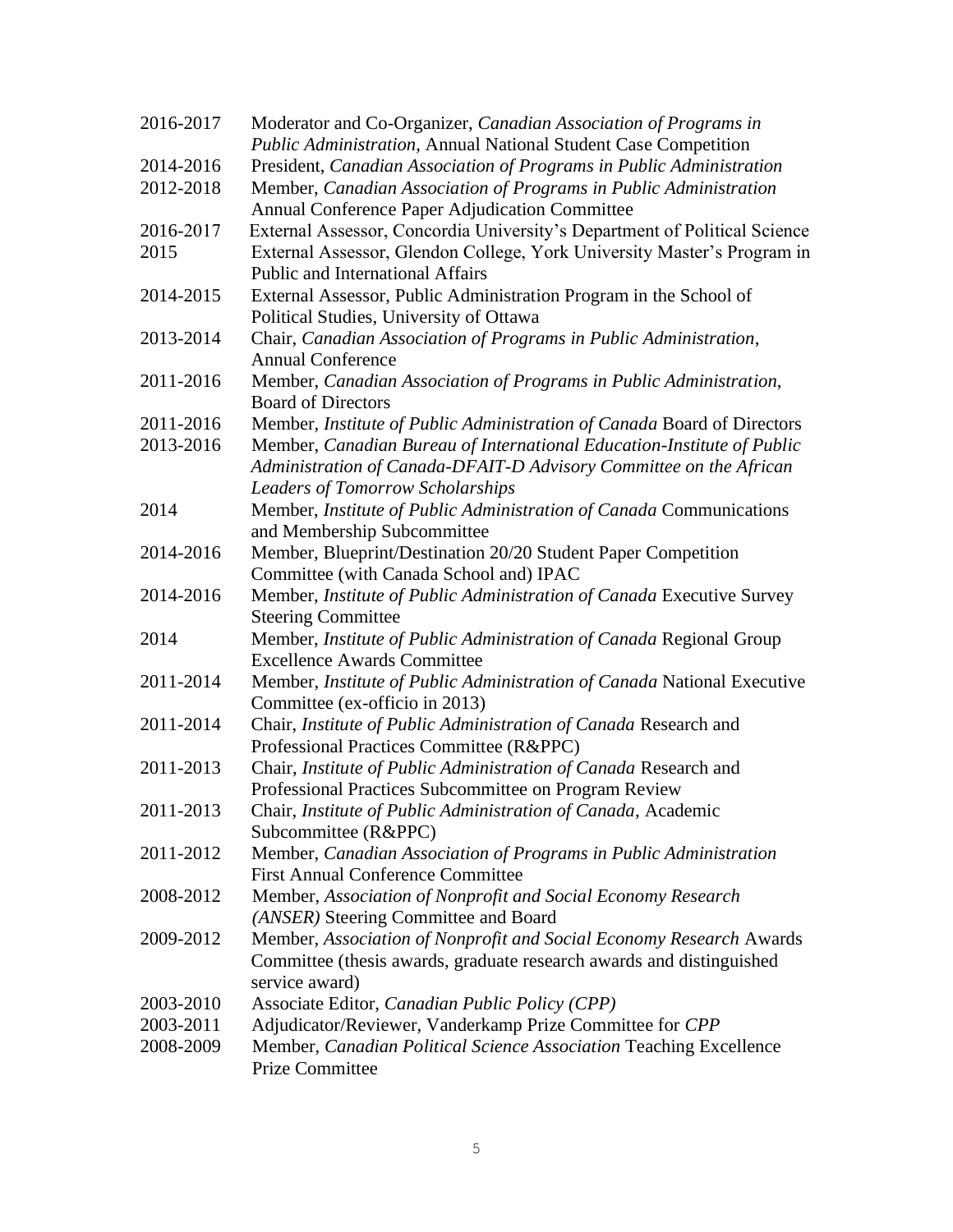2016-2017 Moderator and Co-Organizer, *Canadian Association of Programs in Public Administration*, Annual National Student Case Competition

2014-2016 President, *Canadian Association of Programs in Public Administration*

2012-2018 Member, *Canadian Association of Programs in Public Administration* Annual Conference Paper Adjudication Committee

2016-2017 External Assessor, Concordia University's Department of Political Science

2015 External Assessor, Glendon College, York University Master's Program in Public and International Affairs

2014-2015 External Assessor, Public Administration Program in the School of Political Studies, University of Ottawa

2013-2014 Chair, *Canadian Association of Programs in Public Administration*, Annual Conference

2011-2016 Member, *Canadian Association of Programs in Public Administration*, Board of Directors

2011-2016 Member, *Institute of Public Administration of Canada* Board of Directors

2013-2016 Member, *Canadian Bureau of International Education-Institute of Public Administration of Canada-DFAIT-D Advisory Committee on the African Leaders of Tomorrow Scholarships*

2014 Member, *Institute of Public Administration of Canada* Communications and Membership Subcommittee

2014-2016 Member, Blueprint/Destination 20/20 Student Paper Competition Committee (with Canada School and) IPAC

2014-2016 Member, *Institute of Public Administration of Canada* Executive Survey Steering Committee

2014 Member, *Institute of Public Administration of Canada* Regional Group Excellence Awards Committee

2011-2014 Member, *Institute of Public Administration of Canada* National Executive Committee (ex-officio in 2013)

2011-2014 Chair, *Institute of Public Administration of Canada* Research and Professional Practices Committee (R&PPC)

2011-2013 Chair, *Institute of Public Administration of Canada* Research and Professional Practices Subcommittee on Program Review

2011-2013 Chair, *Institute of Public Administration of Canada*, Academic Subcommittee (R&PPC)

2011-2012 Member, *Canadian Association of Programs in Public Administration* First Annual Conference Committee

2008-2012 Member, *Association of Nonprofit and Social Economy Research (ANSER)* Steering Committee and Board

2009-2012 Member, *Association of Nonprofit and Social Economy Research* Awards Committee (thesis awards, graduate research awards and distinguished service award)

2003-2010 Associate Editor, *Canadian Public Policy (CPP)*

2003-2011 Adjudicator/Reviewer, Vanderkamp Prize Committee for *CPP*

2008-2009 Member, *Canadian Political Science Association* Teaching Excellence Prize Committee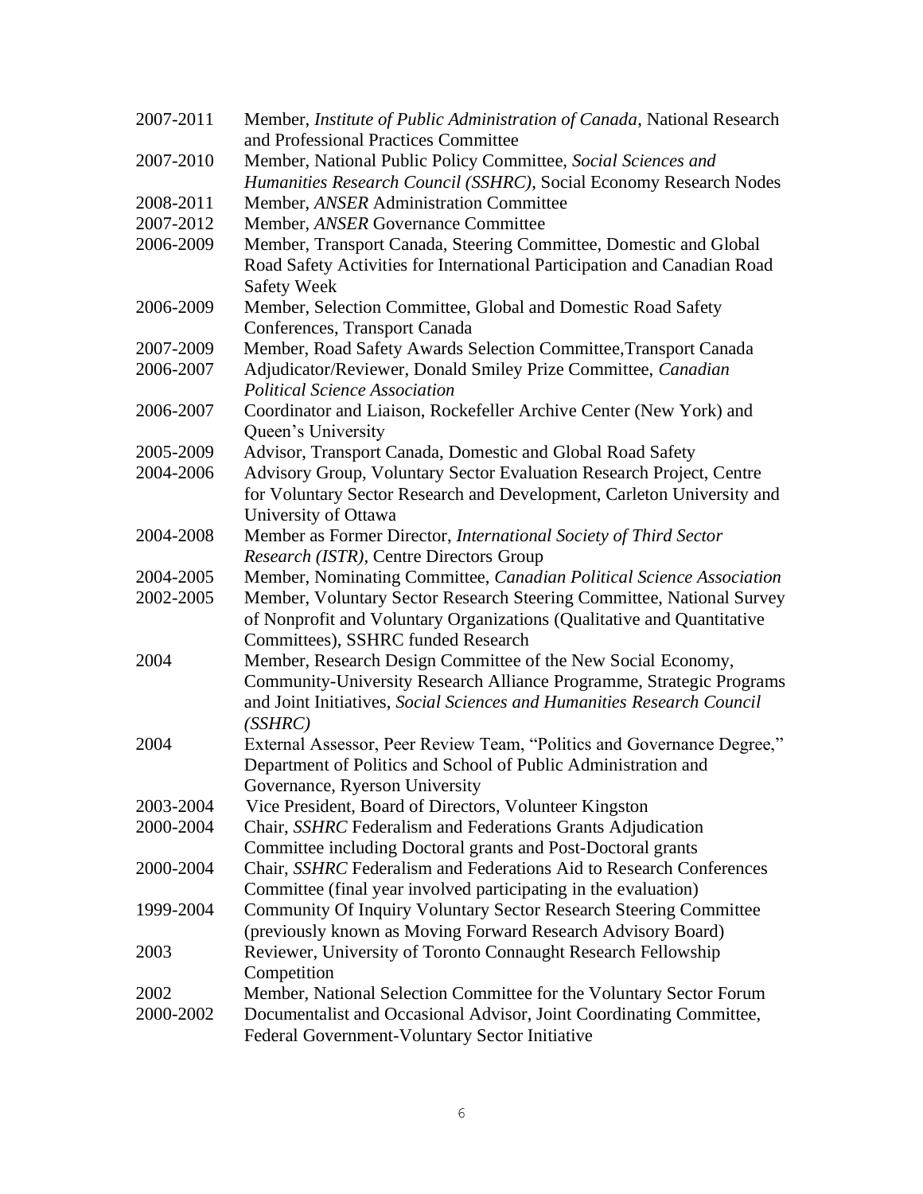2007-2011 Member, *Institute of Public Administration of Canada*, National Research and Professional Practices Committee

2007-2010 Member, National Public Policy Committee, *Social Sciences and Humanities Research Council (SSHRC)*, Social Economy Research Nodes

2008-2011 Member, *ANSER* Administration Committee

2007-2012 Member, *ANSER* Governance Committee

2006-2009 Member, Transport Canada, Steering Committee, Domestic and Global Road Safety Activities for International Participation and Canadian Road Safety Week

2006-2009 Member, Selection Committee, Global and Domestic Road Safety Conferences, Transport Canada

2007-2009 Member, Road Safety Awards Selection Committee,Transport Canada

2006-2007 Adjudicator/Reviewer, Donald Smiley Prize Committee, *Canadian Political Science Association*

2006-2007 Coordinator and Liaison, Rockefeller Archive Center (New York) and Queen's University

2005-2009 Advisor, Transport Canada, Domestic and Global Road Safety

2004-2006 Advisory Group, Voluntary Sector Evaluation Research Project, Centre for Voluntary Sector Research and Development, Carleton University and University of Ottawa

2004-2008 Member as Former Director, *International Society of Third Sector Research (ISTR)*, Centre Directors Group

2004-2005 Member, Nominating Committee, *Canadian Political Science Association*

2002-2005 Member, Voluntary Sector Research Steering Committee, National Survey of Nonprofit and Voluntary Organizations (Qualitative and Quantitative Committees), SSHRC funded Research

2004 Member, Research Design Committee of the New Social Economy, Community-University Research Alliance Programme, Strategic Programs and Joint Initiatives, *Social Sciences and Humanities Research Council (SSHRC)*

2004 External Assessor, Peer Review Team, "Politics and Governance Degree," Department of Politics and School of Public Administration and Governance, Ryerson University

2003-2004 Vice President, Board of Directors, Volunteer Kingston

2000-2004 Chair, *SSHRC* Federalism and Federations Grants Adjudication Committee including Doctoral grants and Post-Doctoral grants

2000-2004 Chair, *SSHRC* Federalism and Federations Aid to Research Conferences Committee (final year involved participating in the evaluation)

1999-2004 Community Of Inquiry Voluntary Sector Research Steering Committee (previously known as Moving Forward Research Advisory Board)

2003 Reviewer, University of Toronto Connaught Research Fellowship Competition

2002 Member, National Selection Committee for the Voluntary Sector Forum

2000-2002 Documentalist and Occasional Advisor, Joint Coordinating Committee, Federal Government-Voluntary Sector Initiative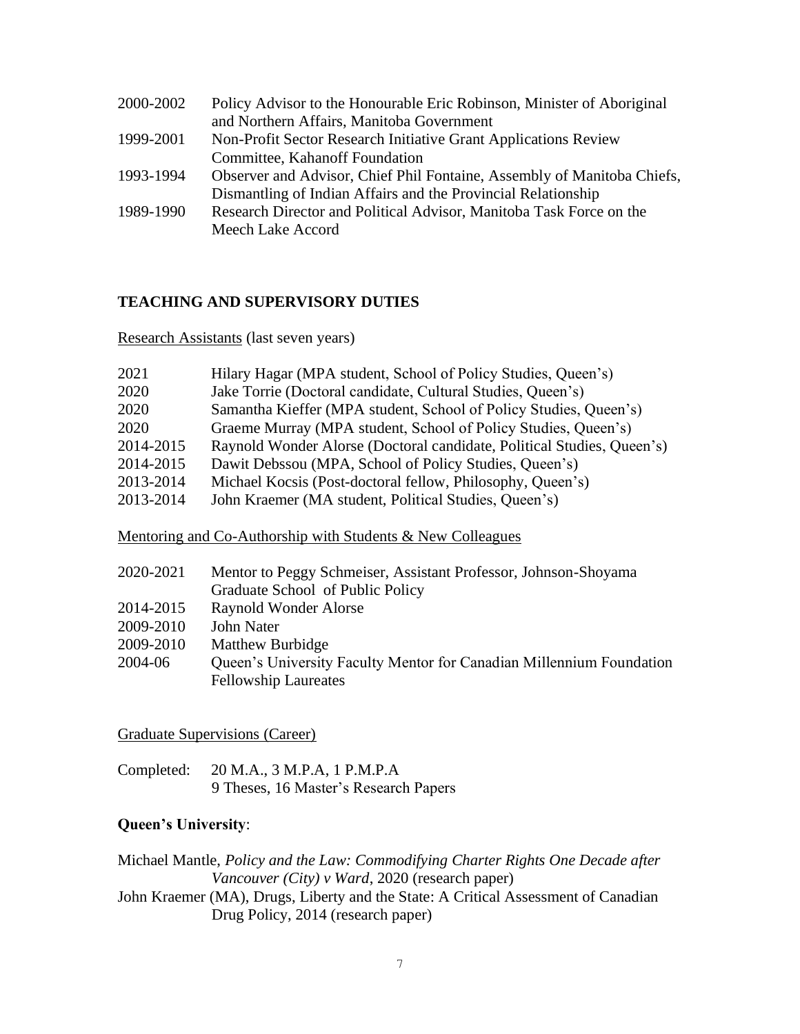2000-2002 Policy Advisor to the Honourable Eric Robinson, Minister of Aboriginal and Northern Affairs, Manitoba Government

1999-2001 Non-Profit Sector Research Initiative Grant Applications Review Committee, Kahanoff Foundation

1993-1994 Observer and Advisor, Chief Phil Fontaine, Assembly of Manitoba Chiefs, Dismantling of Indian Affairs and the Provincial Relationship

1989-1990 Research Director and Political Advisor, Manitoba Task Force on the Meech Lake Accord

## TEACHING AND SUPERVISORY DUTIES

Research Assistants (last seven years)

2021 Hilary Hagar (MPA student, School of Policy Studies, Queen's)

2020 Jake Torrie (Doctoral candidate, Cultural Studies, Queen's)

2020 Samantha Kieffer (MPA student, School of Policy Studies, Queen's)

2020 Graeme Murray (MPA student, School of Policy Studies, Queen's)

2014-2015 Raynold Wonder Alorse (Doctoral candidate, Political Studies, Queen's)

2014-2015 Dawit Debssou (MPA, School of Policy Studies, Queen's)

2013-2014 Michael Kocsis (Post-doctoral fellow, Philosophy, Queen's)

2013-2014 John Kraemer (MA student, Political Studies, Queen's)

Mentoring and Co-Authorship with Students & New Colleagues

2020-2021 Mentor to Peggy Schmeiser, Assistant Professor, Johnson-Shoyama Graduate School of Public Policy

2014-2015 Raynold Wonder Alorse

2009-2010 John Nater

2009-2010 Matthew Burbidge

2004-06 Queen's University Faculty Mentor for Canadian Millennium Foundation Fellowship Laureates

Graduate Supervisions (Career)

Completed: 20 M.A., 3 M.P.A, 1 P.M.P.A
9 Theses, 16 Master's Research Papers

**Queen's University**:

Michael Mantle, *Policy and the Law: Commodifying Charter Rights One Decade after Vancouver (City) v Ward*, 2020 (research paper)

John Kraemer (MA), Drugs, Liberty and the State: A Critical Assessment of Canadian Drug Policy, 2014 (research paper)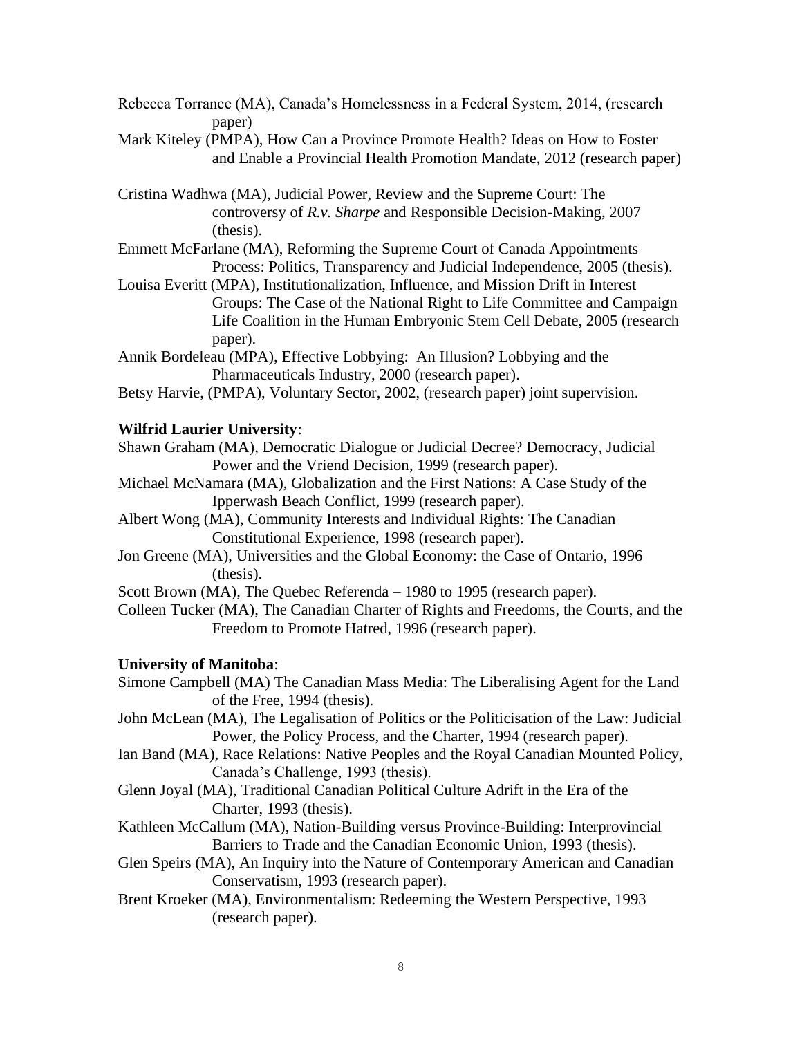Rebecca Torrance (MA), Canada's Homelessness in a Federal System, 2014, (research paper)

Mark Kiteley (PMPA), How Can a Province Promote Health? Ideas on How to Foster and Enable a Provincial Health Promotion Mandate, 2012 (research paper)

Cristina Wadhwa (MA), Judicial Power, Review and the Supreme Court: The controversy of *R.v. Sharpe* and Responsible Decision-Making, 2007 (thesis).

Emmett McFarlane (MA), Reforming the Supreme Court of Canada Appointments Process: Politics, Transparency and Judicial Independence, 2005 (thesis).

Louisa Everitt (MPA), Institutionalization, Influence, and Mission Drift in Interest Groups: The Case of the National Right to Life Committee and Campaign Life Coalition in the Human Embryonic Stem Cell Debate, 2005 (research paper).

Annik Bordeleau (MPA), Effective Lobbying: An Illusion? Lobbying and the Pharmaceuticals Industry, 2000 (research paper).

Betsy Harvie, (PMPA), Voluntary Sector, 2002, (research paper) joint supervision.

**Wilfrid Laurier University**:

Shawn Graham (MA), Democratic Dialogue or Judicial Decree? Democracy, Judicial Power and the Vriend Decision, 1999 (research paper).

Michael McNamara (MA), Globalization and the First Nations: A Case Study of the Ipperwash Beach Conflict, 1999 (research paper).

Albert Wong (MA), Community Interests and Individual Rights: The Canadian Constitutional Experience, 1998 (research paper).

Jon Greene (MA), Universities and the Global Economy: the Case of Ontario, 1996 (thesis).

Scott Brown (MA), The Quebec Referenda – 1980 to 1995 (research paper).

Colleen Tucker (MA), The Canadian Charter of Rights and Freedoms, the Courts, and the Freedom to Promote Hatred, 1996 (research paper).

**University of Manitoba**:

Simone Campbell (MA) The Canadian Mass Media: The Liberalising Agent for the Land of the Free, 1994 (thesis).

John McLean (MA), The Legalisation of Politics or the Politicisation of the Law: Judicial Power, the Policy Process, and the Charter, 1994 (research paper).

Ian Band (MA), Race Relations: Native Peoples and the Royal Canadian Mounted Policy, Canada's Challenge, 1993 (thesis).

Glenn Joyal (MA), Traditional Canadian Political Culture Adrift in the Era of the Charter, 1993 (thesis).

Kathleen McCallum (MA), Nation-Building versus Province-Building: Interprovincial Barriers to Trade and the Canadian Economic Union, 1993 (thesis).

Glen Speirs (MA), An Inquiry into the Nature of Contemporary American and Canadian Conservatism, 1993 (research paper).

Brent Kroeker (MA), Environmentalism: Redeeming the Western Perspective, 1993 (research paper).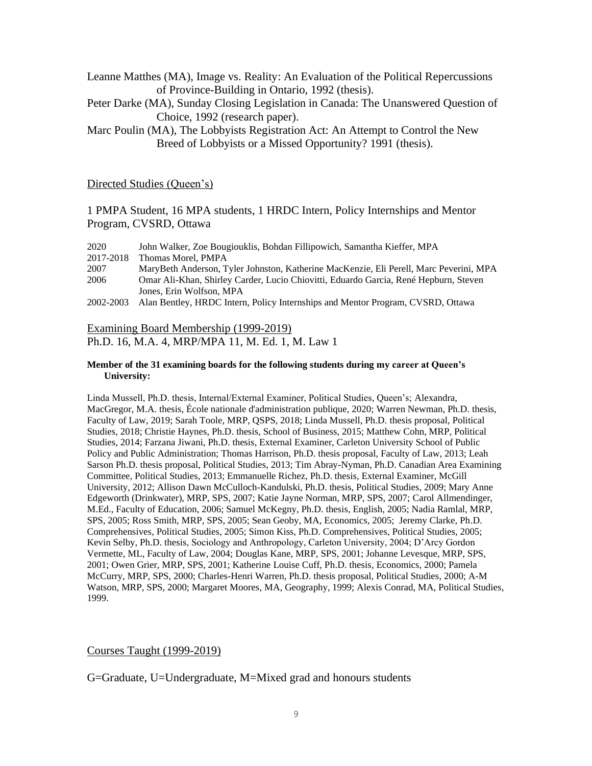Leanne Matthes (MA), Image vs. Reality: An Evaluation of the Political Repercussions of Province-Building in Ontario, 1992 (thesis).

Peter Darke (MA), Sunday Closing Legislation in Canada: The Unanswered Question of Choice, 1992 (research paper).

Marc Poulin (MA), The Lobbyists Registration Act: An Attempt to Control the New Breed of Lobbyists or a Missed Opportunity? 1991 (thesis).

## Directed Studies (Queen's)

1 PMPA Student, 16 MPA students, 1 HRDC Intern, Policy Internships and Mentor Program, CVSRD, Ottawa

| | |
|---|---|
| 2020 | John Walker, Zoe Bougiouklis, Bohdan Fillipowich, Samantha Kieffer, MPA |
| 2017-2018 | Thomas Morel, PMPA |
| 2007 | MaryBeth Anderson, Tyler Johnston, Katherine MacKenzie, Eli Perell, Marc Peverini, MPA |
| 2006 | Omar Ali-Khan, Shirley Carder, Lucio Chiovitti, Eduardo Garcia, René Hepburn, Steven Jones, Erin Wolfson, MPA |
| 2002-2003 | Alan Bentley, HRDC Intern, Policy Internships and Mentor Program, CVSRD, Ottawa |

## Examining Board Membership (1999-2019)

Ph.D. 16, M.A. 4, MRP/MPA 11, M. Ed. 1, M. Law 1

**Member of the 31 examining boards for the following students during my career at Queen's University:**

Linda Mussell, Ph.D. thesis, Internal/External Examiner, Political Studies, Queen's; Alexandra, MacGregor, M.A. thesis, École nationale d'administration publique, 2020; Warren Newman, Ph.D. thesis, Faculty of Law, 2019; Sarah Toole, MRP, QSPS, 2018; Linda Mussell, Ph.D. thesis proposal, Political Studies, 2018; Christie Haynes, Ph.D. thesis, School of Business, 2015; Matthew Cohn, MRP, Political Studies, 2014; Farzana Jiwani, Ph.D. thesis, External Examiner, Carleton University School of Public Policy and Public Administration; Thomas Harrison, Ph.D. thesis proposal, Faculty of Law, 2013; Leah Sarson Ph.D. thesis proposal, Political Studies, 2013; Tim Abray-Nyman, Ph.D. Canadian Area Examining Committee, Political Studies, 2013; Emmanuelle Richez, Ph.D. thesis, External Examiner, McGill University, 2012; Allison Dawn McCulloch-Kandulski, Ph.D. thesis, Political Studies, 2009; Mary Anne Edgeworth (Drinkwater), MRP, SPS, 2007; Katie Jayne Norman, MRP, SPS, 2007; Carol Allmendinger, M.Ed., Faculty of Education, 2006; Samuel McKegny, Ph.D. thesis, English, 2005; Nadia Ramlal, MRP, SPS, 2005; Ross Smith, MRP, SPS, 2005; Sean Geoby, MA, Economics, 2005; Jeremy Clarke, Ph.D. Comprehensives, Political Studies, 2005; Simon Kiss, Ph.D. Comprehensives, Political Studies, 2005; Kevin Selby, Ph.D. thesis, Sociology and Anthropology, Carleton University, 2004; D'Arcy Gordon Vermette, ML, Faculty of Law, 2004; Douglas Kane, MRP, SPS, 2001; Johanne Levesque, MRP, SPS, 2001; Owen Grier, MRP, SPS, 2001; Katherine Louise Cuff, Ph.D. thesis, Economics, 2000; Pamela McCurry, MRP, SPS, 2000; Charles-Henri Warren, Ph.D. thesis proposal, Political Studies, 2000; A-M Watson, MRP, SPS, 2000; Margaret Moores, MA, Geography, 1999; Alexis Conrad, MA, Political Studies, 1999.

## Courses Taught (1999-2019)

G=Graduate, U=Undergraduate, M=Mixed grad and honours students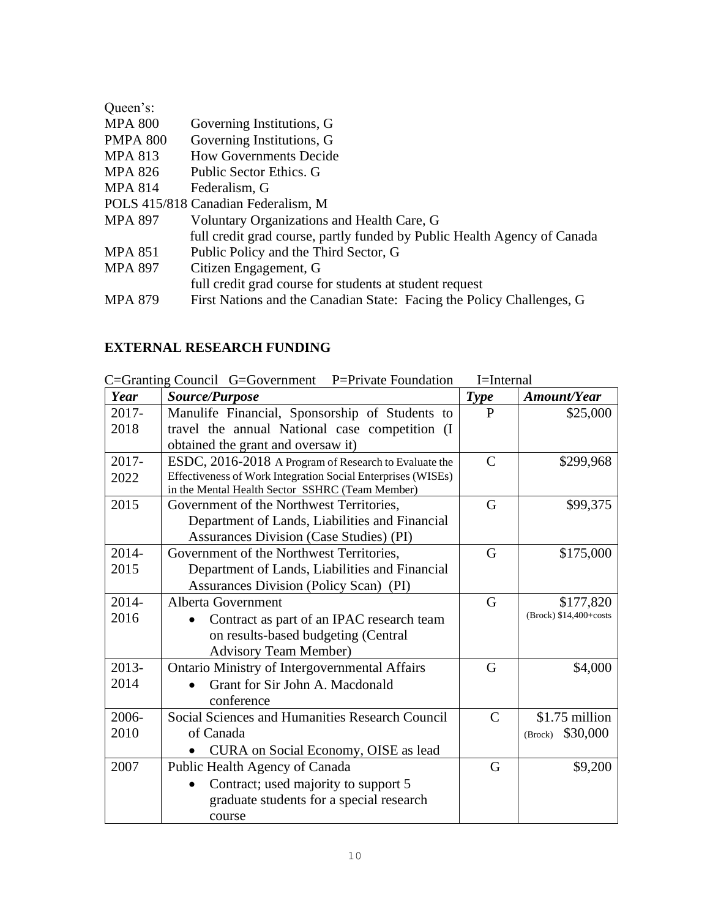Queen's:

MPA 800 Governing Institutions, G
PMPA 800 Governing Institutions, G
MPA 813 How Governments Decide
MPA 826 Public Sector Ethics. G
MPA 814 Federalism, G
POLS 415/818 Canadian Federalism, M
MPA 897 Voluntary Organizations and Health Care, G
full credit grad course, partly funded by Public Health Agency of Canada
MPA 851 Public Policy and the Third Sector, G
MPA 897 Citizen Engagement, G
full credit grad course for students at student request
MPA 879 First Nations and the Canadian State: Facing the Policy Challenges, G

## EXTERNAL RESEARCH FUNDING

C=Granting Council G=Government P=Private Foundation I=Internal

| *Year* | *Source/Purpose* | *Type* | *Amount/Year* |
|---|---|---|---|
| 2017-2018 | Manulife Financial, Sponsorship of Students to travel the annual National case competition (I obtained the grant and oversaw it) | P | $25,000 |
| 2017-2022 | ESDC, 2016-2018 A Program of Research to Evaluate the Effectiveness of Work Integration Social Enterprises (WISEs) in the Mental Health Sector SSHRC (Team Member) | C | $299,968 |
| 2015 | Government of the Northwest Territories, Department of Lands, Liabilities and Financial Assurances Division (Case Studies) (PI) | G | $99,375 |
| 2014-2015 | Government of the Northwest Territories, Department of Lands, Liabilities and Financial Assurances Division (Policy Scan) (PI) | G | $175,000 |
| 2014-2016 | Alberta Government<br>• Contract as part of an IPAC research team on results-based budgeting (Central Advisory Team Member) | G | $177,820<br>(Brock) $14,400+costs |
| 2013-2014 | Ontario Ministry of Intergovernmental Affairs<br>• Grant for Sir John A. Macdonald conference | G | $4,000 |
| 2006-2010 | Social Sciences and Humanities Research Council of Canada<br>• CURA on Social Economy, OISE as lead | C | $1.75 million<br>(Brock) $30,000 |
| 2007 | Public Health Agency of Canada<br>• Contract; used majority to support 5 graduate students for a special research course | G | $9,200 |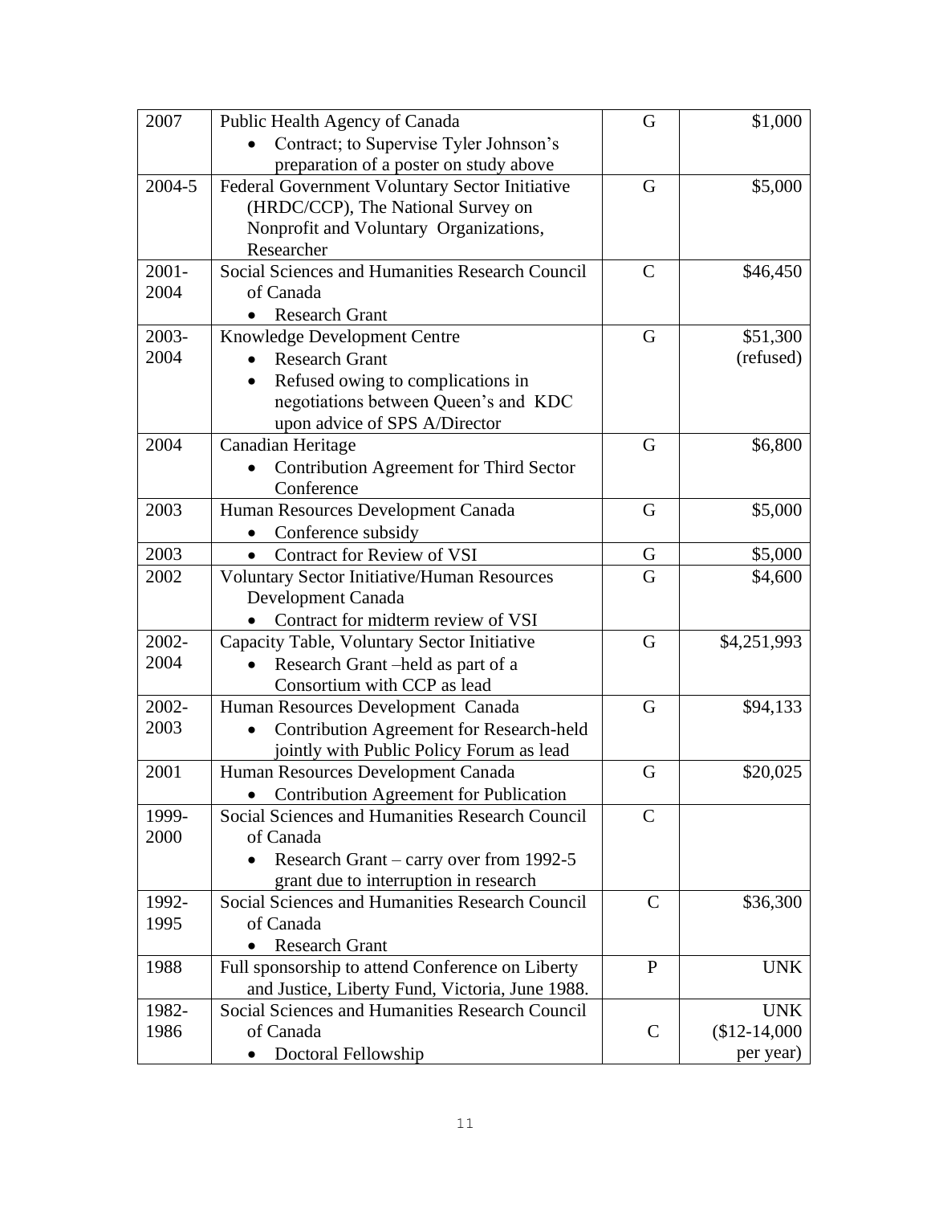| 2007 | Public Health Agency of Canada<br>• Contract; to Supervise Tyler Johnson's preparation of a poster on study above | G | $1,000 |
|---|---|---|---|
| 2004-5 | Federal Government Voluntary Sector Initiative (HRDC/CCP), The National Survey on Nonprofit and Voluntary Organizations, Researcher | G | $5,000 |
| 2001-2004 | Social Sciences and Humanities Research Council of Canada<br>• Research Grant | C | $46,450 |
| 2003-2004 | Knowledge Development Centre<br>• Research Grant<br>• Refused owing to complications in negotiations between Queen's and KDC upon advice of SPS A/Director | G | $51,300 (refused) |
| 2004 | Canadian Heritage<br>• Contribution Agreement for Third Sector Conference | G | $6,800 |
| 2003 | Human Resources Development Canada<br>• Conference subsidy | G | $5,000 |
| 2003 | • Contract for Review of VSI | G | $5,000 |
| 2002 | Voluntary Sector Initiative/Human Resources Development Canada<br>• Contract for midterm review of VSI | G | $4,600 |
| 2002-2004 | Capacity Table, Voluntary Sector Initiative<br>• Research Grant –held as part of a Consortium with CCP as lead | G | $4,251,993 |
| 2002-2003 | Human Resources Development Canada<br>• Contribution Agreement for Research-held jointly with Public Policy Forum as lead | G | $94,133 |
| 2001 | Human Resources Development Canada<br>• Contribution Agreement for Publication | G | $20,025 |
| 1999-2000 | Social Sciences and Humanities Research Council of Canada<br>• Research Grant – carry over from 1992-5 grant due to interruption in research | C | |
| 1992-1995 | Social Sciences and Humanities Research Council of Canada<br>• Research Grant | C | $36,300 |
| 1988 | Full sponsorship to attend Conference on Liberty and Justice, Liberty Fund, Victoria, June 1988. | P | UNK |
| 1982-1986 | Social Sciences and Humanities Research Council of Canada<br>• Doctoral Fellowship | C | UNK ($12-14,000 per year) |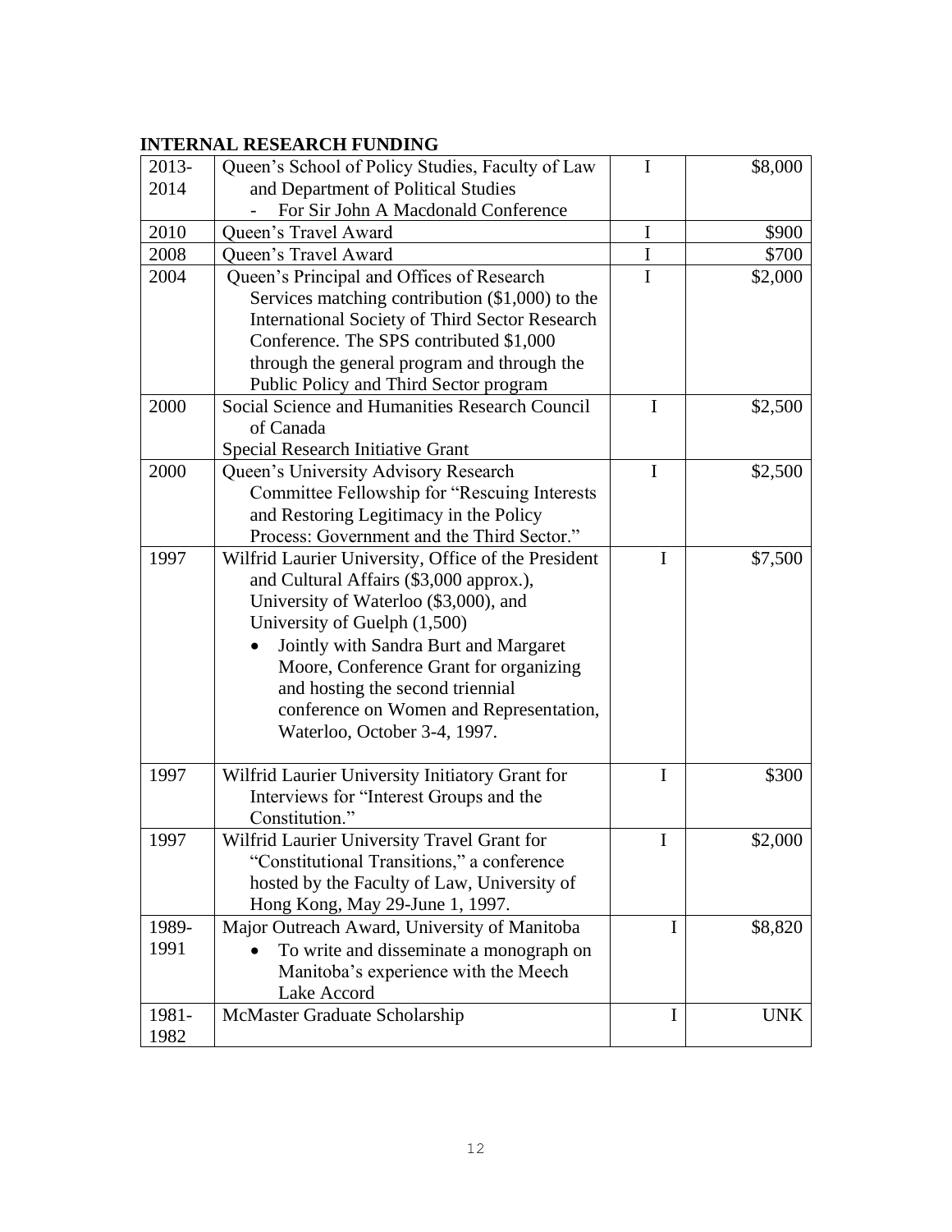**INTERNAL RESEARCH FUNDING**

| | | | |
|---|---|---|---|
| 2013-2014 | Queen's School of Policy Studies, Faculty of Law and Department of Political Studies<br>- For Sir John A Macdonald Conference | I | $8,000 |
| 2010 | Queen's Travel Award | I | $900 |
| 2008 | Queen's Travel Award | I | $700 |
| 2004 | Queen's Principal and Offices of Research Services matching contribution ($1,000) to the International Society of Third Sector Research Conference. The SPS contributed $1,000 through the general program and through the Public Policy and Third Sector program | I | $2,000 |
| 2000 | Social Science and Humanities Research Council of Canada<br>Special Research Initiative Grant | I | $2,500 |
| 2000 | Queen's University Advisory Research Committee Fellowship for "Rescuing Interests and Restoring Legitimacy in the Policy Process: Government and the Third Sector." | I | $2,500 |
| 1997 | Wilfrid Laurier University, Office of the President and Cultural Affairs ($3,000 approx.), University of Waterloo ($3,000), and University of Guelph (1,500)<br>• Jointly with Sandra Burt and Margaret Moore, Conference Grant for organizing and hosting the second triennial conference on Women and Representation, Waterloo, October 3-4, 1997. | I | $7,500 |
| 1997 | Wilfrid Laurier University Initiatory Grant for Interviews for "Interest Groups and the Constitution." | I | $300 |
| 1997 | Wilfrid Laurier University Travel Grant for "Constitutional Transitions," a conference hosted by the Faculty of Law, University of Hong Kong, May 29-June 1, 1997. | I | $2,000 |
| 1989-1991 | Major Outreach Award, University of Manitoba<br>• To write and disseminate a monograph on Manitoba's experience with the Meech Lake Accord | I | $8,820 |
| 1981-1982 | McMaster Graduate Scholarship | I | UNK |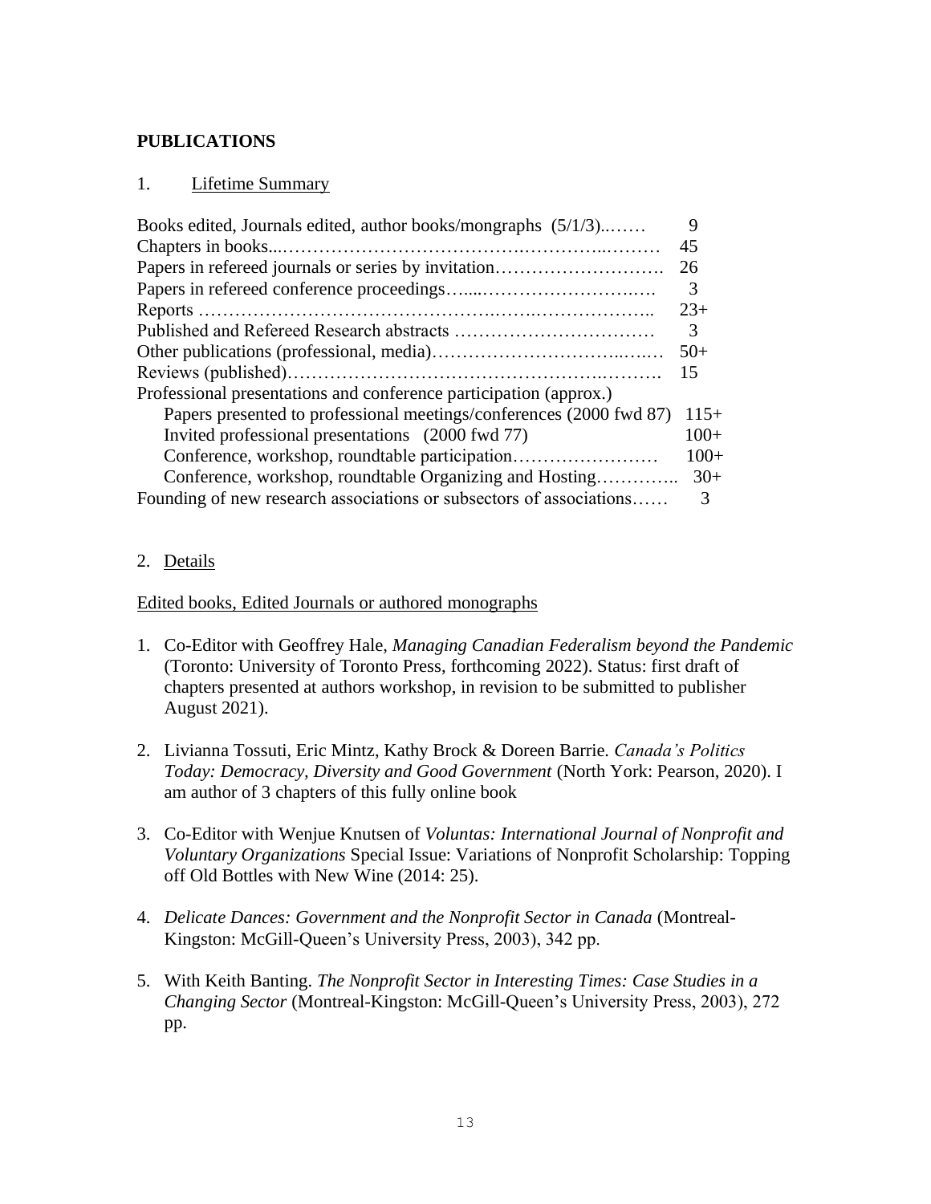## PUBLICATIONS

1. Lifetime Summary

| | |
|---|---|
| Books edited, Journals edited, author books/mongraphs (5/1/3)..…… | 9 |
| Chapters in books...………………………………….…………..……… | 45 |
| Papers in refereed journals or series by invitation………………………. | 26 |
| Papers in refereed conference proceedings…....……………………..…. | 3 |
| Reports ……………………………………….…….……………….. | 23+ |
| Published and Refereed Research abstracts …………………………… | 3 |
| Other publications (professional, media)…………………………..….… | 50+ |
| Reviews (published)……………………………………………….………. | 15 |
| Professional presentations and conference participation (approx.) | |
| Papers presented to professional meetings/conferences (2000 fwd 87) | 115+ |
| Invited professional presentations (2000 fwd 77) | 100+ |
| Conference, workshop, roundtable participation…………………… | 100+ |
| Conference, workshop, roundtable Organizing and Hosting………….. | 30+ |
| Founding of new research associations or subsectors of associations…… | 3 |

2. Details

Edited books, Edited Journals or authored monographs

1. Co-Editor with Geoffrey Hale, *Managing Canadian Federalism beyond the Pandemic* (Toronto: University of Toronto Press, forthcoming 2022). Status: first draft of chapters presented at authors workshop, in revision to be submitted to publisher August 2021).

2. Livianna Tossuti, Eric Mintz, Kathy Brock & Doreen Barrie. *Canada's Politics Today: Democracy, Diversity and Good Government* (North York: Pearson, 2020). I am author of 3 chapters of this fully online book

3. Co-Editor with Wenjue Knutsen of *Voluntas: International Journal of Nonprofit and Voluntary Organizations* Special Issue: Variations of Nonprofit Scholarship: Topping off Old Bottles with New Wine (2014: 25).

4. *Delicate Dances: Government and the Nonprofit Sector in Canada* (Montreal-Kingston: McGill-Queen's University Press, 2003), 342 pp.

5. With Keith Banting. *The Nonprofit Sector in Interesting Times: Case Studies in a Changing Sector* (Montreal-Kingston: McGill-Queen's University Press, 2003), 272 pp.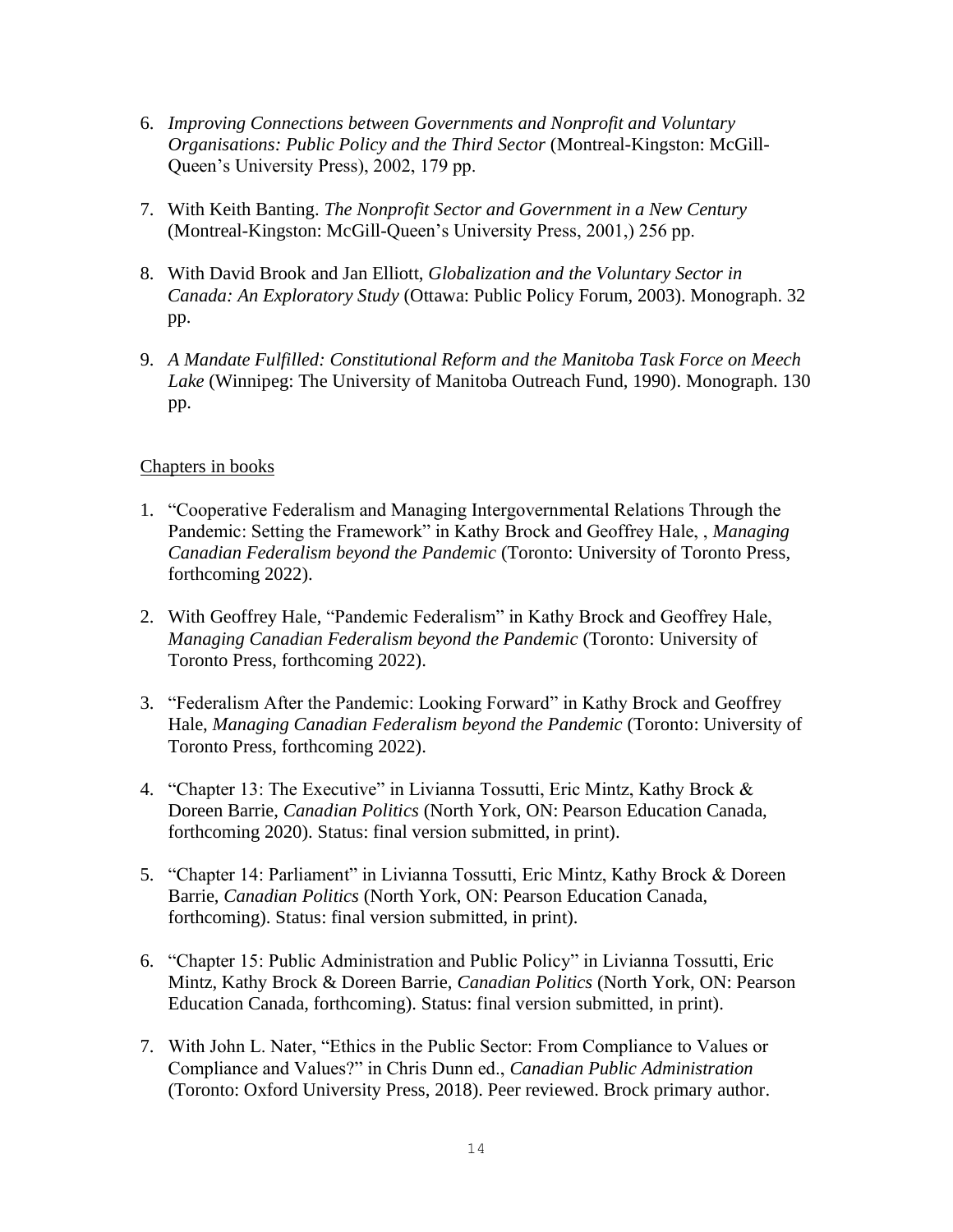6. *Improving Connections between Governments and Nonprofit and Voluntary Organisations: Public Policy and the Third Sector* (Montreal-Kingston: McGill-Queen's University Press), 2002, 179 pp.

7. With Keith Banting. *The Nonprofit Sector and Government in a New Century* (Montreal-Kingston: McGill-Queen's University Press, 2001,) 256 pp.

8. With David Brook and Jan Elliott, *Globalization and the Voluntary Sector in Canada: An Exploratory Study* (Ottawa: Public Policy Forum, 2003). Monograph. 32 pp.

9. *A Mandate Fulfilled: Constitutional Reform and the Manitoba Task Force on Meech Lake* (Winnipeg: The University of Manitoba Outreach Fund, 1990). Monograph. 130 pp.

<u>Chapters in books</u>

1. "Cooperative Federalism and Managing Intergovernmental Relations Through the Pandemic: Setting the Framework" in Kathy Brock and Geoffrey Hale, , *Managing Canadian Federalism beyond the Pandemic* (Toronto: University of Toronto Press, forthcoming 2022).

2. With Geoffrey Hale, "Pandemic Federalism" in Kathy Brock and Geoffrey Hale, *Managing Canadian Federalism beyond the Pandemic* (Toronto: University of Toronto Press, forthcoming 2022).

3. "Federalism After the Pandemic: Looking Forward" in Kathy Brock and Geoffrey Hale, *Managing Canadian Federalism beyond the Pandemic* (Toronto: University of Toronto Press, forthcoming 2022).

4. "Chapter 13: The Executive" in Livianna Tossutti, Eric Mintz, Kathy Brock & Doreen Barrie, *Canadian Politics* (North York, ON: Pearson Education Canada, forthcoming 2020). Status: final version submitted, in print).

5. "Chapter 14: Parliament" in Livianna Tossutti, Eric Mintz, Kathy Brock & Doreen Barrie, *Canadian Politics* (North York, ON: Pearson Education Canada, forthcoming). Status: final version submitted, in print).

6. "Chapter 15: Public Administration and Public Policy" in Livianna Tossutti, Eric Mintz, Kathy Brock & Doreen Barrie, *Canadian Politics* (North York, ON: Pearson Education Canada, forthcoming). Status: final version submitted, in print).

7. With John L. Nater, "Ethics in the Public Sector: From Compliance to Values or Compliance and Values?" in Chris Dunn ed., *Canadian Public Administration* (Toronto: Oxford University Press, 2018). Peer reviewed. Brock primary author.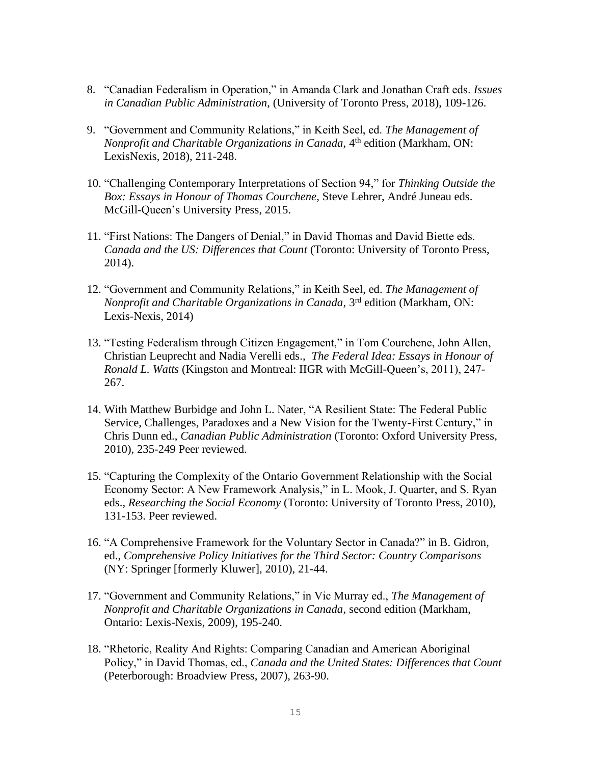8. "Canadian Federalism in Operation," in Amanda Clark and Jonathan Craft eds. *Issues in Canadian Public Administration*, (University of Toronto Press, 2018), 109-126.

9. "Government and Community Relations," in Keith Seel, ed. *The Management of Nonprofit and Charitable Organizations in Canada*, 4th edition (Markham, ON: LexisNexis, 2018), 211-248.

10. "Challenging Contemporary Interpretations of Section 94," for *Thinking Outside the Box: Essays in Honour of Thomas Courchene*, Steve Lehrer, André Juneau eds. McGill-Queen's University Press, 2015.

11. "First Nations: The Dangers of Denial," in David Thomas and David Biette eds. *Canada and the US: Differences that Count* (Toronto: University of Toronto Press, 2014).

12. "Government and Community Relations," in Keith Seel, ed. *The Management of Nonprofit and Charitable Organizations in Canada*, 3rd edition (Markham, ON: Lexis-Nexis, 2014)

13. "Testing Federalism through Citizen Engagement," in Tom Courchene, John Allen, Christian Leuprecht and Nadia Verelli eds., *The Federal Idea: Essays in Honour of Ronald L. Watts* (Kingston and Montreal: IIGR with McGill-Queen's, 2011), 247-267.

14. With Matthew Burbidge and John L. Nater, "A Resilient State: The Federal Public Service, Challenges, Paradoxes and a New Vision for the Twenty-First Century," in Chris Dunn ed., *Canadian Public Administration* (Toronto: Oxford University Press, 2010), 235-249 Peer reviewed.

15. "Capturing the Complexity of the Ontario Government Relationship with the Social Economy Sector: A New Framework Analysis," in L. Mook, J. Quarter, and S. Ryan eds., *Researching the Social Economy* (Toronto: University of Toronto Press, 2010), 131-153. Peer reviewed.

16. "A Comprehensive Framework for the Voluntary Sector in Canada?" in B. Gidron, ed., *Comprehensive Policy Initiatives for the Third Sector: Country Comparisons* (NY: Springer [formerly Kluwer], 2010), 21-44.

17. "Government and Community Relations," in Vic Murray ed., *The Management of Nonprofit and Charitable Organizations in Canada*, second edition (Markham, Ontario: Lexis-Nexis, 2009), 195-240.

18. "Rhetoric, Reality And Rights: Comparing Canadian and American Aboriginal Policy," in David Thomas, ed., *Canada and the United States: Differences that Count* (Peterborough: Broadview Press, 2007), 263-90.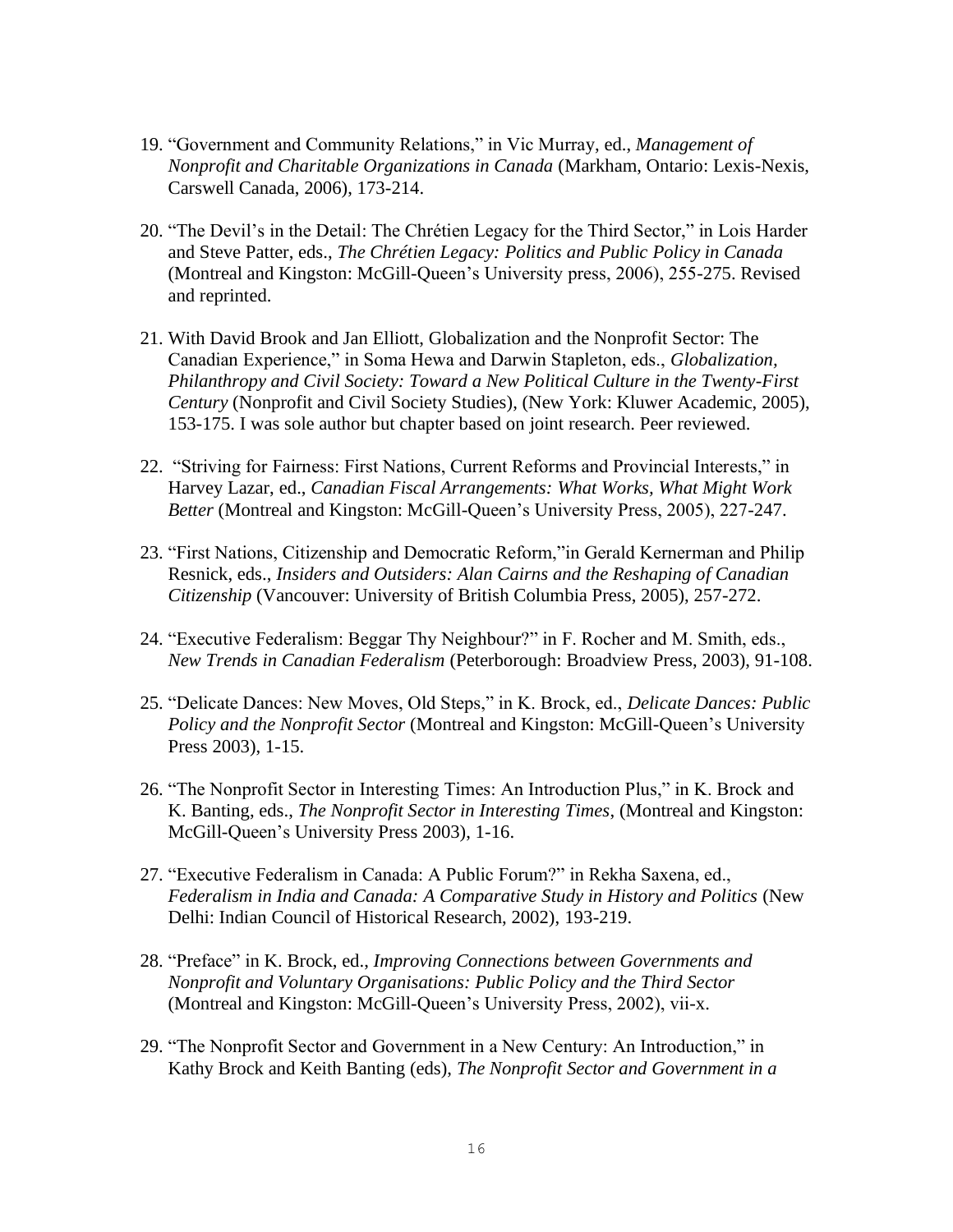19. "Government and Community Relations," in Vic Murray, ed., *Management of Nonprofit and Charitable Organizations in Canada* (Markham, Ontario: Lexis-Nexis, Carswell Canada, 2006), 173-214.

20. "The Devil's in the Detail: The Chrétien Legacy for the Third Sector," in Lois Harder and Steve Patter, eds., *The Chrétien Legacy: Politics and Public Policy in Canada* (Montreal and Kingston: McGill-Queen's University press, 2006), 255-275. Revised and reprinted.

21. With David Brook and Jan Elliott, Globalization and the Nonprofit Sector: The Canadian Experience," in Soma Hewa and Darwin Stapleton, eds., *Globalization, Philanthropy and Civil Society: Toward a New Political Culture in the Twenty-First Century* (Nonprofit and Civil Society Studies), (New York: Kluwer Academic, 2005), 153-175. I was sole author but chapter based on joint research. Peer reviewed.

22. "Striving for Fairness: First Nations, Current Reforms and Provincial Interests," in Harvey Lazar, ed., *Canadian Fiscal Arrangements: What Works, What Might Work Better* (Montreal and Kingston: McGill-Queen's University Press, 2005), 227-247.

23. "First Nations, Citizenship and Democratic Reform,"in Gerald Kernerman and Philip Resnick, eds., *Insiders and Outsiders: Alan Cairns and the Reshaping of Canadian Citizenship* (Vancouver: University of British Columbia Press, 2005), 257-272.

24. "Executive Federalism: Beggar Thy Neighbour?" in F. Rocher and M. Smith, eds., *New Trends in Canadian Federalism* (Peterborough: Broadview Press, 2003), 91-108.

25. "Delicate Dances: New Moves, Old Steps," in K. Brock, ed., *Delicate Dances: Public Policy and the Nonprofit Sector* (Montreal and Kingston: McGill-Queen's University Press 2003), 1-15.

26. "The Nonprofit Sector in Interesting Times: An Introduction Plus," in K. Brock and K. Banting, eds., *The Nonprofit Sector in Interesting Times*, (Montreal and Kingston: McGill-Queen's University Press 2003), 1-16.

27. "Executive Federalism in Canada: A Public Forum?" in Rekha Saxena, ed., *Federalism in India and Canada: A Comparative Study in History and Politics* (New Delhi: Indian Council of Historical Research, 2002), 193-219.

28. "Preface" in K. Brock, ed., *Improving Connections between Governments and Nonprofit and Voluntary Organisations: Public Policy and the Third Sector* (Montreal and Kingston: McGill-Queen's University Press, 2002), vii-x.

29. "The Nonprofit Sector and Government in a New Century: An Introduction," in Kathy Brock and Keith Banting (eds), *The Nonprofit Sector and Government in a*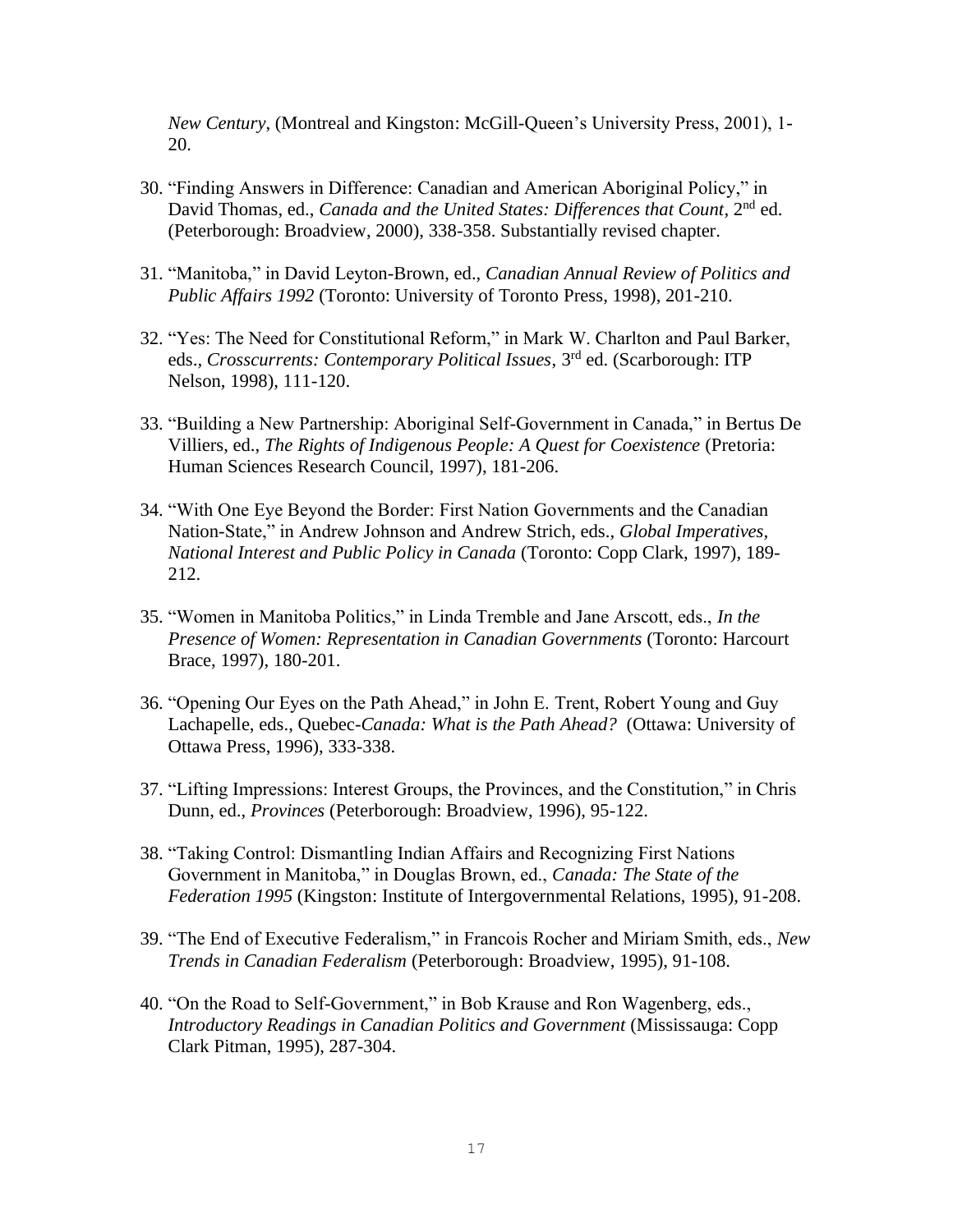*New Century*, (Montreal and Kingston: McGill-Queen's University Press, 2001), 1-20.

30. "Finding Answers in Difference: Canadian and American Aboriginal Policy," in David Thomas, ed., *Canada and the United States: Differences that Count*, 2nd ed. (Peterborough: Broadview, 2000), 338-358. Substantially revised chapter.

31. "Manitoba," in David Leyton-Brown, ed., *Canadian Annual Review of Politics and Public Affairs 1992* (Toronto: University of Toronto Press, 1998), 201-210.

32. "Yes: The Need for Constitutional Reform," in Mark W. Charlton and Paul Barker, eds., *Crosscurrents: Contemporary Political Issues*, 3rd ed. (Scarborough: ITP Nelson, 1998), 111-120.

33. "Building a New Partnership: Aboriginal Self-Government in Canada," in Bertus De Villiers, ed., *The Rights of Indigenous People: A Quest for Coexistence* (Pretoria: Human Sciences Research Council, 1997), 181-206.

34. "With One Eye Beyond the Border: First Nation Governments and the Canadian Nation-State," in Andrew Johnson and Andrew Strich, eds., *Global Imperatives, National Interest and Public Policy in Canada* (Toronto: Copp Clark, 1997), 189-212.

35. "Women in Manitoba Politics," in Linda Tremble and Jane Arscott, eds., *In the Presence of Women: Representation in Canadian Governments* (Toronto: Harcourt Brace, 1997), 180-201.

36. "Opening Our Eyes on the Path Ahead," in John E. Trent, Robert Young and Guy Lachapelle, eds., Quebec-*Canada: What is the Path Ahead?* (Ottawa: University of Ottawa Press, 1996), 333-338.

37. "Lifting Impressions: Interest Groups, the Provinces, and the Constitution," in Chris Dunn, ed., *Provinces* (Peterborough: Broadview, 1996), 95-122.

38. "Taking Control: Dismantling Indian Affairs and Recognizing First Nations Government in Manitoba," in Douglas Brown, ed., *Canada: The State of the Federation 1995* (Kingston: Institute of Intergovernmental Relations, 1995), 91-208.

39. "The End of Executive Federalism," in Francois Rocher and Miriam Smith, eds., *New Trends in Canadian Federalism* (Peterborough: Broadview, 1995), 91-108.

40. "On the Road to Self-Government," in Bob Krause and Ron Wagenberg, eds., *Introductory Readings in Canadian Politics and Government* (Mississauga: Copp Clark Pitman, 1995), 287-304.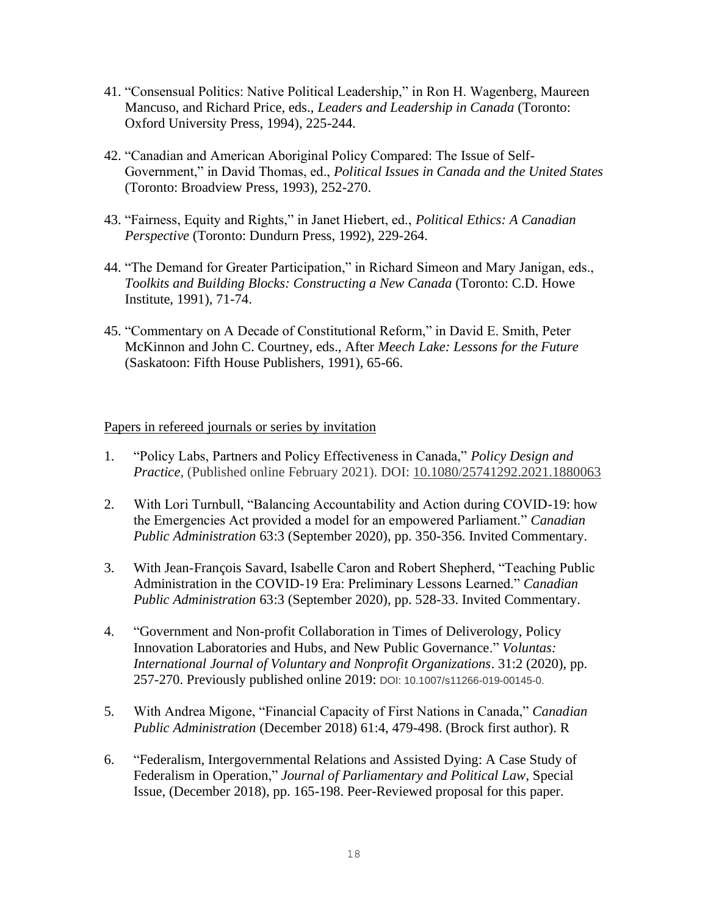41. "Consensual Politics: Native Political Leadership," in Ron H. Wagenberg, Maureen Mancuso, and Richard Price, eds., *Leaders and Leadership in Canada* (Toronto: Oxford University Press, 1994), 225-244.

42. "Canadian and American Aboriginal Policy Compared: The Issue of Self-Government," in David Thomas, ed., *Political Issues in Canada and the United States* (Toronto: Broadview Press, 1993), 252-270.

43. "Fairness, Equity and Rights," in Janet Hiebert, ed., *Political Ethics: A Canadian Perspective* (Toronto: Dundurn Press, 1992), 229-264.

44. "The Demand for Greater Participation," in Richard Simeon and Mary Janigan, eds., *Toolkits and Building Blocks: Constructing a New Canada* (Toronto: C.D. Howe Institute, 1991), 71-74.

45. "Commentary on A Decade of Constitutional Reform," in David E. Smith, Peter McKinnon and John C. Courtney, eds., After *Meech Lake: Lessons for the Future* (Saskatoon: Fifth House Publishers, 1991), 65-66.

Papers in refereed journals or series by invitation

1. "Policy Labs, Partners and Policy Effectiveness in Canada," *Policy Design and Practice*, (Published online February 2021). DOI: 10.1080/25741292.2021.1880063

2. With Lori Turnbull, "Balancing Accountability and Action during COVID-19: how the Emergencies Act provided a model for an empowered Parliament." *Canadian Public Administration* 63:3 (September 2020), pp. 350-356. Invited Commentary.

3. With Jean-François Savard, Isabelle Caron and Robert Shepherd, "Teaching Public Administration in the COVID-19 Era: Preliminary Lessons Learned." *Canadian Public Administration* 63:3 (September 2020), pp. 528-33. Invited Commentary.

4. "Government and Non-profit Collaboration in Times of Deliverology, Policy Innovation Laboratories and Hubs, and New Public Governance." *Voluntas: International Journal of Voluntary and Nonprofit Organizations*. 31:2 (2020), pp. 257-270. Previously published online 2019: DOI: 10.1007/s11266-019-00145-0.

5. With Andrea Migone, "Financial Capacity of First Nations in Canada," *Canadian Public Administration* (December 2018) 61:4, 479-498. (Brock first author). R

6. "Federalism, Intergovernmental Relations and Assisted Dying: A Case Study of Federalism in Operation," *Journal of Parliamentary and Political Law*, Special Issue, (December 2018), pp. 165-198. Peer-Reviewed proposal for this paper.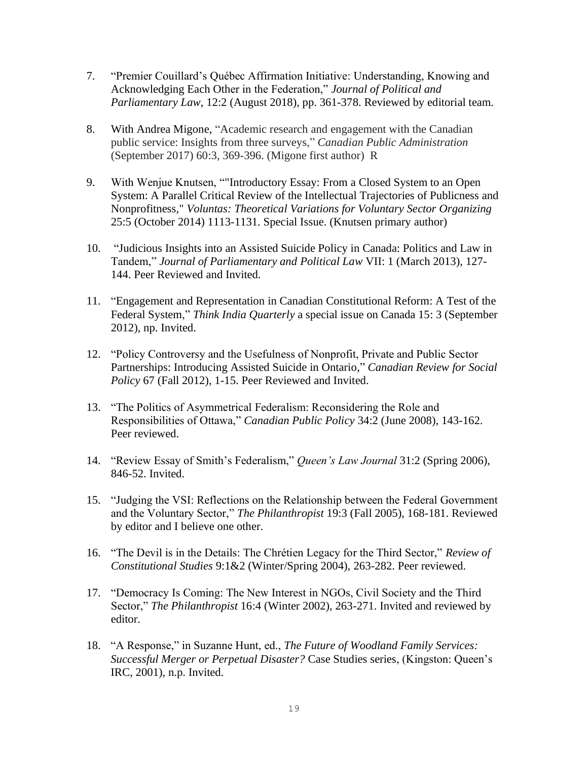7. "Premier Couillard's Québec Affirmation Initiative: Understanding, Knowing and Acknowledging Each Other in the Federation," *Journal of Political and Parliamentary Law*, 12:2 (August 2018), pp. 361-378. Reviewed by editorial team.

8. With Andrea Migone, "Academic research and engagement with the Canadian public service: Insights from three surveys," *Canadian Public Administration* (September 2017) 60:3, 369-396. (Migone first author) R

9. With Wenjue Knutsen, ""Introductory Essay: From a Closed System to an Open System: A Parallel Critical Review of the Intellectual Trajectories of Publicness and Nonprofitness," *Voluntas: Theoretical Variations for Voluntary Sector Organizing* 25:5 (October 2014) 1113-1131. Special Issue. (Knutsen primary author)

10. "Judicious Insights into an Assisted Suicide Policy in Canada: Politics and Law in Tandem," *Journal of Parliamentary and Political Law* VII: 1 (March 2013), 127-144. Peer Reviewed and Invited.

11. "Engagement and Representation in Canadian Constitutional Reform: A Test of the Federal System," *Think India Quarterly* a special issue on Canada 15: 3 (September 2012), np. Invited.

12. "Policy Controversy and the Usefulness of Nonprofit, Private and Public Sector Partnerships: Introducing Assisted Suicide in Ontario," *Canadian Review for Social Policy* 67 (Fall 2012), 1-15. Peer Reviewed and Invited.

13. "The Politics of Asymmetrical Federalism: Reconsidering the Role and Responsibilities of Ottawa," *Canadian Public Policy* 34:2 (June 2008), 143-162. Peer reviewed.

14. "Review Essay of Smith's Federalism," *Queen's Law Journal* 31:2 (Spring 2006), 846-52. Invited.

15. "Judging the VSI: Reflections on the Relationship between the Federal Government and the Voluntary Sector," *The Philanthropist* 19:3 (Fall 2005), 168-181. Reviewed by editor and I believe one other.

16. "The Devil is in the Details: The Chrétien Legacy for the Third Sector," *Review of Constitutional Studies* 9:1&2 (Winter/Spring 2004), 263-282. Peer reviewed.

17. "Democracy Is Coming: The New Interest in NGOs, Civil Society and the Third Sector," *The Philanthropist* 16:4 (Winter 2002), 263-271. Invited and reviewed by editor.

18. "A Response," in Suzanne Hunt, ed., *The Future of Woodland Family Services: Successful Merger or Perpetual Disaster?* Case Studies series, (Kingston: Queen's IRC, 2001), n.p. Invited.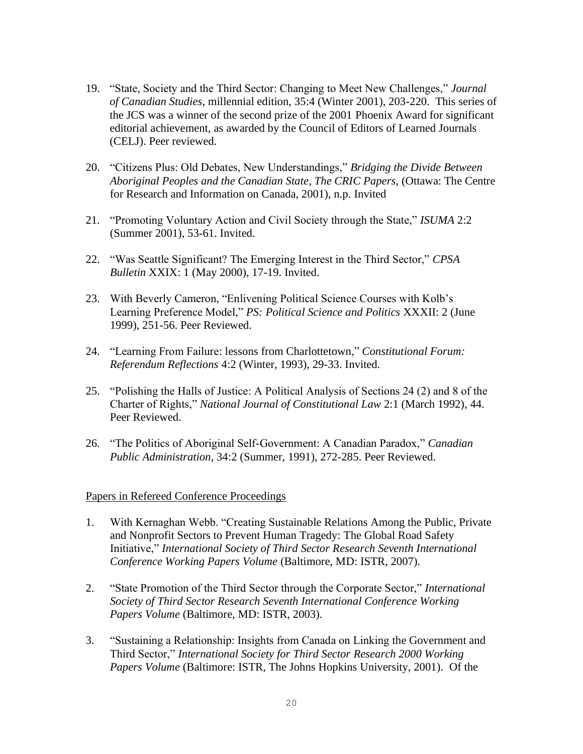19. "State, Society and the Third Sector: Changing to Meet New Challenges," *Journal of Canadian Studies*, millennial edition, 35:4 (Winter 2001), 203-220. This series of the JCS was a winner of the second prize of the 2001 Phoenix Award for significant editorial achievement, as awarded by the Council of Editors of Learned Journals (CELJ). Peer reviewed.

20. "Citizens Plus: Old Debates, New Understandings," *Bridging the Divide Between Aboriginal Peoples and the Canadian State, The CRIC Papers*, (Ottawa: The Centre for Research and Information on Canada, 2001), n.p. Invited

21. "Promoting Voluntary Action and Civil Society through the State," *ISUMA* 2:2 (Summer 2001), 53-61. Invited.

22. "Was Seattle Significant? The Emerging Interest in the Third Sector," *CPSA Bulletin* XXIX: 1 (May 2000), 17-19. Invited.

23. With Beverly Cameron, "Enlivening Political Science Courses with Kolb's Learning Preference Model," *PS: Political Science and Politics* XXXII: 2 (June 1999), 251-56. Peer Reviewed.

24. "Learning From Failure: lessons from Charlottetown," *Constitutional Forum: Referendum Reflections* 4:2 (Winter, 1993), 29-33. Invited.

25. "Polishing the Halls of Justice: A Political Analysis of Sections 24 (2) and 8 of the Charter of Rights," *National Journal of Constitutional Law* 2:1 (March 1992), 44. Peer Reviewed.

26. "The Politics of Aboriginal Self-Government: A Canadian Paradox," *Canadian Public Administration*, 34:2 (Summer, 1991), 272-285. Peer Reviewed.

## Papers in Refereed Conference Proceedings

1. With Kernaghan Webb. "Creating Sustainable Relations Among the Public, Private and Nonprofit Sectors to Prevent Human Tragedy: The Global Road Safety Initiative," *International Society of Third Sector Research Seventh International Conference Working Papers Volume* (Baltimore, MD: ISTR, 2007).

2. "State Promotion of the Third Sector through the Corporate Sector," *International Society of Third Sector Research Seventh International Conference Working Papers Volume* (Baltimore, MD: ISTR, 2003).

3. "Sustaining a Relationship: Insights from Canada on Linking the Government and Third Sector," *International Society for Third Sector Research 2000 Working Papers Volume* (Baltimore: ISTR, The Johns Hopkins University, 2001). Of the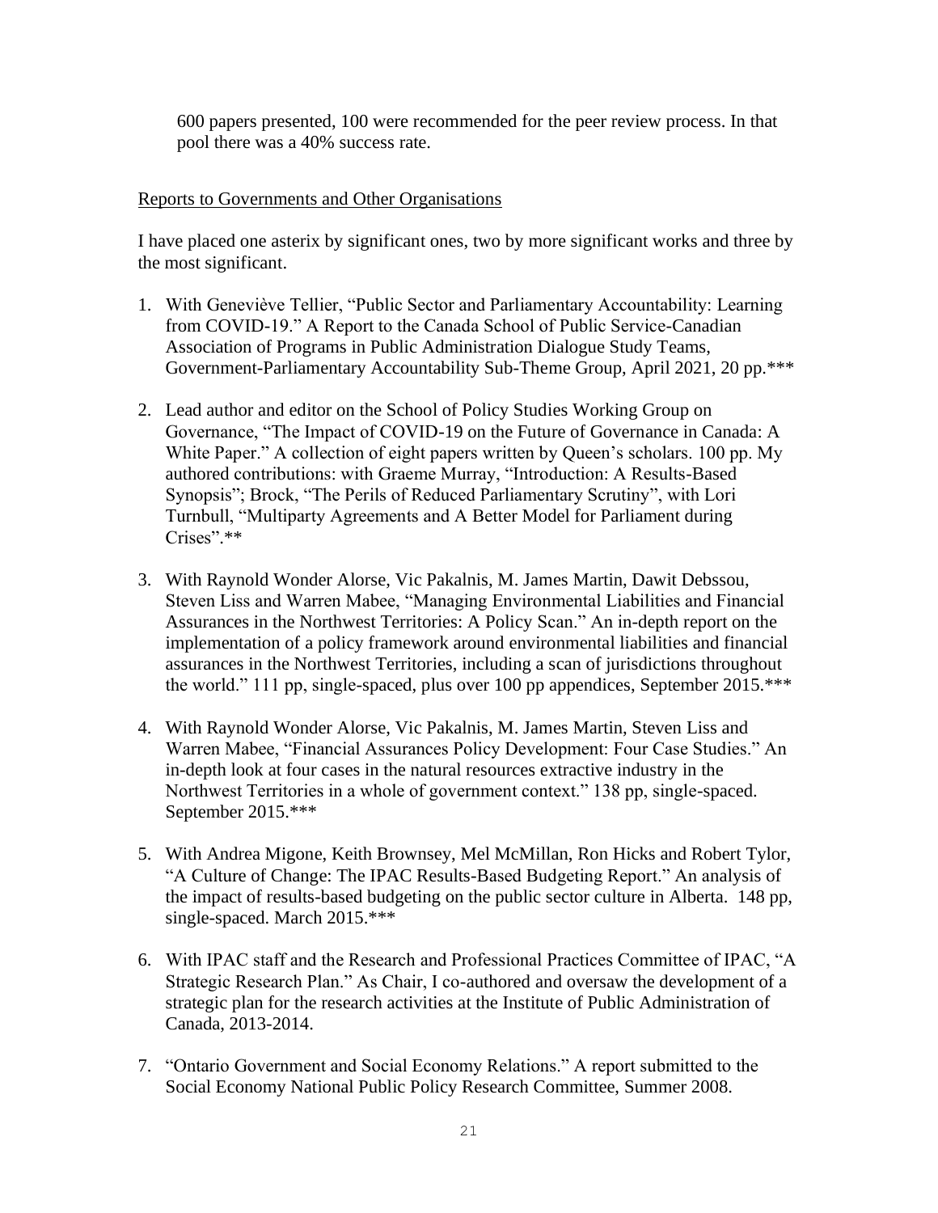600 papers presented, 100 were recommended for the peer review process. In that pool there was a 40% success rate.

Reports to Governments and Other Organisations

I have placed one asterix by significant ones, two by more significant works and three by the most significant.

1. With Geneviève Tellier, "Public Sector and Parliamentary Accountability: Learning from COVID-19." A Report to the Canada School of Public Service-Canadian Association of Programs in Public Administration Dialogue Study Teams, Government-Parliamentary Accountability Sub-Theme Group, April 2021, 20 pp.***

2. Lead author and editor on the School of Policy Studies Working Group on Governance, "The Impact of COVID-19 on the Future of Governance in Canada: A White Paper." A collection of eight papers written by Queen's scholars. 100 pp. My authored contributions: with Graeme Murray, "Introduction: A Results-Based Synopsis"; Brock, "The Perils of Reduced Parliamentary Scrutiny", with Lori Turnbull, "Multiparty Agreements and A Better Model for Parliament during Crises".**

3. With Raynold Wonder Alorse, Vic Pakalnis, M. James Martin, Dawit Debssou, Steven Liss and Warren Mabee, "Managing Environmental Liabilities and Financial Assurances in the Northwest Territories: A Policy Scan." An in-depth report on the implementation of a policy framework around environmental liabilities and financial assurances in the Northwest Territories, including a scan of jurisdictions throughout the world." 111 pp, single-spaced, plus over 100 pp appendices, September 2015.***

4. With Raynold Wonder Alorse, Vic Pakalnis, M. James Martin, Steven Liss and Warren Mabee, "Financial Assurances Policy Development: Four Case Studies." An in-depth look at four cases in the natural resources extractive industry in the Northwest Territories in a whole of government context." 138 pp, single-spaced. September 2015.***

5. With Andrea Migone, Keith Brownsey, Mel McMillan, Ron Hicks and Robert Tylor, "A Culture of Change: The IPAC Results-Based Budgeting Report." An analysis of the impact of results-based budgeting on the public sector culture in Alberta. 148 pp, single-spaced. March 2015.***

6. With IPAC staff and the Research and Professional Practices Committee of IPAC, "A Strategic Research Plan." As Chair, I co-authored and oversaw the development of a strategic plan for the research activities at the Institute of Public Administration of Canada, 2013-2014.

7. "Ontario Government and Social Economy Relations." A report submitted to the Social Economy National Public Policy Research Committee, Summer 2008.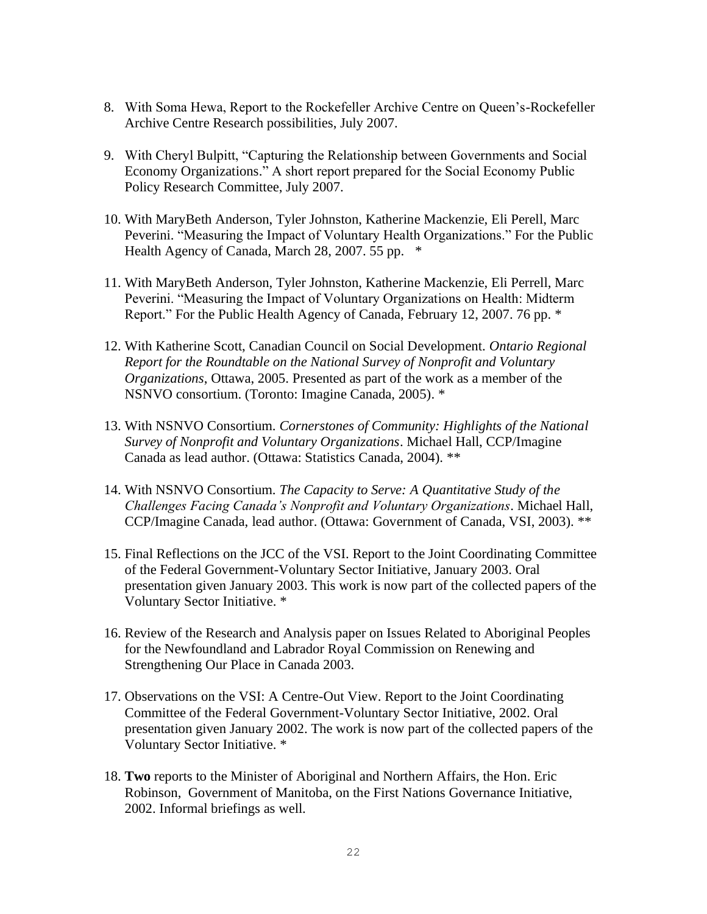8. With Soma Hewa, Report to the Rockefeller Archive Centre on Queen's-Rockefeller Archive Centre Research possibilities, July 2007.

9. With Cheryl Bulpitt, "Capturing the Relationship between Governments and Social Economy Organizations." A short report prepared for the Social Economy Public Policy Research Committee, July 2007.

10. With MaryBeth Anderson, Tyler Johnston, Katherine Mackenzie, Eli Perell, Marc Peverini. "Measuring the Impact of Voluntary Health Organizations." For the Public Health Agency of Canada, March 28, 2007. 55 pp. *

11. With MaryBeth Anderson, Tyler Johnston, Katherine Mackenzie, Eli Perrell, Marc Peverini. "Measuring the Impact of Voluntary Organizations on Health: Midterm Report." For the Public Health Agency of Canada, February 12, 2007. 76 pp. *

12. With Katherine Scott, Canadian Council on Social Development. *Ontario Regional Report for the Roundtable on the National Survey of Nonprofit and Voluntary Organizations*, Ottawa, 2005. Presented as part of the work as a member of the NSNVO consortium. (Toronto: Imagine Canada, 2005). *

13. With NSNVO Consortium. *Cornerstones of Community: Highlights of the National Survey of Nonprofit and Voluntary Organizations*. Michael Hall, CCP/Imagine Canada as lead author. (Ottawa: Statistics Canada, 2004). **

14. With NSNVO Consortium. *The Capacity to Serve: A Quantitative Study of the Challenges Facing Canada's Nonprofit and Voluntary Organizations*. Michael Hall, CCP/Imagine Canada, lead author. (Ottawa: Government of Canada, VSI, 2003). **

15. Final Reflections on the JCC of the VSI. Report to the Joint Coordinating Committee of the Federal Government-Voluntary Sector Initiative, January 2003. Oral presentation given January 2003. This work is now part of the collected papers of the Voluntary Sector Initiative. *

16. Review of the Research and Analysis paper on Issues Related to Aboriginal Peoples for the Newfoundland and Labrador Royal Commission on Renewing and Strengthening Our Place in Canada 2003.

17. Observations on the VSI: A Centre-Out View. Report to the Joint Coordinating Committee of the Federal Government-Voluntary Sector Initiative, 2002. Oral presentation given January 2002. The work is now part of the collected papers of the Voluntary Sector Initiative. *

18. **Two** reports to the Minister of Aboriginal and Northern Affairs, the Hon. Eric Robinson, Government of Manitoba, on the First Nations Governance Initiative, 2002. Informal briefings as well.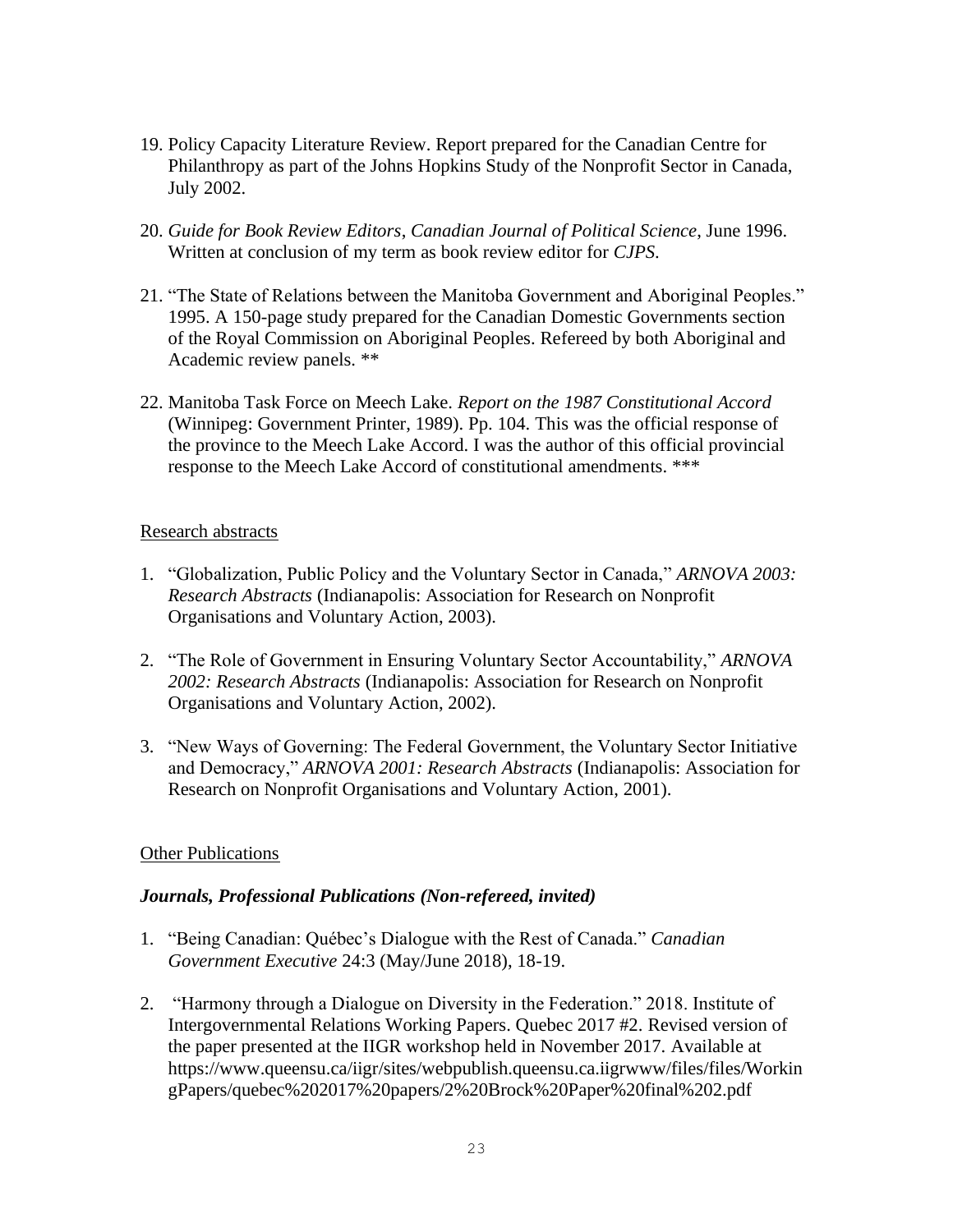19. Policy Capacity Literature Review. Report prepared for the Canadian Centre for Philanthropy as part of the Johns Hopkins Study of the Nonprofit Sector in Canada, July 2002.

20. *Guide for Book Review Editors*, *Canadian Journal of Political Science*, June 1996. Written at conclusion of my term as book review editor for *CJPS*.

21. "The State of Relations between the Manitoba Government and Aboriginal Peoples." 1995. A 150-page study prepared for the Canadian Domestic Governments section of the Royal Commission on Aboriginal Peoples. Refereed by both Aboriginal and Academic review panels. **

22. Manitoba Task Force on Meech Lake. *Report on the 1987 Constitutional Accord* (Winnipeg: Government Printer, 1989). Pp. 104. This was the official response of the province to the Meech Lake Accord. I was the author of this official provincial response to the Meech Lake Accord of constitutional amendments. ***

Research abstracts

1. "Globalization, Public Policy and the Voluntary Sector in Canada," *ARNOVA 2003: Research Abstracts* (Indianapolis: Association for Research on Nonprofit Organisations and Voluntary Action, 2003).

2. "The Role of Government in Ensuring Voluntary Sector Accountability," *ARNOVA 2002: Research Abstracts* (Indianapolis: Association for Research on Nonprofit Organisations and Voluntary Action, 2002).

3. "New Ways of Governing: The Federal Government, the Voluntary Sector Initiative and Democracy," *ARNOVA 2001: Research Abstracts* (Indianapolis: Association for Research on Nonprofit Organisations and Voluntary Action, 2001).

Other Publications

### *Journals, Professional Publications (Non-refereed, invited)*

1. "Being Canadian: Québec's Dialogue with the Rest of Canada." *Canadian Government Executive* 24:3 (May/June 2018), 18-19.

2. "Harmony through a Dialogue on Diversity in the Federation." 2018. Institute of Intergovernmental Relations Working Papers. Quebec 2017 #2. Revised version of the paper presented at the IIGR workshop held in November 2017. Available at https://www.queensu.ca/iigr/sites/webpublish.queensu.ca.iigrwww/files/files/WorkingPapers/quebec%202017%20papers/2%20Brock%20Paper%20final%202.pdf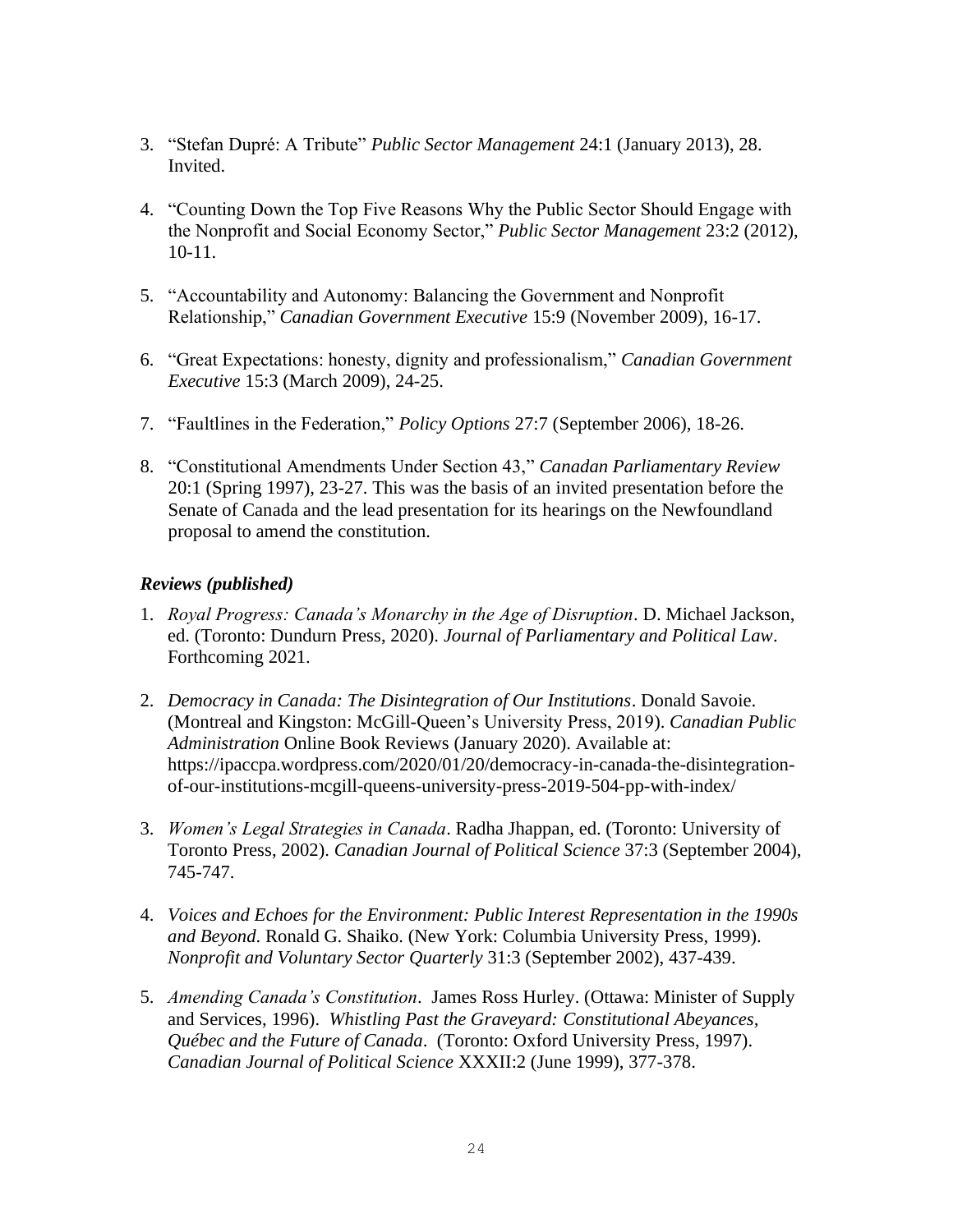3. "Stefan Dupré: A Tribute" *Public Sector Management* 24:1 (January 2013), 28. Invited.

4. "Counting Down the Top Five Reasons Why the Public Sector Should Engage with the Nonprofit and Social Economy Sector," *Public Sector Management* 23:2 (2012), 10-11.

5. "Accountability and Autonomy: Balancing the Government and Nonprofit Relationship," *Canadian Government Executive* 15:9 (November 2009), 16-17.

6. "Great Expectations: honesty, dignity and professionalism," *Canadian Government Executive* 15:3 (March 2009), 24-25.

7. "Faultlines in the Federation," *Policy Options* 27:7 (September 2006), 18-26.

8. "Constitutional Amendments Under Section 43," *Canadan Parliamentary Review* 20:1 (Spring 1997), 23-27. This was the basis of an invited presentation before the Senate of Canada and the lead presentation for its hearings on the Newfoundland proposal to amend the constitution.

### *Reviews (published)*

1. *Royal Progress: Canada's Monarchy in the Age of Disruption*. D. Michael Jackson, ed. (Toronto: Dundurn Press, 2020). *Journal of Parliamentary and Political Law*. Forthcoming 2021.

2. *Democracy in Canada: The Disintegration of Our Institutions*. Donald Savoie. (Montreal and Kingston: McGill-Queen's University Press, 2019). *Canadian Public Administration* Online Book Reviews (January 2020). Available at: https://ipaccpa.wordpress.com/2020/01/20/democracy-in-canada-the-disintegration-of-our-institutions-mcgill-queens-university-press-2019-504-pp-with-index/

3. *Women's Legal Strategies in Canada*. Radha Jhappan, ed. (Toronto: University of Toronto Press, 2002). *Canadian Journal of Political Science* 37:3 (September 2004), 745-747.

4. *Voices and Echoes for the Environment: Public Interest Representation in the 1990s and Beyond*. Ronald G. Shaiko. (New York: Columbia University Press, 1999). *Nonprofit and Voluntary Sector Quarterly* 31:3 (September 2002), 437-439.

5. *Amending Canada's Constitution*. James Ross Hurley. (Ottawa: Minister of Supply and Services, 1996). *Whistling Past the Graveyard: Constitutional Abeyances, Québec and the Future of Canada*. (Toronto: Oxford University Press, 1997). *Canadian Journal of Political Science* XXXII:2 (June 1999), 377-378.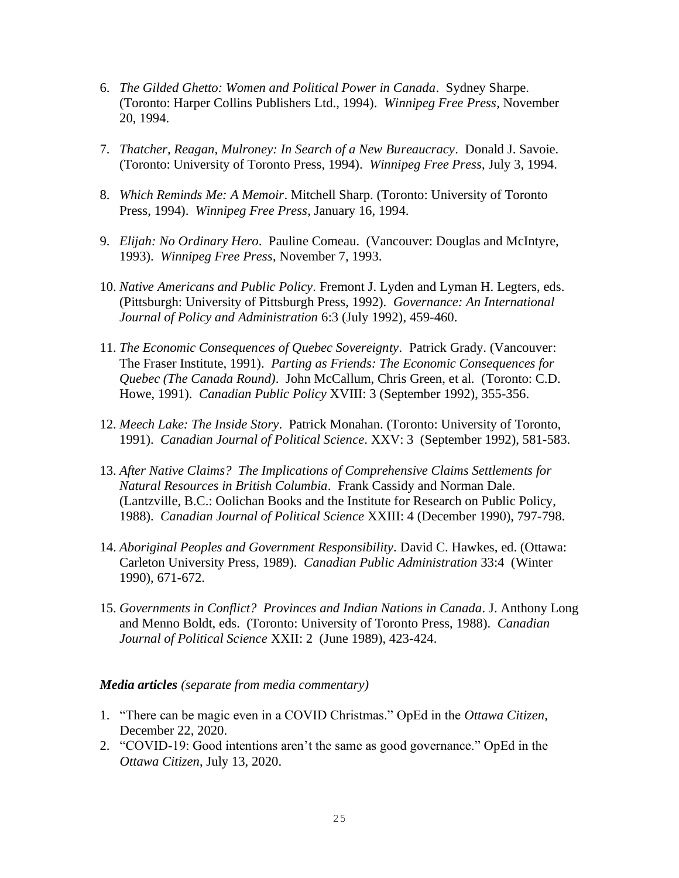6. *The Gilded Ghetto: Women and Political Power in Canada*. Sydney Sharpe. (Toronto: Harper Collins Publishers Ltd., 1994). *Winnipeg Free Press*, November 20, 1994.

7. *Thatcher, Reagan, Mulroney: In Search of a New Bureaucracy*. Donald J. Savoie. (Toronto: University of Toronto Press, 1994). *Winnipeg Free Press*, July 3, 1994.

8. *Which Reminds Me: A Memoir*. Mitchell Sharp. (Toronto: University of Toronto Press, 1994). *Winnipeg Free Press*, January 16, 1994.

9. *Elijah: No Ordinary Hero*. Pauline Comeau. (Vancouver: Douglas and McIntyre, 1993). *Winnipeg Free Press*, November 7, 1993.

10. *Native Americans and Public Policy*. Fremont J. Lyden and Lyman H. Legters, eds. (Pittsburgh: University of Pittsburgh Press, 1992). *Governance: An International Journal of Policy and Administration* 6:3 (July 1992), 459-460.

11. *The Economic Consequences of Quebec Sovereignty*. Patrick Grady. (Vancouver: The Fraser Institute, 1991). *Parting as Friends: The Economic Consequences for Quebec (The Canada Round)*. John McCallum, Chris Green, et al. (Toronto: C.D. Howe, 1991). *Canadian Public Policy* XVIII: 3 (September 1992), 355-356.

12. *Meech Lake: The Inside Story*. Patrick Monahan. (Toronto: University of Toronto, 1991). *Canadian Journal of Political Science*. XXV: 3 (September 1992), 581-583.

13. *After Native Claims? The Implications of Comprehensive Claims Settlements for Natural Resources in British Columbia*. Frank Cassidy and Norman Dale. (Lantzville, B.C.: Oolichan Books and the Institute for Research on Public Policy, 1988). *Canadian Journal of Political Science* XXIII: 4 (December 1990), 797-798.

14. *Aboriginal Peoples and Government Responsibility*. David C. Hawkes, ed. (Ottawa: Carleton University Press, 1989). *Canadian Public Administration* 33:4 (Winter 1990), 671-672.

15. *Governments in Conflict? Provinces and Indian Nations in Canada*. J. Anthony Long and Menno Boldt, eds. (Toronto: University of Toronto Press, 1988). *Canadian Journal of Political Science* XXII: 2 (June 1989), 423-424.

***Media articles** (separate from media commentary)*

1. "There can be magic even in a COVID Christmas." OpEd in the *Ottawa Citizen*, December 22, 2020.
2. "COVID-19: Good intentions aren't the same as good governance." OpEd in the *Ottawa Citizen*, July 13, 2020.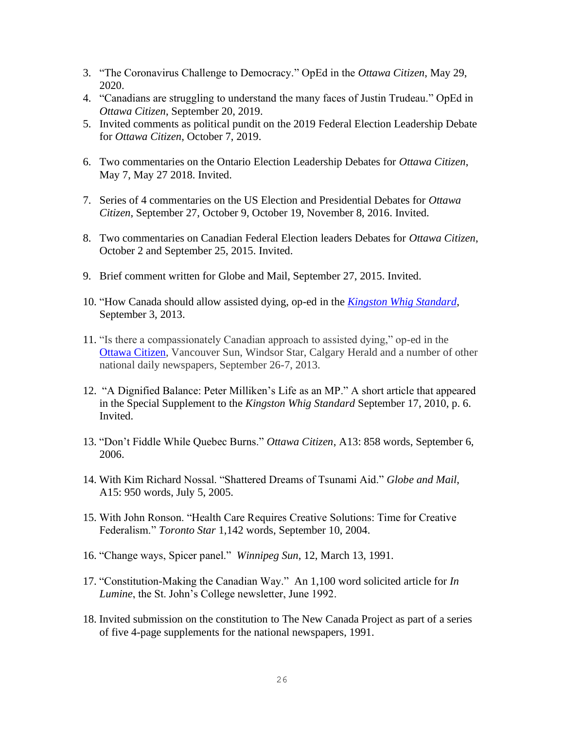3. "The Coronavirus Challenge to Democracy." OpEd in the *Ottawa Citizen*, May 29, 2020.
4. "Canadians are struggling to understand the many faces of Justin Trudeau." OpEd in *Ottawa Citizen*, September 20, 2019.
5. Invited comments as political pundit on the 2019 Federal Election Leadership Debate for *Ottawa Citizen*, October 7, 2019.
6. Two commentaries on the Ontario Election Leadership Debates for *Ottawa Citizen*, May 7, May 27 2018. Invited.
7. Series of 4 commentaries on the US Election and Presidential Debates for *Ottawa Citizen*, September 27, October 9, October 19, November 8, 2016. Invited.
8. Two commentaries on Canadian Federal Election leaders Debates for *Ottawa Citizen*, October 2 and September 25, 2015. Invited.
9. Brief comment written for Globe and Mail, September 27, 2015. Invited.
10. "How Canada should allow assisted dying, op-ed in the *Kingston Whig Standard*, September 3, 2013.
11. "Is there a compassionately Canadian approach to assisted dying," op-ed in the Ottawa Citizen, Vancouver Sun, Windsor Star, Calgary Herald and a number of other national daily newspapers, September 26-7, 2013.
12. "A Dignified Balance: Peter Milliken's Life as an MP." A short article that appeared in the Special Supplement to the *Kingston Whig Standard* September 17, 2010, p. 6. Invited.
13. "Don't Fiddle While Quebec Burns." *Ottawa Citizen*, A13: 858 words, September 6, 2006.
14. With Kim Richard Nossal. "Shattered Dreams of Tsunami Aid." *Globe and Mail*, A15: 950 words, July 5, 2005.
15. With John Ronson. "Health Care Requires Creative Solutions: Time for Creative Federalism." *Toronto Star* 1,142 words, September 10, 2004.
16. "Change ways, Spicer panel." *Winnipeg Sun*, 12, March 13, 1991.
17. "Constitution-Making the Canadian Way." An 1,100 word solicited article for *In Lumine*, the St. John's College newsletter, June 1992.
18. Invited submission on the constitution to The New Canada Project as part of a series of five 4-page supplements for the national newspapers, 1991.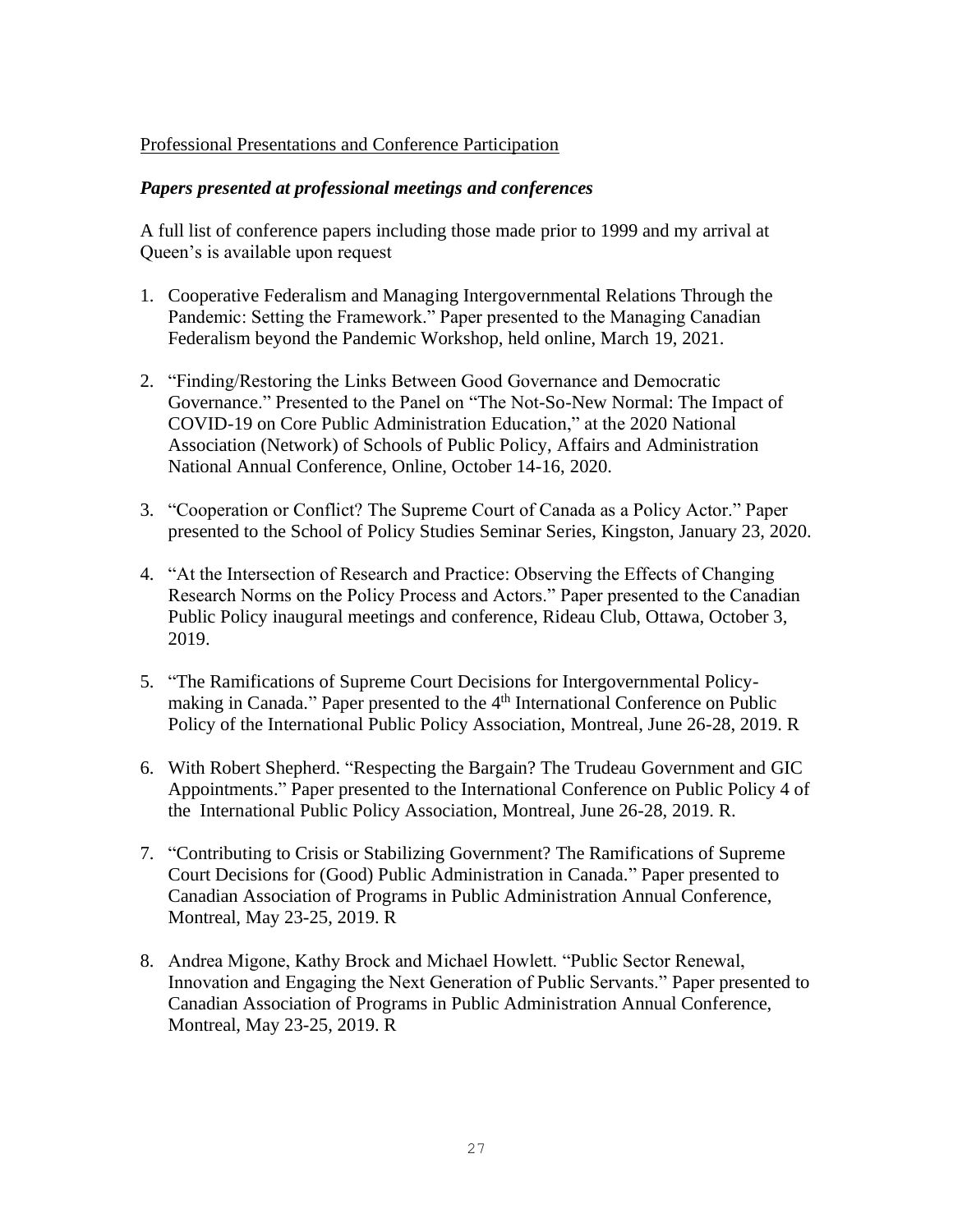Professional Presentations and Conference Participation

***Papers presented at professional meetings and conferences***

A full list of conference papers including those made prior to 1999 and my arrival at Queen's is available upon request

1. Cooperative Federalism and Managing Intergovernmental Relations Through the Pandemic: Setting the Framework." Paper presented to the Managing Canadian Federalism beyond the Pandemic Workshop, held online, March 19, 2021.

2. "Finding/Restoring the Links Between Good Governance and Democratic Governance." Presented to the Panel on "The Not-So-New Normal: The Impact of COVID-19 on Core Public Administration Education," at the 2020 National Association (Network) of Schools of Public Policy, Affairs and Administration National Annual Conference, Online, October 14-16, 2020.

3. "Cooperation or Conflict? The Supreme Court of Canada as a Policy Actor." Paper presented to the School of Policy Studies Seminar Series, Kingston, January 23, 2020.

4. "At the Intersection of Research and Practice: Observing the Effects of Changing Research Norms on the Policy Process and Actors." Paper presented to the Canadian Public Policy inaugural meetings and conference, Rideau Club, Ottawa, October 3, 2019.

5. "The Ramifications of Supreme Court Decisions for Intergovernmental Policy-making in Canada." Paper presented to the 4th International Conference on Public Policy of the International Public Policy Association, Montreal, June 26-28, 2019. R

6. With Robert Shepherd. "Respecting the Bargain? The Trudeau Government and GIC Appointments." Paper presented to the International Conference on Public Policy 4 of the International Public Policy Association, Montreal, June 26-28, 2019. R.

7. "Contributing to Crisis or Stabilizing Government? The Ramifications of Supreme Court Decisions for (Good) Public Administration in Canada." Paper presented to Canadian Association of Programs in Public Administration Annual Conference, Montreal, May 23-25, 2019. R

8. Andrea Migone, Kathy Brock and Michael Howlett. "Public Sector Renewal, Innovation and Engaging the Next Generation of Public Servants." Paper presented to Canadian Association of Programs in Public Administration Annual Conference, Montreal, May 23-25, 2019. R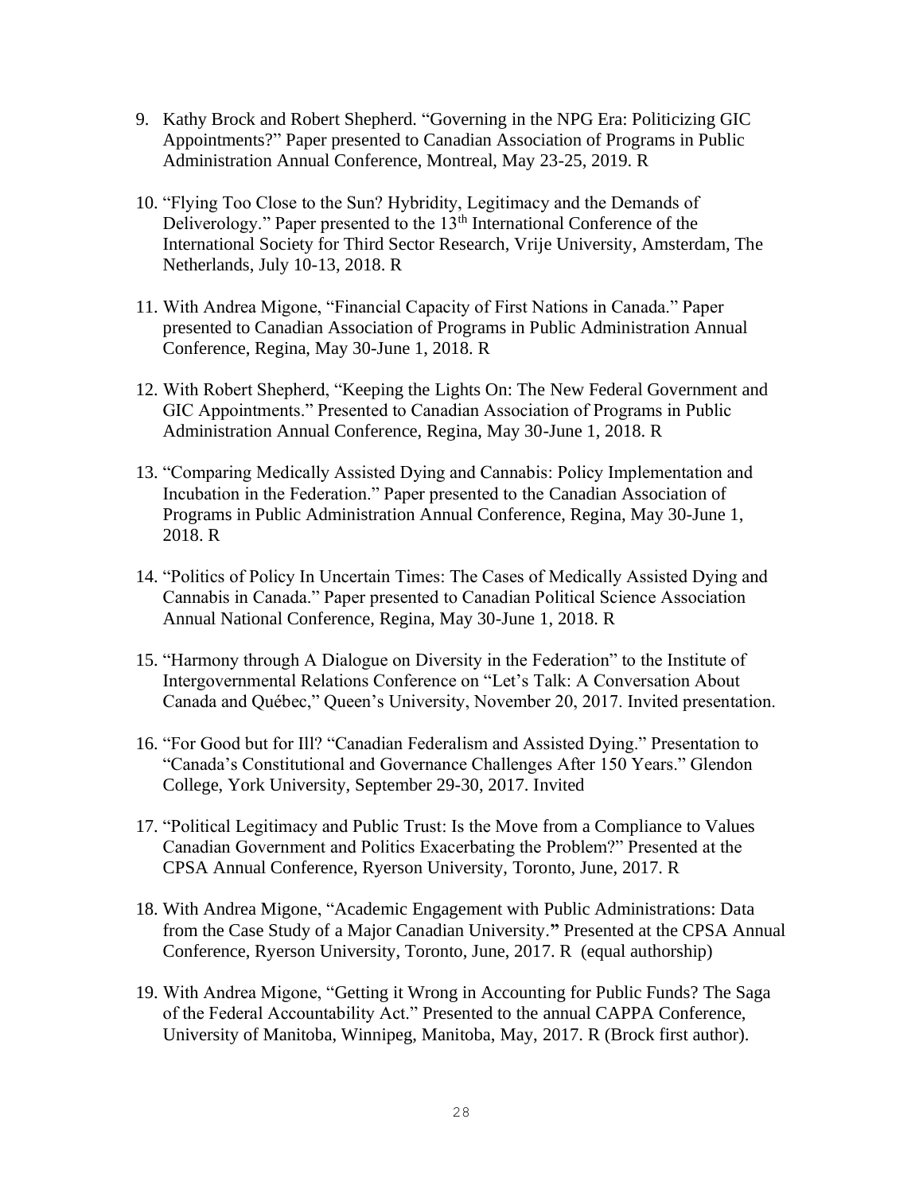9. Kathy Brock and Robert Shepherd. “Governing in the NPG Era: Politicizing GIC Appointments?” Paper presented to Canadian Association of Programs in Public Administration Annual Conference, Montreal, May 23-25, 2019. R

10. “Flying Too Close to the Sun? Hybridity, Legitimacy and the Demands of Deliverology.” Paper presented to the 13th International Conference of the International Society for Third Sector Research, Vrije University, Amsterdam, The Netherlands, July 10-13, 2018. R

11. With Andrea Migone, “Financial Capacity of First Nations in Canada.” Paper presented to Canadian Association of Programs in Public Administration Annual Conference, Regina, May 30-June 1, 2018. R

12. With Robert Shepherd, “Keeping the Lights On: The New Federal Government and GIC Appointments.” Presented to Canadian Association of Programs in Public Administration Annual Conference, Regina, May 30-June 1, 2018. R

13. “Comparing Medically Assisted Dying and Cannabis: Policy Implementation and Incubation in the Federation.” Paper presented to the Canadian Association of Programs in Public Administration Annual Conference, Regina, May 30-June 1, 2018. R

14. “Politics of Policy In Uncertain Times: The Cases of Medically Assisted Dying and Cannabis in Canada.” Paper presented to Canadian Political Science Association Annual National Conference, Regina, May 30-June 1, 2018. R

15. “Harmony through A Dialogue on Diversity in the Federation” to the Institute of Intergovernmental Relations Conference on “Let’s Talk: A Conversation About Canada and Québec,” Queen’s University, November 20, 2017. Invited presentation.

16. “For Good but for Ill? “Canadian Federalism and Assisted Dying.” Presentation to “Canada’s Constitutional and Governance Challenges After 150 Years.” Glendon College, York University, September 29-30, 2017. Invited

17. “Political Legitimacy and Public Trust: Is the Move from a Compliance to Values Canadian Government and Politics Exacerbating the Problem?” Presented at the CPSA Annual Conference, Ryerson University, Toronto, June, 2017. R

18. With Andrea Migone, “Academic Engagement with Public Administrations: Data from the Case Study of a Major Canadian University.**”** Presented at the CPSA Annual Conference, Ryerson University, Toronto, June, 2017. R (equal authorship)

19. With Andrea Migone, “Getting it Wrong in Accounting for Public Funds? The Saga of the Federal Accountability Act.” Presented to the annual CAPPA Conference, University of Manitoba, Winnipeg, Manitoba, May, 2017. R (Brock first author).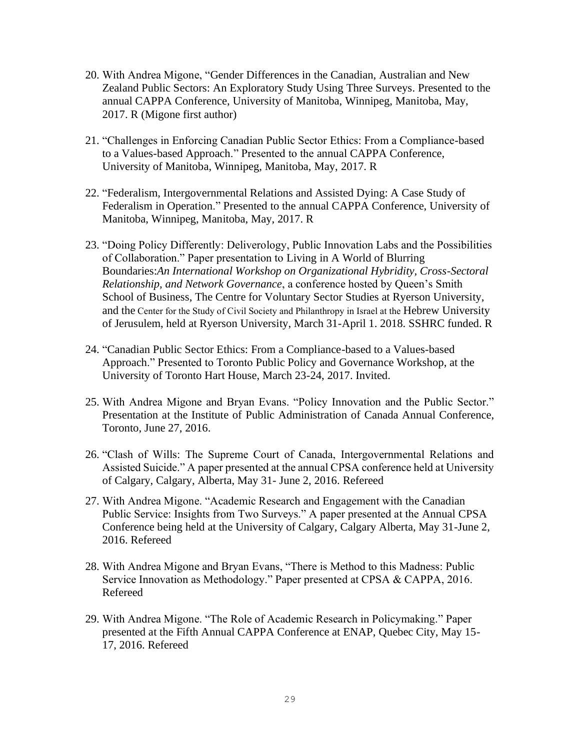20. With Andrea Migone, "Gender Differences in the Canadian, Australian and New Zealand Public Sectors: An Exploratory Study Using Three Surveys. Presented to the annual CAPPA Conference, University of Manitoba, Winnipeg, Manitoba, May, 2017. R (Migone first author)

21. "Challenges in Enforcing Canadian Public Sector Ethics: From a Compliance-based to a Values-based Approach." Presented to the annual CAPPA Conference, University of Manitoba, Winnipeg, Manitoba, May, 2017. R

22. "Federalism, Intergovernmental Relations and Assisted Dying: A Case Study of Federalism in Operation." Presented to the annual CAPPA Conference, University of Manitoba, Winnipeg, Manitoba, May, 2017. R

23. "Doing Policy Differently: Deliverology, Public Innovation Labs and the Possibilities of Collaboration." Paper presentation to Living in A World of Blurring Boundaries:*An International Workshop on Organizational Hybridity, Cross-Sectoral Relationship, and Network Governance*, a conference hosted by Queen's Smith School of Business, The Centre for Voluntary Sector Studies at Ryerson University, and the Center for the Study of Civil Society and Philanthropy in Israel at the Hebrew University of Jerusulem, held at Ryerson University, March 31-April 1. 2018. SSHRC funded. R

24. "Canadian Public Sector Ethics: From a Compliance-based to a Values-based Approach." Presented to Toronto Public Policy and Governance Workshop, at the University of Toronto Hart House, March 23-24, 2017. Invited.

25. With Andrea Migone and Bryan Evans. "Policy Innovation and the Public Sector." Presentation at the Institute of Public Administration of Canada Annual Conference, Toronto, June 27, 2016.

26. "Clash of Wills: The Supreme Court of Canada, Intergovernmental Relations and Assisted Suicide." A paper presented at the annual CPSA conference held at University of Calgary, Calgary, Alberta, May 31- June 2, 2016. Refereed

27. With Andrea Migone. "Academic Research and Engagement with the Canadian Public Service: Insights from Two Surveys." A paper presented at the Annual CPSA Conference being held at the University of Calgary, Calgary Alberta, May 31-June 2, 2016. Refereed

28. With Andrea Migone and Bryan Evans, "There is Method to this Madness: Public Service Innovation as Methodology." Paper presented at CPSA & CAPPA, 2016. Refereed

29. With Andrea Migone. "The Role of Academic Research in Policymaking." Paper presented at the Fifth Annual CAPPA Conference at ENAP, Quebec City, May 15-17, 2016. Refereed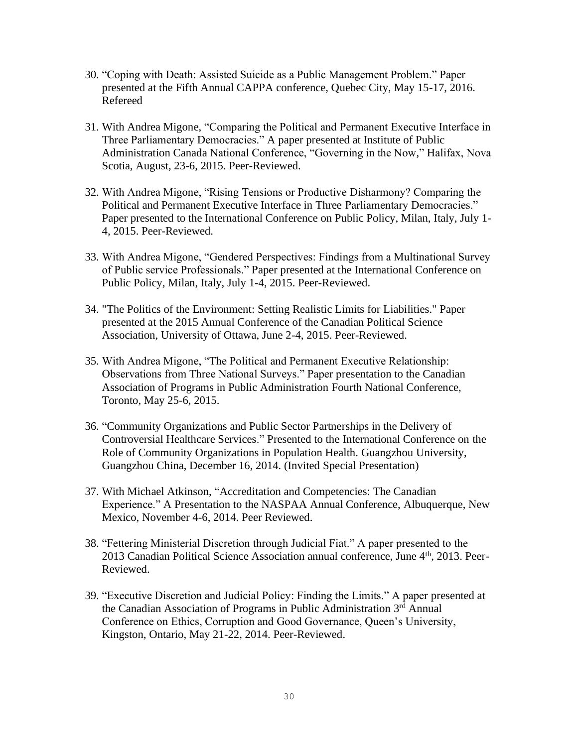30. "Coping with Death: Assisted Suicide as a Public Management Problem." Paper presented at the Fifth Annual CAPPA conference, Quebec City, May 15-17, 2016. Refereed

31. With Andrea Migone, "Comparing the Political and Permanent Executive Interface in Three Parliamentary Democracies." A paper presented at Institute of Public Administration Canada National Conference, "Governing in the Now," Halifax, Nova Scotia, August, 23-6, 2015. Peer-Reviewed.

32. With Andrea Migone, "Rising Tensions or Productive Disharmony? Comparing the Political and Permanent Executive Interface in Three Parliamentary Democracies." Paper presented to the International Conference on Public Policy, Milan, Italy, July 1-4, 2015. Peer-Reviewed.

33. With Andrea Migone, "Gendered Perspectives: Findings from a Multinational Survey of Public service Professionals." Paper presented at the International Conference on Public Policy, Milan, Italy, July 1-4, 2015. Peer-Reviewed.

34. "The Politics of the Environment: Setting Realistic Limits for Liabilities." Paper presented at the 2015 Annual Conference of the Canadian Political Science Association, University of Ottawa, June 2-4, 2015. Peer-Reviewed.

35. With Andrea Migone, "The Political and Permanent Executive Relationship: Observations from Three National Surveys." Paper presentation to the Canadian Association of Programs in Public Administration Fourth National Conference, Toronto, May 25-6, 2015.

36. "Community Organizations and Public Sector Partnerships in the Delivery of Controversial Healthcare Services." Presented to the International Conference on the Role of Community Organizations in Population Health. Guangzhou University, Guangzhou China, December 16, 2014. (Invited Special Presentation)

37. With Michael Atkinson, "Accreditation and Competencies: The Canadian Experience." A Presentation to the NASPAA Annual Conference, Albuquerque, New Mexico, November 4-6, 2014. Peer Reviewed.

38. "Fettering Ministerial Discretion through Judicial Fiat." A paper presented to the 2013 Canadian Political Science Association annual conference, June 4th, 2013. Peer-Reviewed.

39. "Executive Discretion and Judicial Policy: Finding the Limits." A paper presented at the Canadian Association of Programs in Public Administration 3rd Annual Conference on Ethics, Corruption and Good Governance, Queen's University, Kingston, Ontario, May 21-22, 2014. Peer-Reviewed.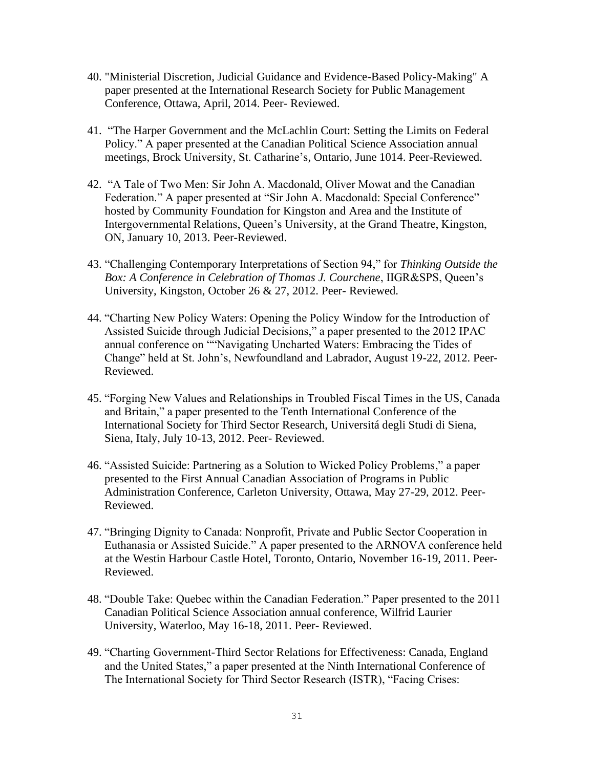40. "Ministerial Discretion, Judicial Guidance and Evidence-Based Policy-Making" A paper presented at the International Research Society for Public Management Conference, Ottawa, April, 2014. Peer- Reviewed.

41. "The Harper Government and the McLachlin Court: Setting the Limits on Federal Policy." A paper presented at the Canadian Political Science Association annual meetings, Brock University, St. Catharine's, Ontario, June 1014. Peer-Reviewed.

42. "A Tale of Two Men: Sir John A. Macdonald, Oliver Mowat and the Canadian Federation." A paper presented at "Sir John A. Macdonald: Special Conference" hosted by Community Foundation for Kingston and Area and the Institute of Intergovernmental Relations, Queen's University, at the Grand Theatre, Kingston, ON, January 10, 2013. Peer-Reviewed.

43. "Challenging Contemporary Interpretations of Section 94," for *Thinking Outside the Box: A Conference in Celebration of Thomas J. Courchene*, IIGR&SPS, Queen's University, Kingston, October 26 & 27, 2012. Peer- Reviewed.

44. "Charting New Policy Waters: Opening the Policy Window for the Introduction of Assisted Suicide through Judicial Decisions," a paper presented to the 2012 IPAC annual conference on ""Navigating Uncharted Waters: Embracing the Tides of Change" held at St. John's, Newfoundland and Labrador, August 19-22, 2012. Peer-Reviewed.

45. "Forging New Values and Relationships in Troubled Fiscal Times in the US, Canada and Britain," a paper presented to the Tenth International Conference of the International Society for Third Sector Research, Universitá degli Studi di Siena, Siena, Italy, July 10-13, 2012. Peer- Reviewed.

46. "Assisted Suicide: Partnering as a Solution to Wicked Policy Problems," a paper presented to the First Annual Canadian Association of Programs in Public Administration Conference, Carleton University, Ottawa, May 27-29, 2012. Peer-Reviewed.

47. "Bringing Dignity to Canada: Nonprofit, Private and Public Sector Cooperation in Euthanasia or Assisted Suicide." A paper presented to the ARNOVA conference held at the Westin Harbour Castle Hotel, Toronto, Ontario, November 16-19, 2011. Peer-Reviewed.

48. "Double Take: Quebec within the Canadian Federation." Paper presented to the 2011 Canadian Political Science Association annual conference, Wilfrid Laurier University, Waterloo, May 16-18, 2011. Peer- Reviewed.

49. "Charting Government-Third Sector Relations for Effectiveness: Canada, England and the United States," a paper presented at the Ninth International Conference of The International Society for Third Sector Research (ISTR), "Facing Crises: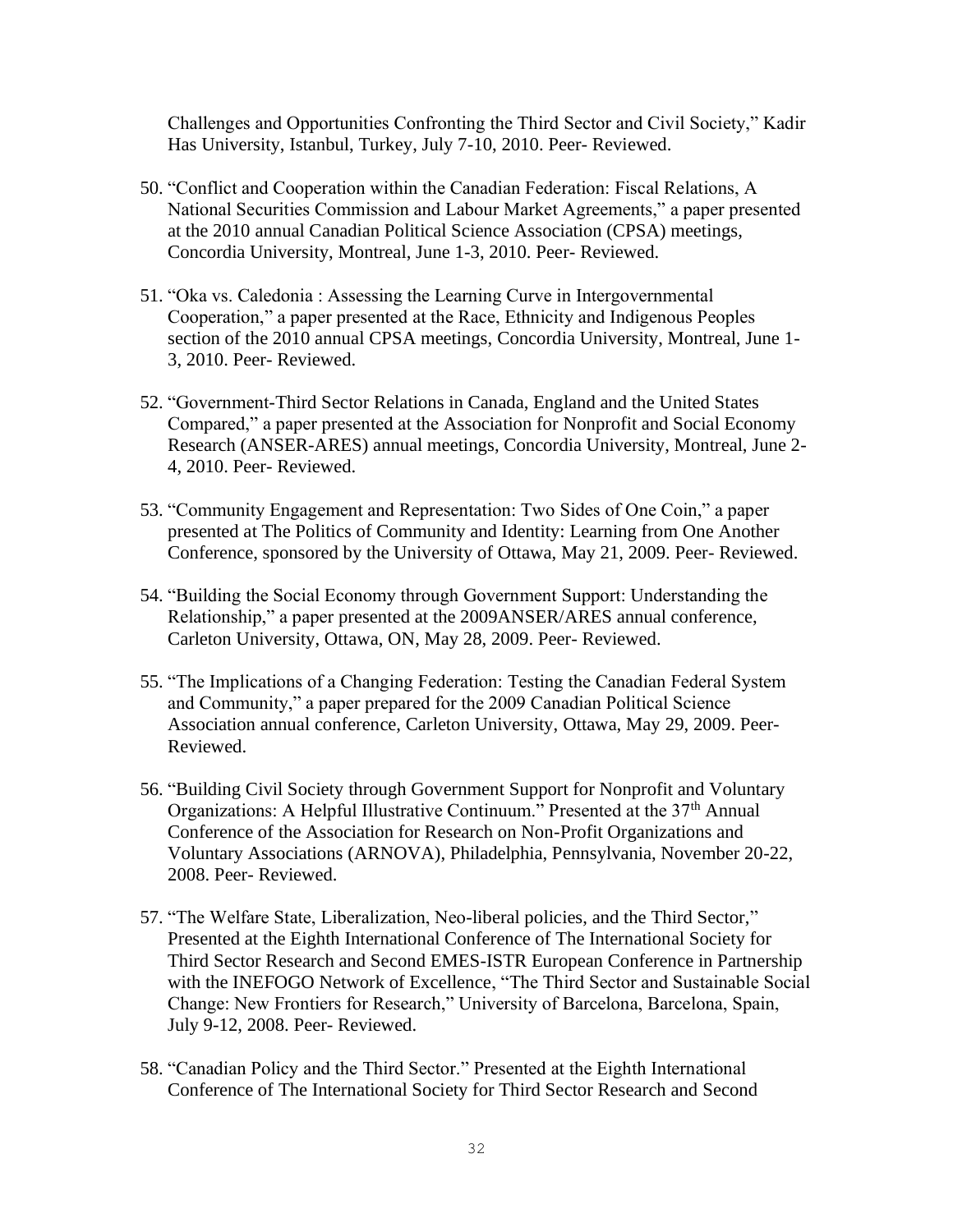Challenges and Opportunities Confronting the Third Sector and Civil Society," Kadir Has University, Istanbul, Turkey, July 7-10, 2010. Peer- Reviewed.

50. "Conflict and Cooperation within the Canadian Federation: Fiscal Relations, A National Securities Commission and Labour Market Agreements," a paper presented at the 2010 annual Canadian Political Science Association (CPSA) meetings, Concordia University, Montreal, June 1-3, 2010. Peer- Reviewed.

51. "Oka vs. Caledonia : Assessing the Learning Curve in Intergovernmental Cooperation," a paper presented at the Race, Ethnicity and Indigenous Peoples section of the 2010 annual CPSA meetings, Concordia University, Montreal, June 1-3, 2010. Peer- Reviewed.

52. "Government-Third Sector Relations in Canada, England and the United States Compared," a paper presented at the Association for Nonprofit and Social Economy Research (ANSER-ARES) annual meetings, Concordia University, Montreal, June 2-4, 2010. Peer- Reviewed.

53. "Community Engagement and Representation: Two Sides of One Coin," a paper presented at The Politics of Community and Identity: Learning from One Another Conference, sponsored by the University of Ottawa, May 21, 2009. Peer- Reviewed.

54. "Building the Social Economy through Government Support: Understanding the Relationship," a paper presented at the 2009ANSER/ARES annual conference, Carleton University, Ottawa, ON, May 28, 2009. Peer- Reviewed.

55. "The Implications of a Changing Federation: Testing the Canadian Federal System and Community," a paper prepared for the 2009 Canadian Political Science Association annual conference, Carleton University, Ottawa, May 29, 2009. Peer- Reviewed.

56. "Building Civil Society through Government Support for Nonprofit and Voluntary Organizations: A Helpful Illustrative Continuum." Presented at the 37th Annual Conference of the Association for Research on Non-Profit Organizations and Voluntary Associations (ARNOVA), Philadelphia, Pennsylvania, November 20-22, 2008. Peer- Reviewed.

57. "The Welfare State, Liberalization, Neo-liberal policies, and the Third Sector," Presented at the Eighth International Conference of The International Society for Third Sector Research and Second EMES-ISTR European Conference in Partnership with the INEFOGO Network of Excellence, "The Third Sector and Sustainable Social Change: New Frontiers for Research," University of Barcelona, Barcelona, Spain, July 9-12, 2008. Peer- Reviewed.

58. "Canadian Policy and the Third Sector." Presented at the Eighth International Conference of The International Society for Third Sector Research and Second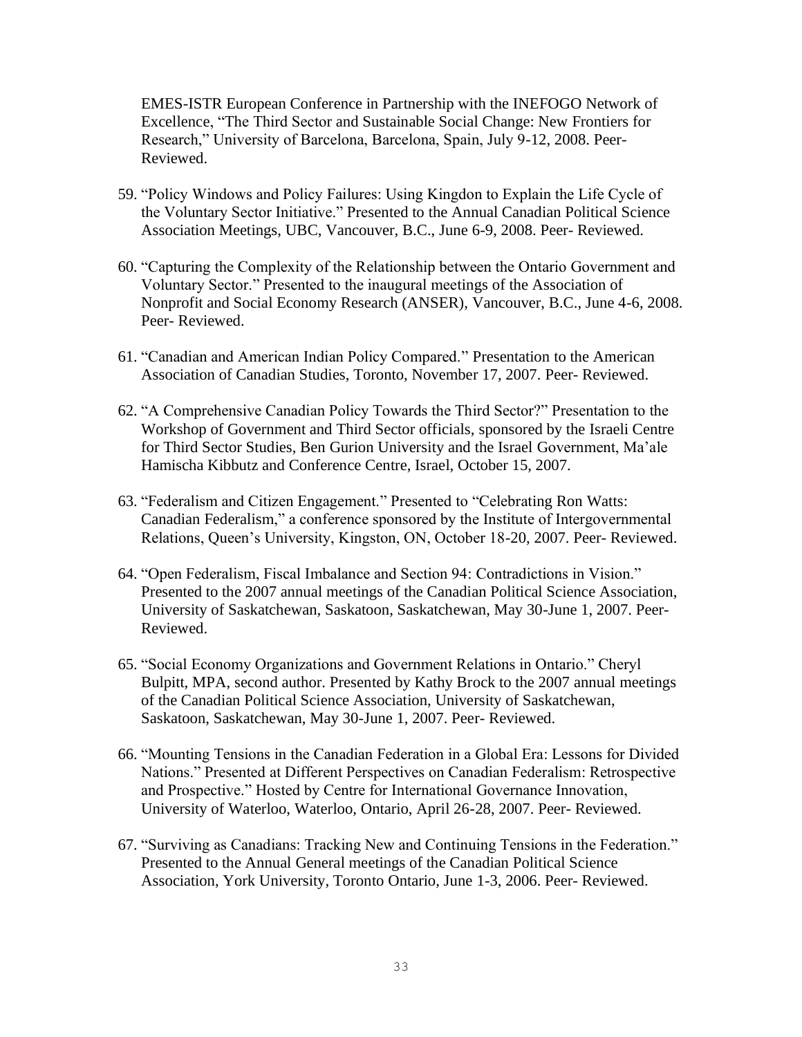EMES-ISTR European Conference in Partnership with the INEFOGO Network of Excellence, "The Third Sector and Sustainable Social Change: New Frontiers for Research," University of Barcelona, Barcelona, Spain, July 9-12, 2008. Peer-Reviewed.

59. "Policy Windows and Policy Failures: Using Kingdon to Explain the Life Cycle of the Voluntary Sector Initiative." Presented to the Annual Canadian Political Science Association Meetings, UBC, Vancouver, B.C., June 6-9, 2008. Peer- Reviewed.

60. "Capturing the Complexity of the Relationship between the Ontario Government and Voluntary Sector." Presented to the inaugural meetings of the Association of Nonprofit and Social Economy Research (ANSER), Vancouver, B.C., June 4-6, 2008. Peer- Reviewed.

61. "Canadian and American Indian Policy Compared." Presentation to the American Association of Canadian Studies, Toronto, November 17, 2007. Peer- Reviewed.

62. "A Comprehensive Canadian Policy Towards the Third Sector?" Presentation to the Workshop of Government and Third Sector officials, sponsored by the Israeli Centre for Third Sector Studies, Ben Gurion University and the Israel Government, Ma'ale Hamischa Kibbutz and Conference Centre, Israel, October 15, 2007.

63. "Federalism and Citizen Engagement." Presented to "Celebrating Ron Watts: Canadian Federalism," a conference sponsored by the Institute of Intergovernmental Relations, Queen's University, Kingston, ON, October 18-20, 2007. Peer- Reviewed.

64. "Open Federalism, Fiscal Imbalance and Section 94: Contradictions in Vision." Presented to the 2007 annual meetings of the Canadian Political Science Association, University of Saskatchewan, Saskatoon, Saskatchewan, May 30-June 1, 2007. Peer-Reviewed.

65. "Social Economy Organizations and Government Relations in Ontario." Cheryl Bulpitt, MPA, second author. Presented by Kathy Brock to the 2007 annual meetings of the Canadian Political Science Association, University of Saskatchewan, Saskatoon, Saskatchewan, May 30-June 1, 2007. Peer- Reviewed.

66. "Mounting Tensions in the Canadian Federation in a Global Era: Lessons for Divided Nations." Presented at Different Perspectives on Canadian Federalism: Retrospective and Prospective." Hosted by Centre for International Governance Innovation, University of Waterloo, Waterloo, Ontario, April 26-28, 2007. Peer- Reviewed.

67. "Surviving as Canadians: Tracking New and Continuing Tensions in the Federation." Presented to the Annual General meetings of the Canadian Political Science Association, York University, Toronto Ontario, June 1-3, 2006. Peer- Reviewed.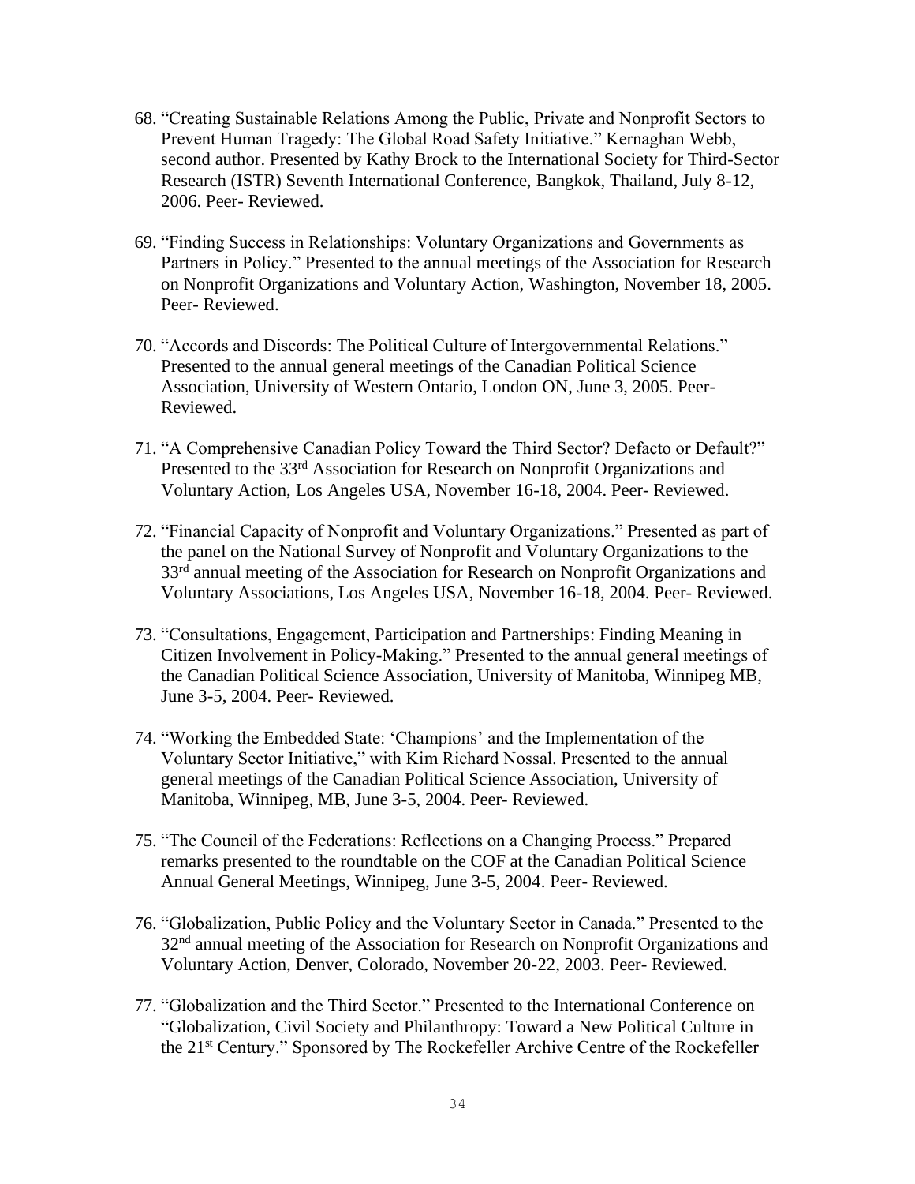68. "Creating Sustainable Relations Among the Public, Private and Nonprofit Sectors to Prevent Human Tragedy: The Global Road Safety Initiative." Kernaghan Webb, second author. Presented by Kathy Brock to the International Society for Third-Sector Research (ISTR) Seventh International Conference, Bangkok, Thailand, July 8-12, 2006. Peer- Reviewed.

69. "Finding Success in Relationships: Voluntary Organizations and Governments as Partners in Policy." Presented to the annual meetings of the Association for Research on Nonprofit Organizations and Voluntary Action, Washington, November 18, 2005. Peer- Reviewed.

70. "Accords and Discords: The Political Culture of Intergovernmental Relations." Presented to the annual general meetings of the Canadian Political Science Association, University of Western Ontario, London ON, June 3, 2005. Peer-Reviewed.

71. "A Comprehensive Canadian Policy Toward the Third Sector? Defacto or Default?" Presented to the 33rd Association for Research on Nonprofit Organizations and Voluntary Action, Los Angeles USA, November 16-18, 2004. Peer- Reviewed.

72. "Financial Capacity of Nonprofit and Voluntary Organizations." Presented as part of the panel on the National Survey of Nonprofit and Voluntary Organizations to the 33rd annual meeting of the Association for Research on Nonprofit Organizations and Voluntary Associations, Los Angeles USA, November 16-18, 2004. Peer- Reviewed.

73. "Consultations, Engagement, Participation and Partnerships: Finding Meaning in Citizen Involvement in Policy-Making." Presented to the annual general meetings of the Canadian Political Science Association, University of Manitoba, Winnipeg MB, June 3-5, 2004. Peer- Reviewed.

74. "Working the Embedded State: 'Champions' and the Implementation of the Voluntary Sector Initiative," with Kim Richard Nossal. Presented to the annual general meetings of the Canadian Political Science Association, University of Manitoba, Winnipeg, MB, June 3-5, 2004. Peer- Reviewed.

75. "The Council of the Federations: Reflections on a Changing Process." Prepared remarks presented to the roundtable on the COF at the Canadian Political Science Annual General Meetings, Winnipeg, June 3-5, 2004. Peer- Reviewed.

76. "Globalization, Public Policy and the Voluntary Sector in Canada." Presented to the 32nd annual meeting of the Association for Research on Nonprofit Organizations and Voluntary Action, Denver, Colorado, November 20-22, 2003. Peer- Reviewed.

77. "Globalization and the Third Sector." Presented to the International Conference on "Globalization, Civil Society and Philanthropy: Toward a New Political Culture in the 21st Century." Sponsored by The Rockefeller Archive Centre of the Rockefeller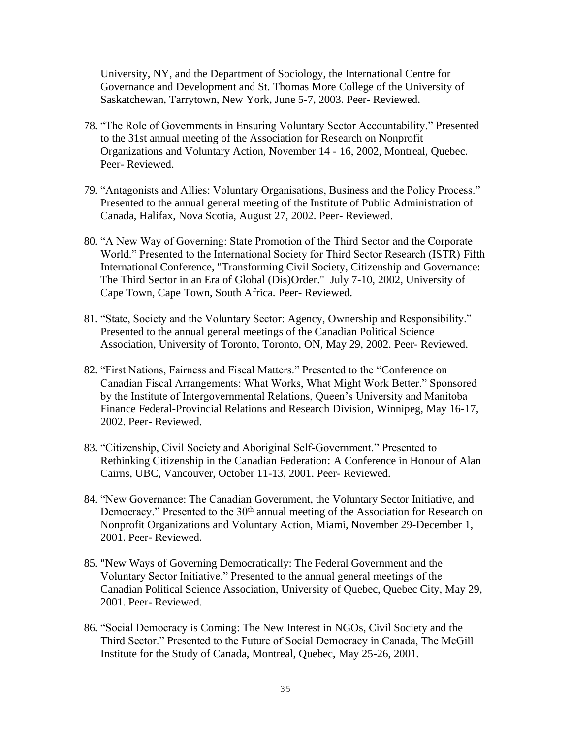University, NY, and the Department of Sociology, the International Centre for Governance and Development and St. Thomas More College of the University of Saskatchewan, Tarrytown, New York, June 5-7, 2003. Peer- Reviewed.

78. “The Role of Governments in Ensuring Voluntary Sector Accountability.” Presented to the 31st annual meeting of the Association for Research on Nonprofit Organizations and Voluntary Action, November 14 - 16, 2002, Montreal, Quebec. Peer- Reviewed.

79. “Antagonists and Allies: Voluntary Organisations, Business and the Policy Process.” Presented to the annual general meeting of the Institute of Public Administration of Canada, Halifax, Nova Scotia, August 27, 2002. Peer- Reviewed.

80. “A New Way of Governing: State Promotion of the Third Sector and the Corporate World.” Presented to the International Society for Third Sector Research (ISTR) Fifth International Conference, "Transforming Civil Society, Citizenship and Governance: The Third Sector in an Era of Global (Dis)Order." July 7-10, 2002, University of Cape Town, Cape Town, South Africa. Peer- Reviewed.

81. “State, Society and the Voluntary Sector: Agency, Ownership and Responsibility.” Presented to the annual general meetings of the Canadian Political Science Association, University of Toronto, Toronto, ON, May 29, 2002. Peer- Reviewed.

82. “First Nations, Fairness and Fiscal Matters.” Presented to the “Conference on Canadian Fiscal Arrangements: What Works, What Might Work Better.” Sponsored by the Institute of Intergovernmental Relations, Queen’s University and Manitoba Finance Federal-Provincial Relations and Research Division, Winnipeg, May 16-17, 2002. Peer- Reviewed.

83. “Citizenship, Civil Society and Aboriginal Self-Government.” Presented to Rethinking Citizenship in the Canadian Federation: A Conference in Honour of Alan Cairns, UBC, Vancouver, October 11-13, 2001. Peer- Reviewed.

84. “New Governance: The Canadian Government, the Voluntary Sector Initiative, and Democracy.” Presented to the 30th annual meeting of the Association for Research on Nonprofit Organizations and Voluntary Action, Miami, November 29-December 1, 2001. Peer- Reviewed.

85. "New Ways of Governing Democratically: The Federal Government and the Voluntary Sector Initiative.” Presented to the annual general meetings of the Canadian Political Science Association, University of Quebec, Quebec City, May 29, 2001. Peer- Reviewed.

86. “Social Democracy is Coming: The New Interest in NGOs, Civil Society and the Third Sector.” Presented to the Future of Social Democracy in Canada, The McGill Institute for the Study of Canada, Montreal, Quebec, May 25-26, 2001.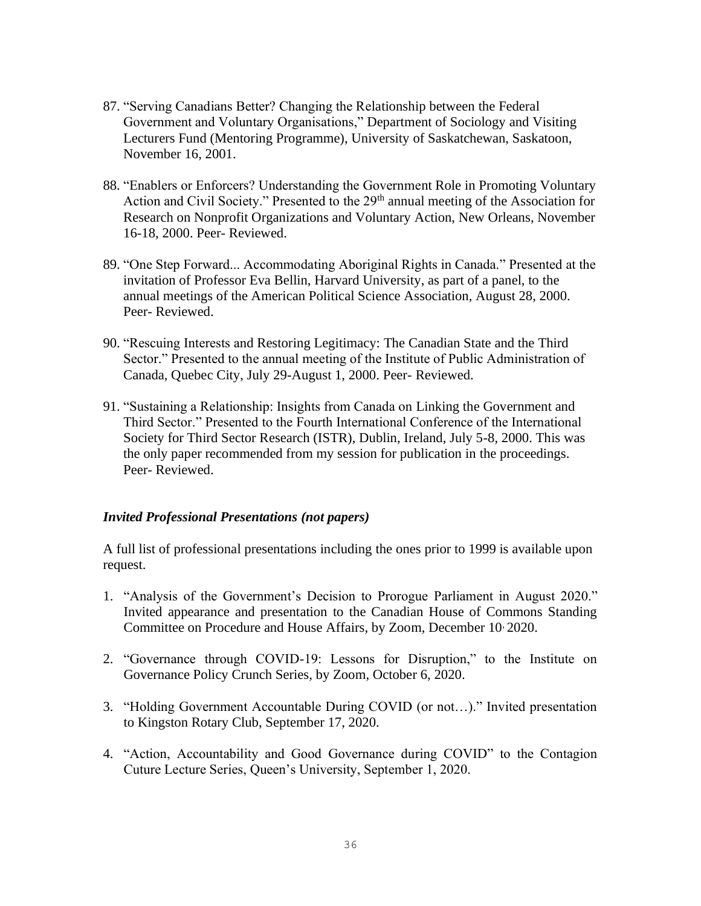87. "Serving Canadians Better? Changing the Relationship between the Federal Government and Voluntary Organisations," Department of Sociology and Visiting Lecturers Fund (Mentoring Programme), University of Saskatchewan, Saskatoon, November 16, 2001.

88. "Enablers or Enforcers? Understanding the Government Role in Promoting Voluntary Action and Civil Society." Presented to the 29th annual meeting of the Association for Research on Nonprofit Organizations and Voluntary Action, New Orleans, November 16-18, 2000. Peer- Reviewed.

89. "One Step Forward... Accommodating Aboriginal Rights in Canada." Presented at the invitation of Professor Eva Bellin, Harvard University, as part of a panel, to the annual meetings of the American Political Science Association, August 28, 2000. Peer- Reviewed.

90. "Rescuing Interests and Restoring Legitimacy: The Canadian State and the Third Sector." Presented to the annual meeting of the Institute of Public Administration of Canada, Quebec City, July 29-August 1, 2000. Peer- Reviewed.

91. "Sustaining a Relationship: Insights from Canada on Linking the Government and Third Sector." Presented to the Fourth International Conference of the International Society for Third Sector Research (ISTR), Dublin, Ireland, July 5-8, 2000. This was the only paper recommended from my session for publication in the proceedings. Peer- Reviewed.

### *Invited Professional Presentations (not papers)*

A full list of professional presentations including the ones prior to 1999 is available upon request.

1. "Analysis of the Government's Decision to Prorogue Parliament in August 2020." Invited appearance and presentation to the Canadian House of Commons Standing Committee on Procedure and House Affairs, by Zoom, December 10, 2020.

2. "Governance through COVID-19: Lessons for Disruption," to the Institute on Governance Policy Crunch Series, by Zoom, October 6, 2020.

3. "Holding Government Accountable During COVID (or not…)." Invited presentation to Kingston Rotary Club, September 17, 2020.

4. "Action, Accountability and Good Governance during COVID" to the Contagion Cuture Lecture Series, Queen's University, September 1, 2020.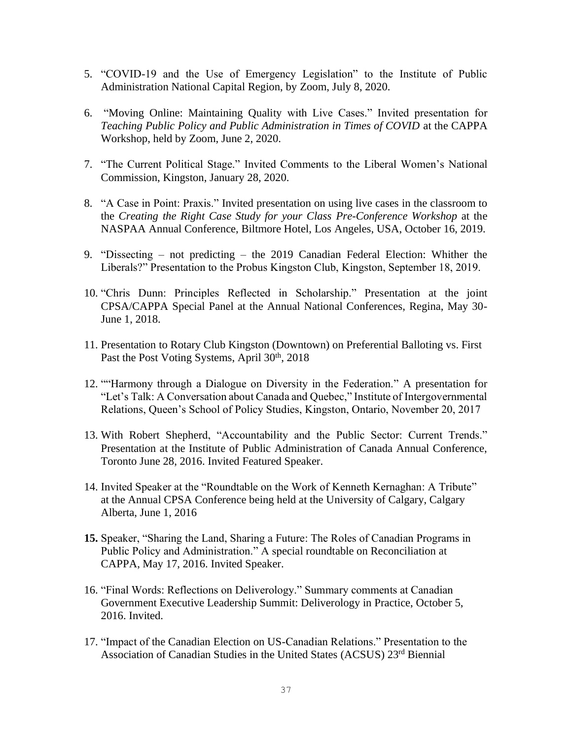5. "COVID-19 and the Use of Emergency Legislation" to the Institute of Public Administration National Capital Region, by Zoom, July 8, 2020.

6. "Moving Online: Maintaining Quality with Live Cases." Invited presentation for *Teaching Public Policy and Public Administration in Times of COVID* at the CAPPA Workshop, held by Zoom, June 2, 2020.

7. "The Current Political Stage." Invited Comments to the Liberal Women's National Commission, Kingston, January 28, 2020.

8. "A Case in Point: Praxis." Invited presentation on using live cases in the classroom to the *Creating the Right Case Study for your Class Pre-Conference Workshop* at the NASPAA Annual Conference, Biltmore Hotel, Los Angeles, USA, October 16, 2019.

9. "Dissecting – not predicting – the 2019 Canadian Federal Election: Whither the Liberals?" Presentation to the Probus Kingston Club, Kingston, September 18, 2019.

10. "Chris Dunn: Principles Reflected in Scholarship." Presentation at the joint CPSA/CAPPA Special Panel at the Annual National Conferences, Regina, May 30-June 1, 2018.

11. Presentation to Rotary Club Kingston (Downtown) on Preferential Balloting vs. First Past the Post Voting Systems, April 30th, 2018

12. ""Harmony through a Dialogue on Diversity in the Federation." A presentation for "Let's Talk: A Conversation about Canada and Quebec," Institute of Intergovernmental Relations, Queen's School of Policy Studies, Kingston, Ontario, November 20, 2017

13. With Robert Shepherd, "Accountability and the Public Sector: Current Trends." Presentation at the Institute of Public Administration of Canada Annual Conference, Toronto June 28, 2016. Invited Featured Speaker.

14. Invited Speaker at the "Roundtable on the Work of Kenneth Kernaghan: A Tribute" at the Annual CPSA Conference being held at the University of Calgary, Calgary Alberta, June 1, 2016

**15.** Speaker, "Sharing the Land, Sharing a Future: The Roles of Canadian Programs in Public Policy and Administration." A special roundtable on Reconciliation at CAPPA, May 17, 2016. Invited Speaker.

16. "Final Words: Reflections on Deliverology." Summary comments at Canadian Government Executive Leadership Summit: Deliverology in Practice, October 5, 2016. Invited.

17. "Impact of the Canadian Election on US-Canadian Relations." Presentation to the Association of Canadian Studies in the United States (ACSUS) 23rd Biennial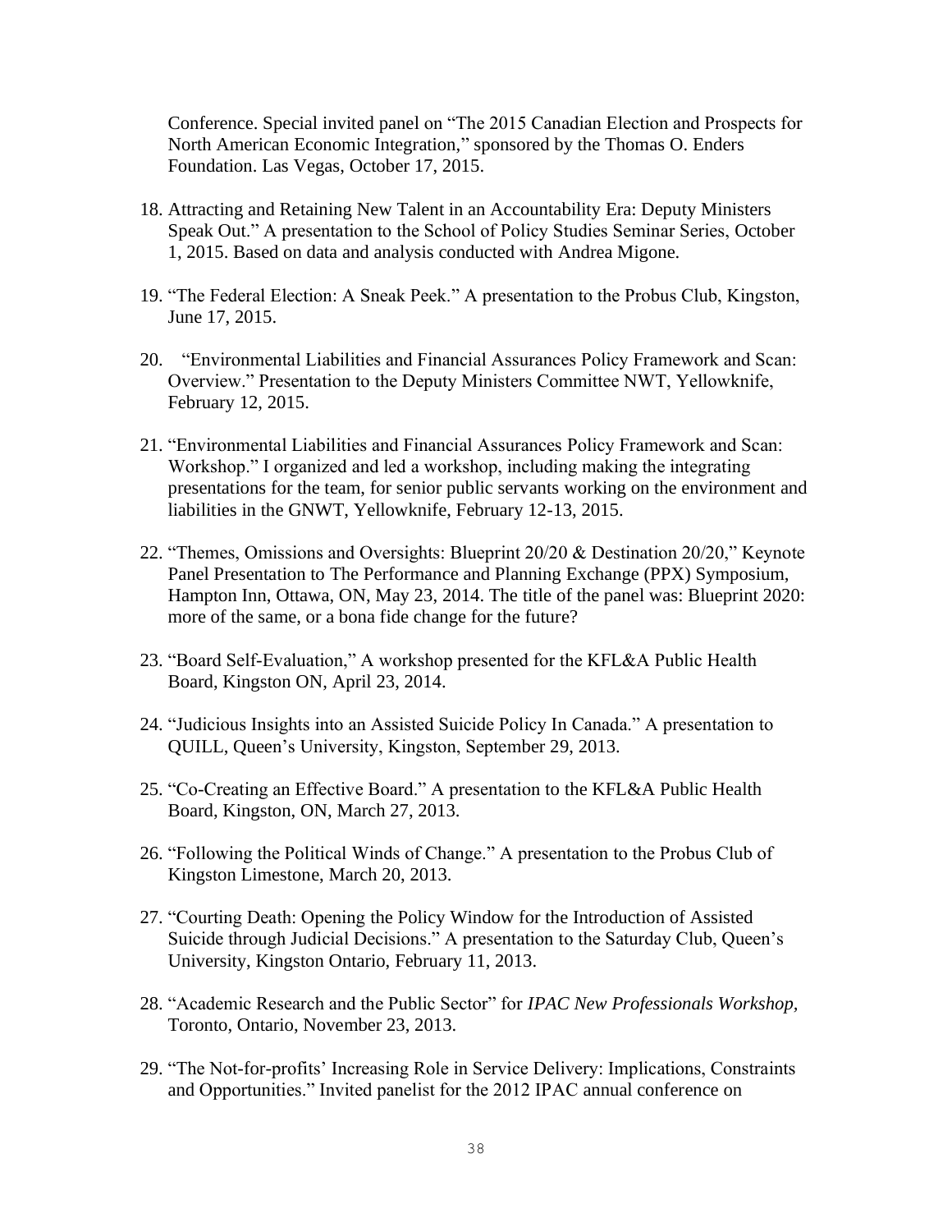Conference. Special invited panel on "The 2015 Canadian Election and Prospects for North American Economic Integration," sponsored by the Thomas O. Enders Foundation. Las Vegas, October 17, 2015.

18. Attracting and Retaining New Talent in an Accountability Era: Deputy Ministers Speak Out." A presentation to the School of Policy Studies Seminar Series, October 1, 2015. Based on data and analysis conducted with Andrea Migone.

19. "The Federal Election: A Sneak Peek." A presentation to the Probus Club, Kingston, June 17, 2015.

20. "Environmental Liabilities and Financial Assurances Policy Framework and Scan: Overview." Presentation to the Deputy Ministers Committee NWT, Yellowknife, February 12, 2015.

21. "Environmental Liabilities and Financial Assurances Policy Framework and Scan: Workshop." I organized and led a workshop, including making the integrating presentations for the team, for senior public servants working on the environment and liabilities in the GNWT, Yellowknife, February 12-13, 2015.

22. "Themes, Omissions and Oversights: Blueprint 20/20 & Destination 20/20," Keynote Panel Presentation to The Performance and Planning Exchange (PPX) Symposium, Hampton Inn, Ottawa, ON, May 23, 2014. The title of the panel was: Blueprint 2020: more of the same, or a bona fide change for the future?

23. "Board Self-Evaluation," A workshop presented for the KFL&A Public Health Board, Kingston ON, April 23, 2014.

24. "Judicious Insights into an Assisted Suicide Policy In Canada." A presentation to QUILL, Queen's University, Kingston, September 29, 2013.

25. "Co-Creating an Effective Board." A presentation to the KFL&A Public Health Board, Kingston, ON, March 27, 2013.

26. "Following the Political Winds of Change." A presentation to the Probus Club of Kingston Limestone, March 20, 2013.

27. "Courting Death: Opening the Policy Window for the Introduction of Assisted Suicide through Judicial Decisions." A presentation to the Saturday Club, Queen's University, Kingston Ontario, February 11, 2013.

28. "Academic Research and the Public Sector" for *IPAC New Professionals Workshop,* Toronto, Ontario, November 23, 2013.

29. "The Not-for-profits' Increasing Role in Service Delivery: Implications, Constraints and Opportunities." Invited panelist for the 2012 IPAC annual conference on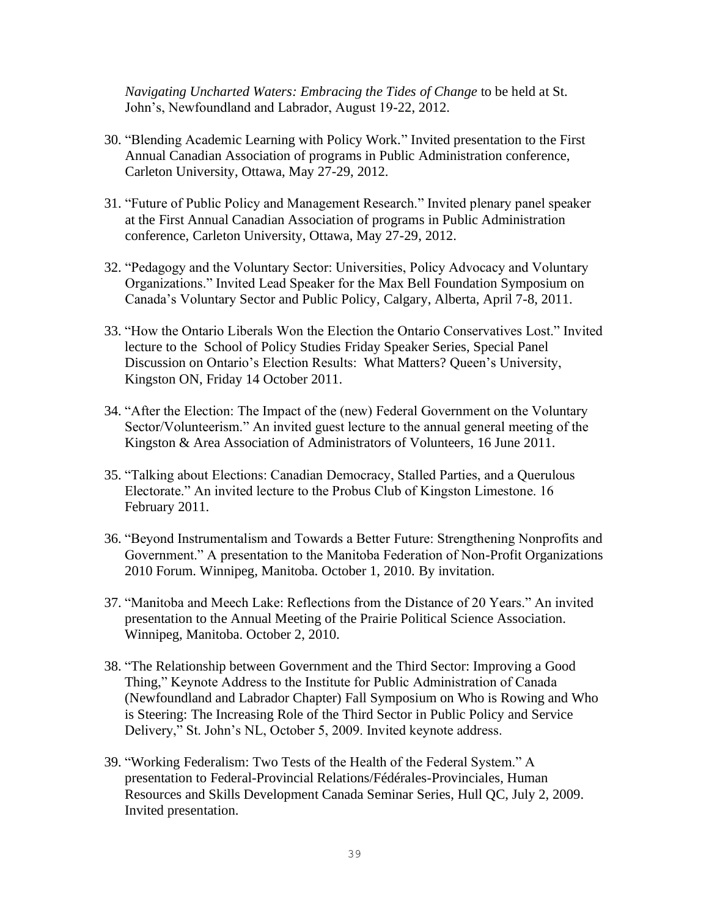*Navigating Uncharted Waters: Embracing the Tides of Change* to be held at St. John's, Newfoundland and Labrador, August 19-22, 2012.

30. "Blending Academic Learning with Policy Work." Invited presentation to the First Annual Canadian Association of programs in Public Administration conference, Carleton University, Ottawa, May 27-29, 2012.

31. "Future of Public Policy and Management Research." Invited plenary panel speaker at the First Annual Canadian Association of programs in Public Administration conference, Carleton University, Ottawa, May 27-29, 2012.

32. "Pedagogy and the Voluntary Sector: Universities, Policy Advocacy and Voluntary Organizations." Invited Lead Speaker for the Max Bell Foundation Symposium on Canada's Voluntary Sector and Public Policy, Calgary, Alberta, April 7-8, 2011.

33. "How the Ontario Liberals Won the Election the Ontario Conservatives Lost." Invited lecture to the School of Policy Studies Friday Speaker Series, Special Panel Discussion on Ontario's Election Results: What Matters? Queen's University, Kingston ON, Friday 14 October 2011.

34. "After the Election: The Impact of the (new) Federal Government on the Voluntary Sector/Volunteerism." An invited guest lecture to the annual general meeting of the Kingston & Area Association of Administrators of Volunteers, 16 June 2011.

35. "Talking about Elections: Canadian Democracy, Stalled Parties, and a Querulous Electorate." An invited lecture to the Probus Club of Kingston Limestone. 16 February 2011.

36. "Beyond Instrumentalism and Towards a Better Future: Strengthening Nonprofits and Government." A presentation to the Manitoba Federation of Non-Profit Organizations 2010 Forum. Winnipeg, Manitoba. October 1, 2010. By invitation.

37. "Manitoba and Meech Lake: Reflections from the Distance of 20 Years." An invited presentation to the Annual Meeting of the Prairie Political Science Association. Winnipeg, Manitoba. October 2, 2010.

38. "The Relationship between Government and the Third Sector: Improving a Good Thing," Keynote Address to the Institute for Public Administration of Canada (Newfoundland and Labrador Chapter) Fall Symposium on Who is Rowing and Who is Steering: The Increasing Role of the Third Sector in Public Policy and Service Delivery," St. John's NL, October 5, 2009. Invited keynote address.

39. "Working Federalism: Two Tests of the Health of the Federal System." A presentation to Federal-Provincial Relations/Fédérales-Provinciales, Human Resources and Skills Development Canada Seminar Series, Hull QC, July 2, 2009. Invited presentation.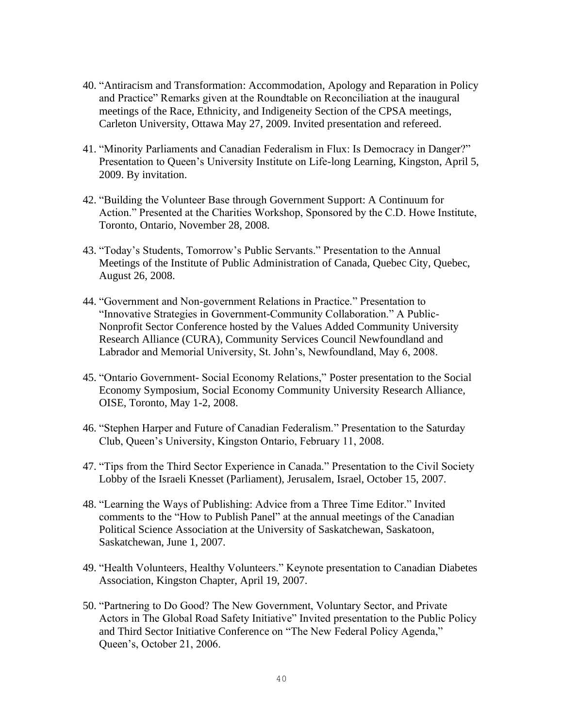40. "Antiracism and Transformation: Accommodation, Apology and Reparation in Policy and Practice" Remarks given at the Roundtable on Reconciliation at the inaugural meetings of the Race, Ethnicity, and Indigeneity Section of the CPSA meetings, Carleton University, Ottawa May 27, 2009. Invited presentation and refereed.

41. "Minority Parliaments and Canadian Federalism in Flux: Is Democracy in Danger?" Presentation to Queen's University Institute on Life-long Learning, Kingston, April 5, 2009. By invitation.

42. "Building the Volunteer Base through Government Support: A Continuum for Action." Presented at the Charities Workshop, Sponsored by the C.D. Howe Institute, Toronto, Ontario, November 28, 2008.

43. "Today's Students, Tomorrow's Public Servants." Presentation to the Annual Meetings of the Institute of Public Administration of Canada, Quebec City, Quebec, August 26, 2008.

44. "Government and Non-government Relations in Practice." Presentation to "Innovative Strategies in Government-Community Collaboration." A Public-Nonprofit Sector Conference hosted by the Values Added Community University Research Alliance (CURA), Community Services Council Newfoundland and Labrador and Memorial University, St. John's, Newfoundland, May 6, 2008.

45. "Ontario Government- Social Economy Relations," Poster presentation to the Social Economy Symposium, Social Economy Community University Research Alliance, OISE, Toronto, May 1-2, 2008.

46. "Stephen Harper and Future of Canadian Federalism." Presentation to the Saturday Club, Queen's University, Kingston Ontario, February 11, 2008.

47. "Tips from the Third Sector Experience in Canada." Presentation to the Civil Society Lobby of the Israeli Knesset (Parliament), Jerusalem, Israel, October 15, 2007.

48. "Learning the Ways of Publishing: Advice from a Three Time Editor." Invited comments to the "How to Publish Panel" at the annual meetings of the Canadian Political Science Association at the University of Saskatchewan, Saskatoon, Saskatchewan, June 1, 2007.

49. "Health Volunteers, Healthy Volunteers." Keynote presentation to Canadian Diabetes Association, Kingston Chapter, April 19, 2007.

50. "Partnering to Do Good? The New Government, Voluntary Sector, and Private Actors in The Global Road Safety Initiative" Invited presentation to the Public Policy and Third Sector Initiative Conference on "The New Federal Policy Agenda," Queen's, October 21, 2006.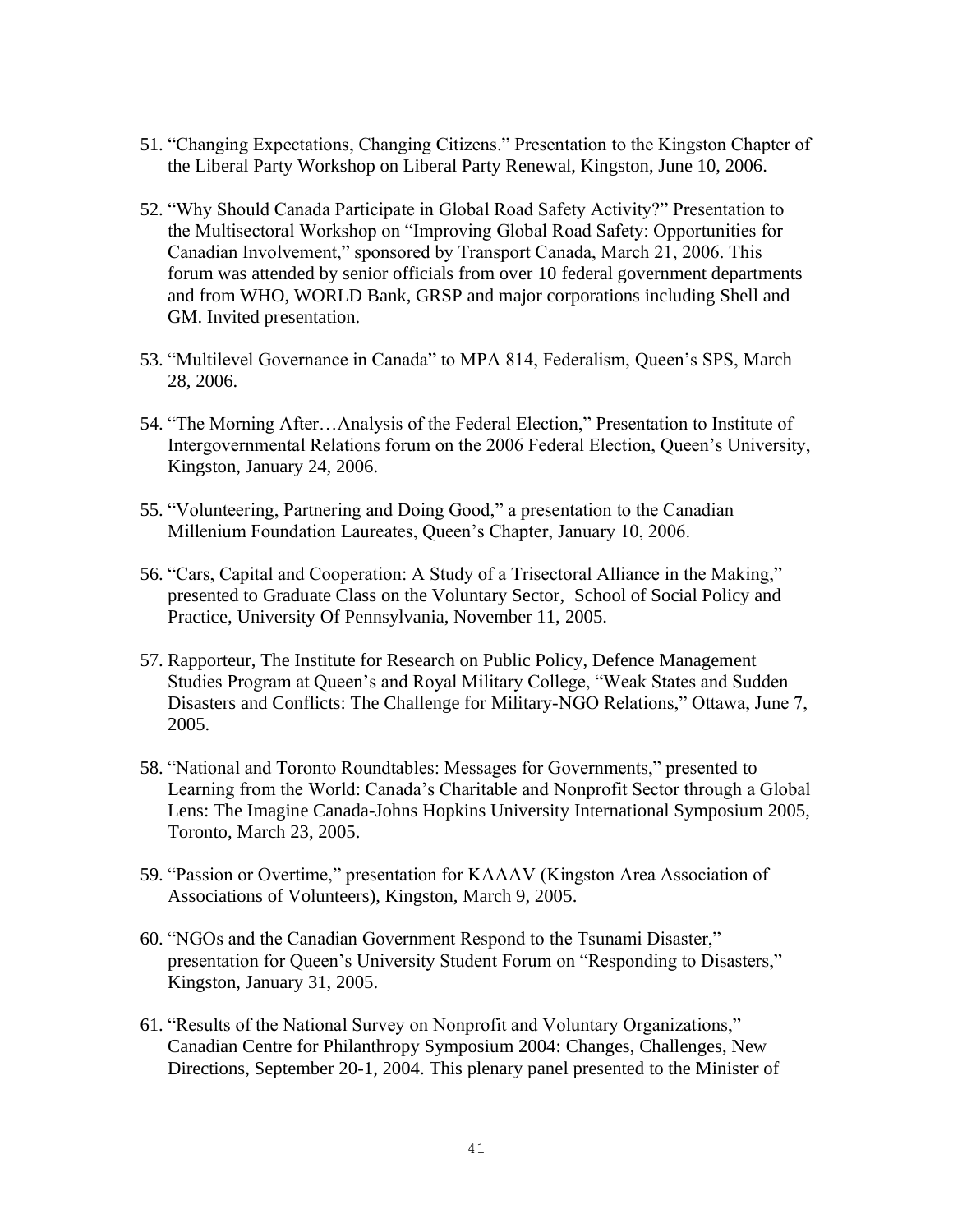51. “Changing Expectations, Changing Citizens.” Presentation to the Kingston Chapter of the Liberal Party Workshop on Liberal Party Renewal, Kingston, June 10, 2006.

52. “Why Should Canada Participate in Global Road Safety Activity?” Presentation to the Multisectoral Workshop on “Improving Global Road Safety: Opportunities for Canadian Involvement,” sponsored by Transport Canada, March 21, 2006. This forum was attended by senior officials from over 10 federal government departments and from WHO, WORLD Bank, GRSP and major corporations including Shell and GM. Invited presentation.

53. “Multilevel Governance in Canada” to MPA 814, Federalism, Queen’s SPS, March 28, 2006.

54. “The Morning After…Analysis of the Federal Election,” Presentation to Institute of Intergovernmental Relations forum on the 2006 Federal Election, Queen’s University, Kingston, January 24, 2006.

55. “Volunteering, Partnering and Doing Good,” a presentation to the Canadian Millenium Foundation Laureates, Queen’s Chapter, January 10, 2006.

56. “Cars, Capital and Cooperation: A Study of a Trisectoral Alliance in the Making,” presented to Graduate Class on the Voluntary Sector, School of Social Policy and Practice, University Of Pennsylvania, November 11, 2005.

57. Rapporteur, The Institute for Research on Public Policy, Defence Management Studies Program at Queen’s and Royal Military College, “Weak States and Sudden Disasters and Conflicts: The Challenge for Military-NGO Relations,” Ottawa, June 7, 2005.

58. “National and Toronto Roundtables: Messages for Governments,” presented to Learning from the World: Canada’s Charitable and Nonprofit Sector through a Global Lens: The Imagine Canada-Johns Hopkins University International Symposium 2005, Toronto, March 23, 2005.

59. “Passion or Overtime,” presentation for KAAAV (Kingston Area Association of Associations of Volunteers), Kingston, March 9, 2005.

60. “NGOs and the Canadian Government Respond to the Tsunami Disaster,” presentation for Queen’s University Student Forum on “Responding to Disasters,” Kingston, January 31, 2005.

61. “Results of the National Survey on Nonprofit and Voluntary Organizations,” Canadian Centre for Philanthropy Symposium 2004: Changes, Challenges, New Directions, September 20-1, 2004. This plenary panel presented to the Minister of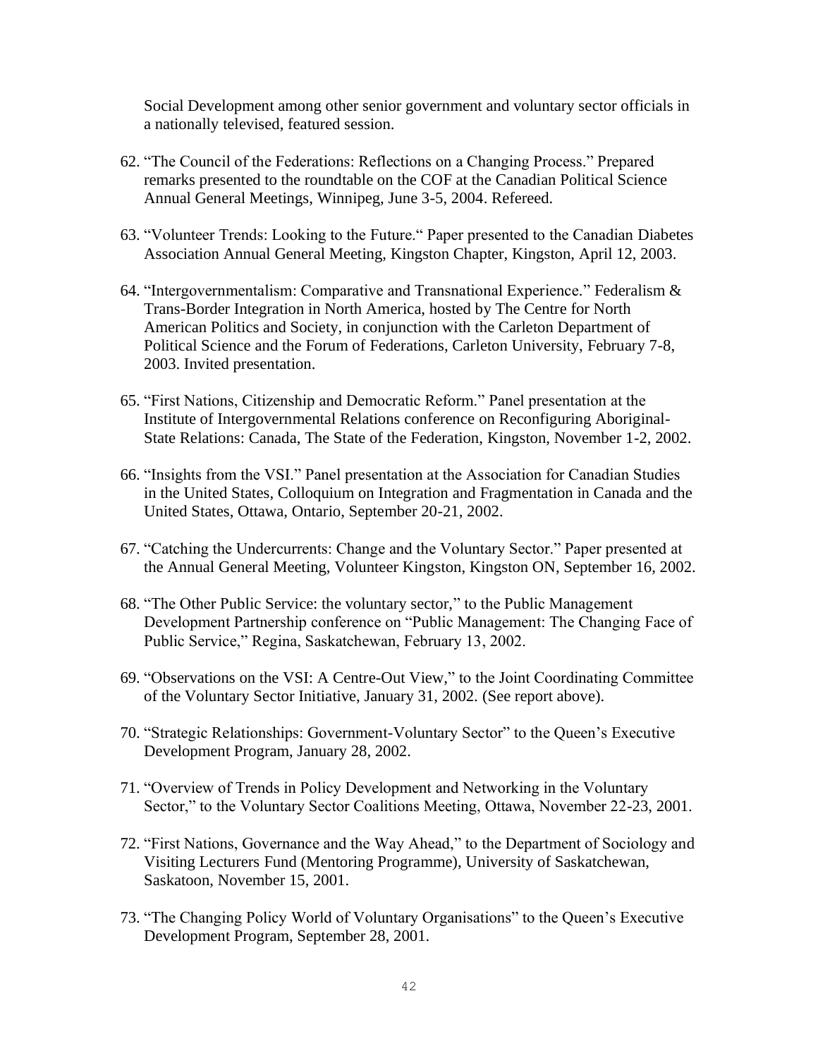Social Development among other senior government and voluntary sector officials in a nationally televised, featured session.

62. "The Council of the Federations: Reflections on a Changing Process." Prepared remarks presented to the roundtable on the COF at the Canadian Political Science Annual General Meetings, Winnipeg, June 3-5, 2004. Refereed.

63. "Volunteer Trends: Looking to the Future." Paper presented to the Canadian Diabetes Association Annual General Meeting, Kingston Chapter, Kingston, April 12, 2003.

64. "Intergovernmentalism: Comparative and Transnational Experience." Federalism & Trans-Border Integration in North America, hosted by The Centre for North American Politics and Society, in conjunction with the Carleton Department of Political Science and the Forum of Federations, Carleton University, February 7-8, 2003. Invited presentation.

65. "First Nations, Citizenship and Democratic Reform." Panel presentation at the Institute of Intergovernmental Relations conference on Reconfiguring Aboriginal-State Relations: Canada, The State of the Federation, Kingston, November 1-2, 2002.

66. "Insights from the VSI." Panel presentation at the Association for Canadian Studies in the United States, Colloquium on Integration and Fragmentation in Canada and the United States, Ottawa, Ontario, September 20-21, 2002.

67. "Catching the Undercurrents: Change and the Voluntary Sector." Paper presented at the Annual General Meeting, Volunteer Kingston, Kingston ON, September 16, 2002.

68. "The Other Public Service: the voluntary sector," to the Public Management Development Partnership conference on "Public Management: The Changing Face of Public Service," Regina, Saskatchewan, February 13, 2002.

69. "Observations on the VSI: A Centre-Out View," to the Joint Coordinating Committee of the Voluntary Sector Initiative, January 31, 2002. (See report above).

70. "Strategic Relationships: Government-Voluntary Sector" to the Queen's Executive Development Program, January 28, 2002.

71. "Overview of Trends in Policy Development and Networking in the Voluntary Sector," to the Voluntary Sector Coalitions Meeting, Ottawa, November 22-23, 2001.

72. "First Nations, Governance and the Way Ahead," to the Department of Sociology and Visiting Lecturers Fund (Mentoring Programme), University of Saskatchewan, Saskatoon, November 15, 2001.

73. "The Changing Policy World of Voluntary Organisations" to the Queen's Executive Development Program, September 28, 2001.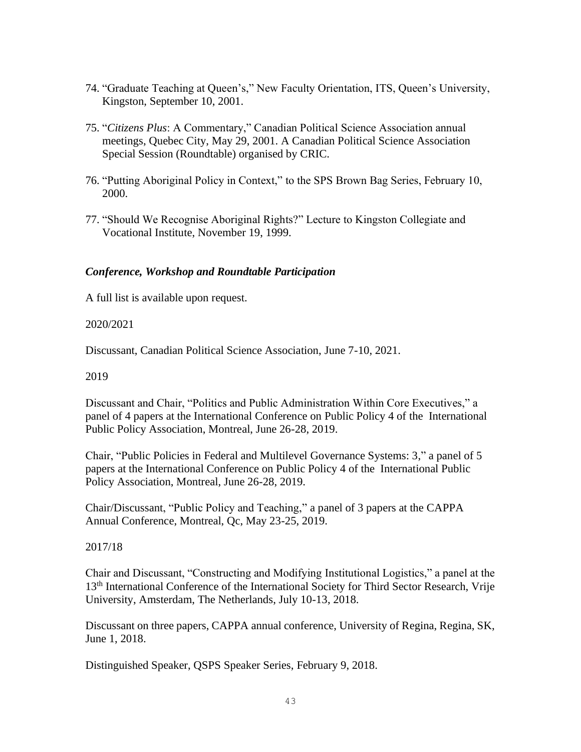74. "Graduate Teaching at Queen's," New Faculty Orientation, ITS, Queen's University, Kingston, September 10, 2001.

75. "*Citizens Plus*: A Commentary," Canadian Political Science Association annual meetings, Quebec City, May 29, 2001. A Canadian Political Science Association Special Session (Roundtable) organised by CRIC.

76. "Putting Aboriginal Policy in Context," to the SPS Brown Bag Series, February 10, 2000.

77. "Should We Recognise Aboriginal Rights?" Lecture to Kingston Collegiate and Vocational Institute, November 19, 1999.

### *Conference, Workshop and Roundtable Participation*

A full list is available upon request.

2020/2021

Discussant, Canadian Political Science Association, June 7-10, 2021.

2019

Discussant and Chair, "Politics and Public Administration Within Core Executives," a panel of 4 papers at the International Conference on Public Policy 4 of the International Public Policy Association, Montreal, June 26-28, 2019.

Chair, "Public Policies in Federal and Multilevel Governance Systems: 3," a panel of 5 papers at the International Conference on Public Policy 4 of the International Public Policy Association, Montreal, June 26-28, 2019.

Chair/Discussant, "Public Policy and Teaching," a panel of 3 papers at the CAPPA Annual Conference, Montreal, Qc, May 23-25, 2019.

2017/18

Chair and Discussant, "Constructing and Modifying Institutional Logistics," a panel at the 13th International Conference of the International Society for Third Sector Research, Vrije University, Amsterdam, The Netherlands, July 10-13, 2018.

Discussant on three papers, CAPPA annual conference, University of Regina, Regina, SK, June 1, 2018.

Distinguished Speaker, QSPS Speaker Series, February 9, 2018.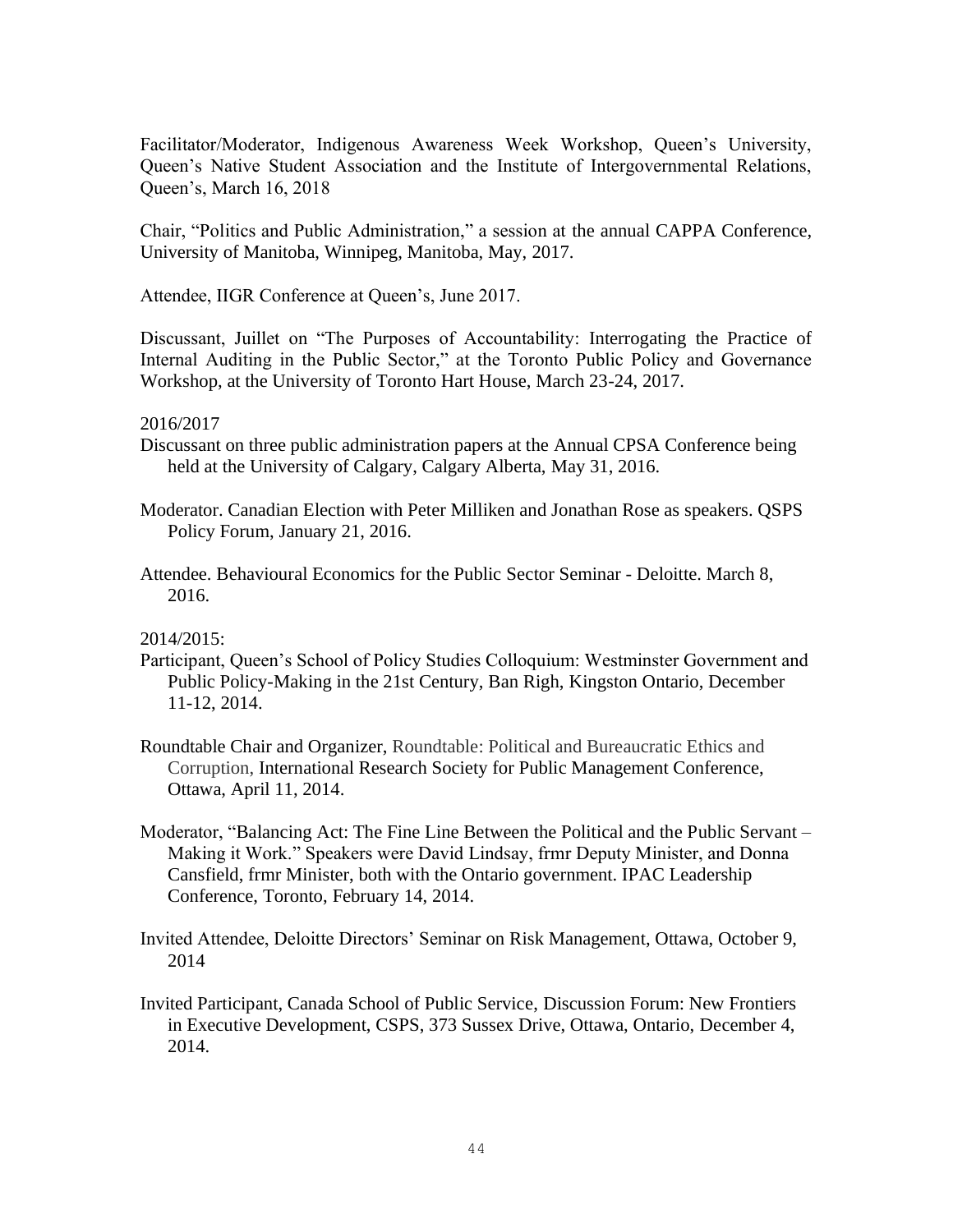Facilitator/Moderator, Indigenous Awareness Week Workshop, Queen's University, Queen's Native Student Association and the Institute of Intergovernmental Relations, Queen's, March 16, 2018

Chair, "Politics and Public Administration," a session at the annual CAPPA Conference, University of Manitoba, Winnipeg, Manitoba, May, 2017.

Attendee, IIGR Conference at Queen's, June 2017.

Discussant, Juillet on "The Purposes of Accountability: Interrogating the Practice of Internal Auditing in the Public Sector," at the Toronto Public Policy and Governance Workshop, at the University of Toronto Hart House, March 23-24, 2017.

2016/2017

Discussant on three public administration papers at the Annual CPSA Conference being held at the University of Calgary, Calgary Alberta, May 31, 2016.

Moderator. Canadian Election with Peter Milliken and Jonathan Rose as speakers. QSPS Policy Forum, January 21, 2016.

Attendee. Behavioural Economics for the Public Sector Seminar - Deloitte. March 8, 2016.

2014/2015:

Participant, Queen's School of Policy Studies Colloquium: Westminster Government and Public Policy-Making in the 21st Century, Ban Righ, Kingston Ontario, December 11-12, 2014.

Roundtable Chair and Organizer, Roundtable: Political and Bureaucratic Ethics and Corruption, International Research Society for Public Management Conference, Ottawa, April 11, 2014.

Moderator, "Balancing Act: The Fine Line Between the Political and the Public Servant – Making it Work." Speakers were David Lindsay, frmr Deputy Minister, and Donna Cansfield, frmr Minister, both with the Ontario government. IPAC Leadership Conference, Toronto, February 14, 2014.

Invited Attendee, Deloitte Directors' Seminar on Risk Management, Ottawa, October 9, 2014

Invited Participant, Canada School of Public Service, Discussion Forum: New Frontiers in Executive Development, CSPS, 373 Sussex Drive, Ottawa, Ontario, December 4, 2014.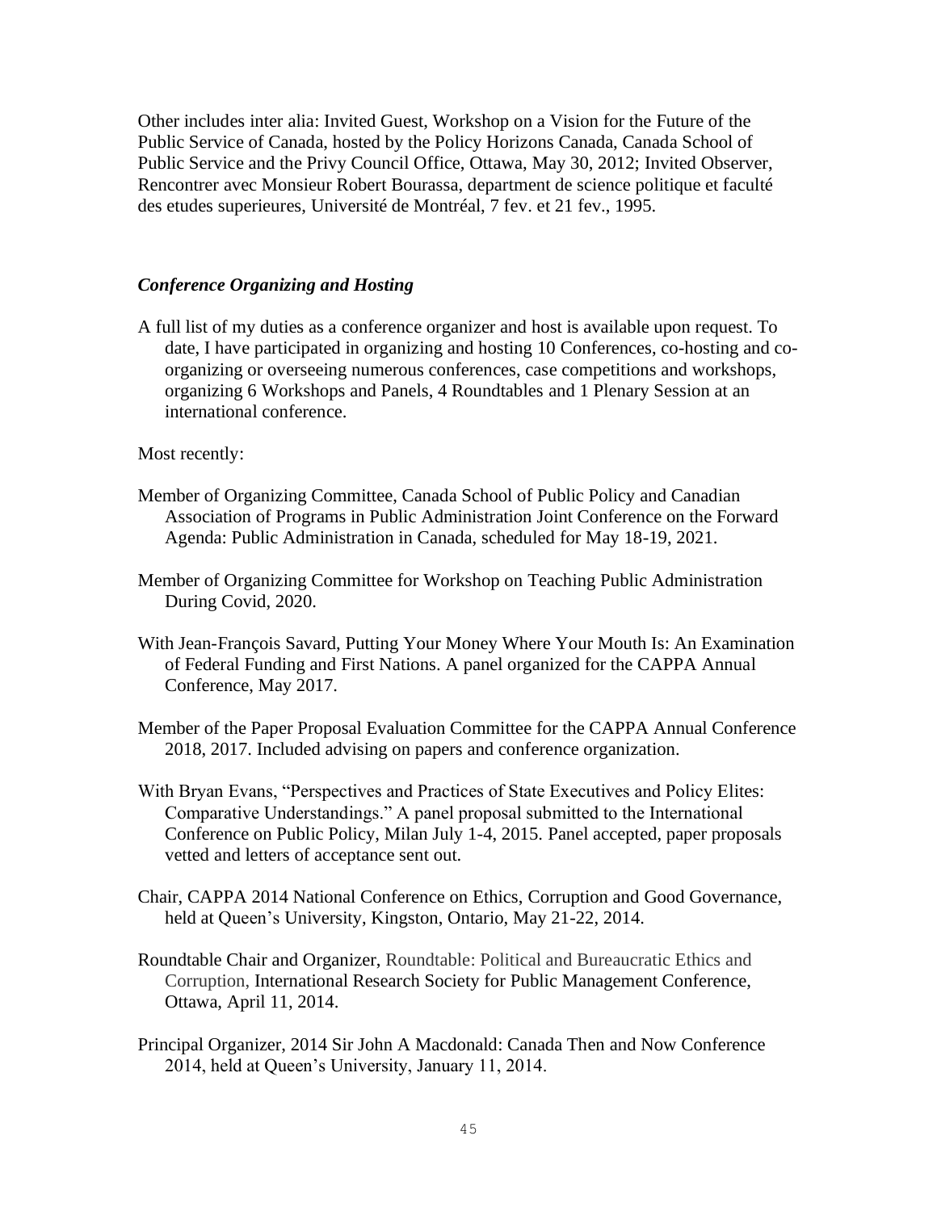Other includes inter alia: Invited Guest, Workshop on a Vision for the Future of the Public Service of Canada, hosted by the Policy Horizons Canada, Canada School of Public Service and the Privy Council Office, Ottawa, May 30, 2012; Invited Observer, Rencontrer avec Monsieur Robert Bourassa, department de science politique et faculté des etudes superieures, Université de Montréal, 7 fev. et 21 fev., 1995.

### *Conference Organizing and Hosting*

A full list of my duties as a conference organizer and host is available upon request. To date, I have participated in organizing and hosting 10 Conferences, co-hosting and co-organizing or overseeing numerous conferences, case competitions and workshops, organizing 6 Workshops and Panels, 4 Roundtables and 1 Plenary Session at an international conference.

Most recently:

Member of Organizing Committee, Canada School of Public Policy and Canadian Association of Programs in Public Administration Joint Conference on the Forward Agenda: Public Administration in Canada, scheduled for May 18-19, 2021.

Member of Organizing Committee for Workshop on Teaching Public Administration During Covid, 2020.

With Jean-François Savard, Putting Your Money Where Your Mouth Is: An Examination of Federal Funding and First Nations. A panel organized for the CAPPA Annual Conference, May 2017.

Member of the Paper Proposal Evaluation Committee for the CAPPA Annual Conference 2018, 2017. Included advising on papers and conference organization.

With Bryan Evans, "Perspectives and Practices of State Executives and Policy Elites: Comparative Understandings." A panel proposal submitted to the International Conference on Public Policy, Milan July 1-4, 2015. Panel accepted, paper proposals vetted and letters of acceptance sent out.

Chair, CAPPA 2014 National Conference on Ethics, Corruption and Good Governance, held at Queen's University, Kingston, Ontario, May 21-22, 2014.

Roundtable Chair and Organizer, Roundtable: Political and Bureaucratic Ethics and Corruption, International Research Society for Public Management Conference, Ottawa, April 11, 2014.

Principal Organizer, 2014 Sir John A Macdonald: Canada Then and Now Conference 2014, held at Queen's University, January 11, 2014.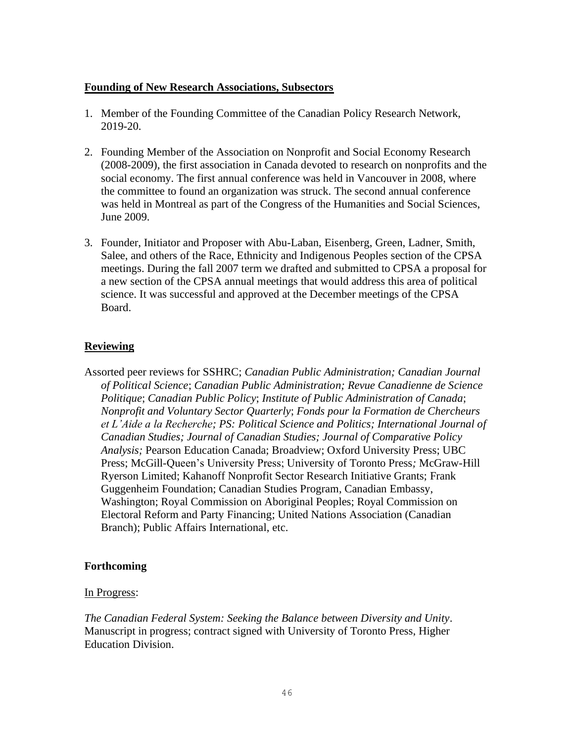## Founding of New Research Associations, Subsectors

1. Member of the Founding Committee of the Canadian Policy Research Network, 2019-20.

2. Founding Member of the Association on Nonprofit and Social Economy Research (2008-2009), the first association in Canada devoted to research on nonprofits and the social economy. The first annual conference was held in Vancouver in 2008, where the committee to found an organization was struck. The second annual conference was held in Montreal as part of the Congress of the Humanities and Social Sciences, June 2009.

3. Founder, Initiator and Proposer with Abu-Laban, Eisenberg, Green, Ladner, Smith, Salee, and others of the Race, Ethnicity and Indigenous Peoples section of the CPSA meetings. During the fall 2007 term we drafted and submitted to CPSA a proposal for a new section of the CPSA annual meetings that would address this area of political science. It was successful and approved at the December meetings of the CPSA Board.

## Reviewing

Assorted peer reviews for SSHRC; *Canadian Public Administration; Canadian Journal of Political Science*; *Canadian Public Administration; Revue Canadienne de Science Politique*; *Canadian Public Policy*; *Institute of Public Administration of Canada*; *Nonprofit and Voluntary Sector Quarterly*; *Fonds pour la Formation de Chercheurs et L'Aide a la Recherche; PS: Political Science and Politics; International Journal of Canadian Studies; Journal of Canadian Studies; Journal of Comparative Policy Analysis;* Pearson Education Canada; Broadview; Oxford University Press; UBC Press; McGill-Queen's University Press; University of Toronto Press*;* McGraw-Hill Ryerson Limited; Kahanoff Nonprofit Sector Research Initiative Grants; Frank Guggenheim Foundation; Canadian Studies Program, Canadian Embassy, Washington; Royal Commission on Aboriginal Peoples; Royal Commission on Electoral Reform and Party Financing; United Nations Association (Canadian Branch); Public Affairs International, etc.

## Forthcoming

In Progress:

*The Canadian Federal System: Seeking the Balance between Diversity and Unity*. Manuscript in progress; contract signed with University of Toronto Press, Higher Education Division.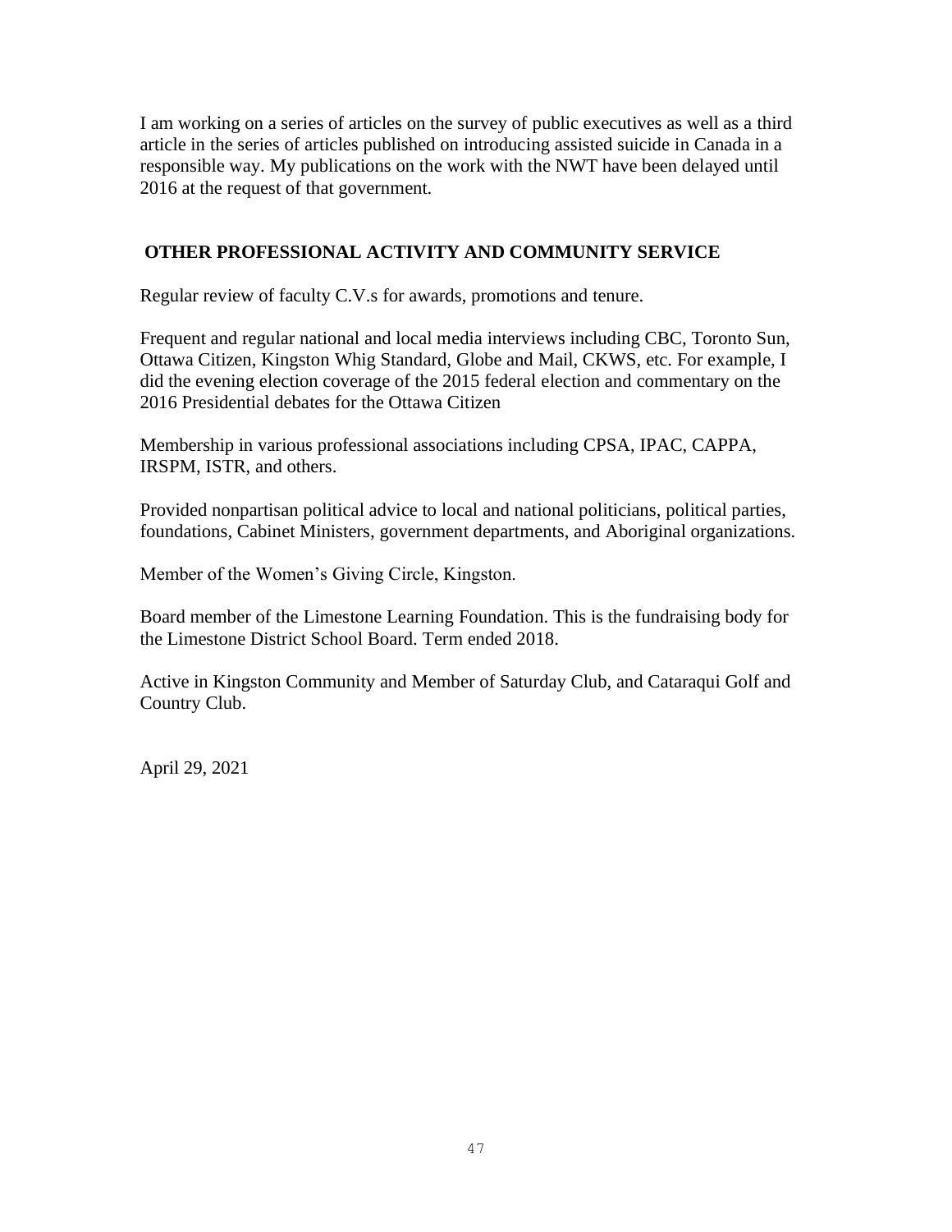I am working on a series of articles on the survey of public executives as well as a third article in the series of articles published on introducing assisted suicide in Canada in a responsible way. My publications on the work with the NWT have been delayed until 2016 at the request of that government.

## OTHER PROFESSIONAL ACTIVITY AND COMMUNITY SERVICE

Regular review of faculty C.V.s for awards, promotions and tenure.

Frequent and regular national and local media interviews including CBC, Toronto Sun, Ottawa Citizen, Kingston Whig Standard, Globe and Mail, CKWS, etc. For example, I did the evening election coverage of the 2015 federal election and commentary on the 2016 Presidential debates for the Ottawa Citizen

Membership in various professional associations including CPSA, IPAC, CAPPA, IRSPM, ISTR, and others.

Provided nonpartisan political advice to local and national politicians, political parties, foundations, Cabinet Ministers, government departments, and Aboriginal organizations.

Member of the Women's Giving Circle, Kingston.

Board member of the Limestone Learning Foundation. This is the fundraising body for the Limestone District School Board. Term ended 2018.

Active in Kingston Community and Member of Saturday Club, and Cataraqui Golf and Country Club.

April 29, 2021